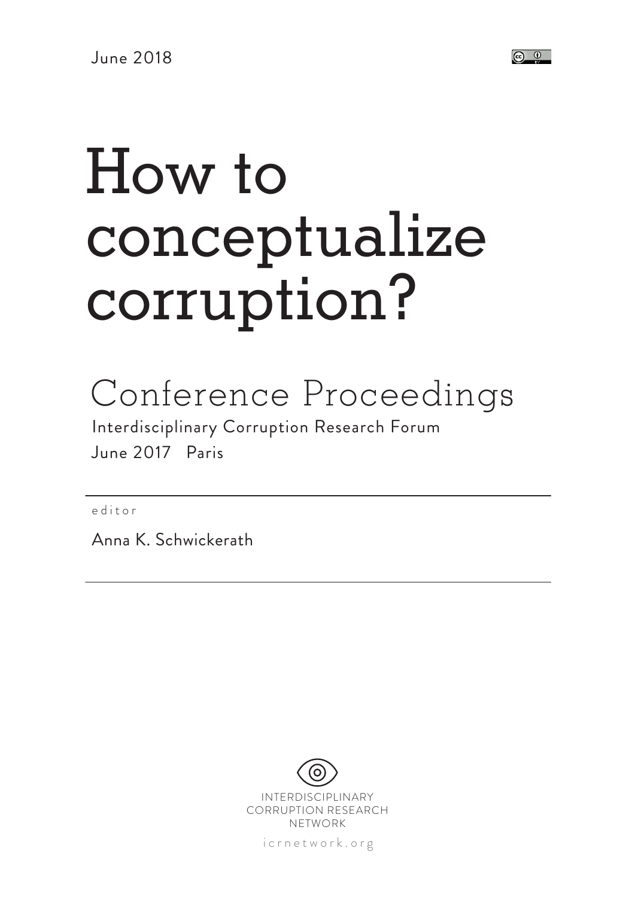June 2018

# How to conceptualize corruption?

## Conference Proceedings

Interdisciplinary Corruption Research Forum

June 2017 Paris

editor

Anna K. Schwickerath

INTERDISCIPLINARY CORRUPTION RESEARCH NETWORK

icrnetwork.org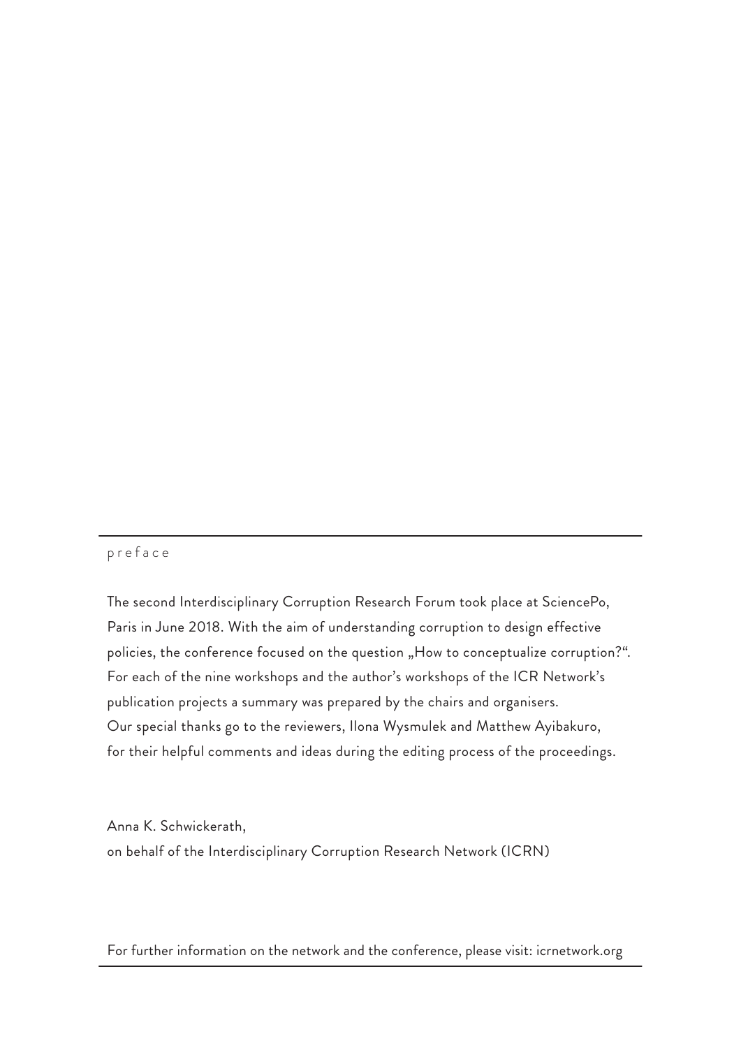## preface

The second Interdisciplinary Corruption Research Forum took place at SciencePo, Paris in June 2018. With the aim of understanding corruption to design effective policies, the conference focused on the question „How to conceptualize corruption?". For each of the nine workshops and the author's workshops of the ICR Network's publication projects a summary was prepared by the chairs and organisers. Our special thanks go to the reviewers, Ilona Wysmulek and Matthew Ayibakuro, for their helpful comments and ideas during the editing process of the proceedings.

Anna K. Schwickerath,
on behalf of the Interdisciplinary Corruption Research Network (ICRN)

For further information on the network and the conference, please visit: icrnetwork.org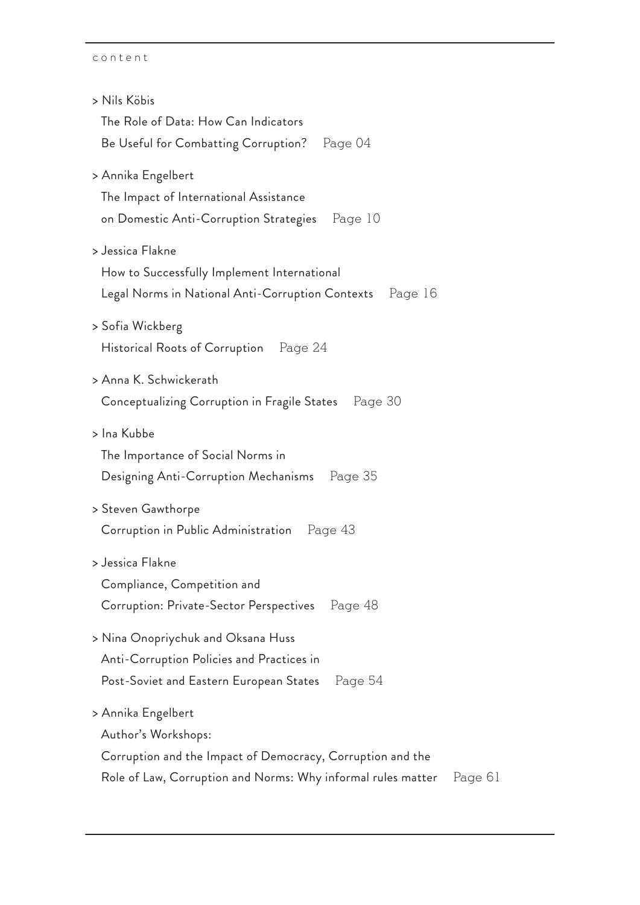content

> Nils Köbis
The Role of Data: How Can Indicators
Be Useful for Combatting Corruption? Page 04

> Annika Engelbert
The Impact of International Assistance
on Domestic Anti-Corruption Strategies Page 10

> Jessica Flakne
How to Successfully Implement International
Legal Norms in National Anti-Corruption Contexts Page 16

> Sofia Wickberg
Historical Roots of Corruption Page 24

> Anna K. Schwickerath
Conceptualizing Corruption in Fragile States Page 30

> Ina Kubbe
The Importance of Social Norms in
Designing Anti-Corruption Mechanisms Page 35

> Steven Gawthorpe
Corruption in Public Administration Page 43

> Jessica Flakne
Compliance, Competition and
Corruption: Private-Sector Perspectives Page 48

> Nina Onopriychuk and Oksana Huss
Anti-Corruption Policies and Practices in
Post-Soviet and Eastern European States Page 54

> Annika Engelbert
Author's Workshops:
Corruption and the Impact of Democracy, Corruption and the
Role of Law, Corruption and Norms: Why informal rules matter Page 61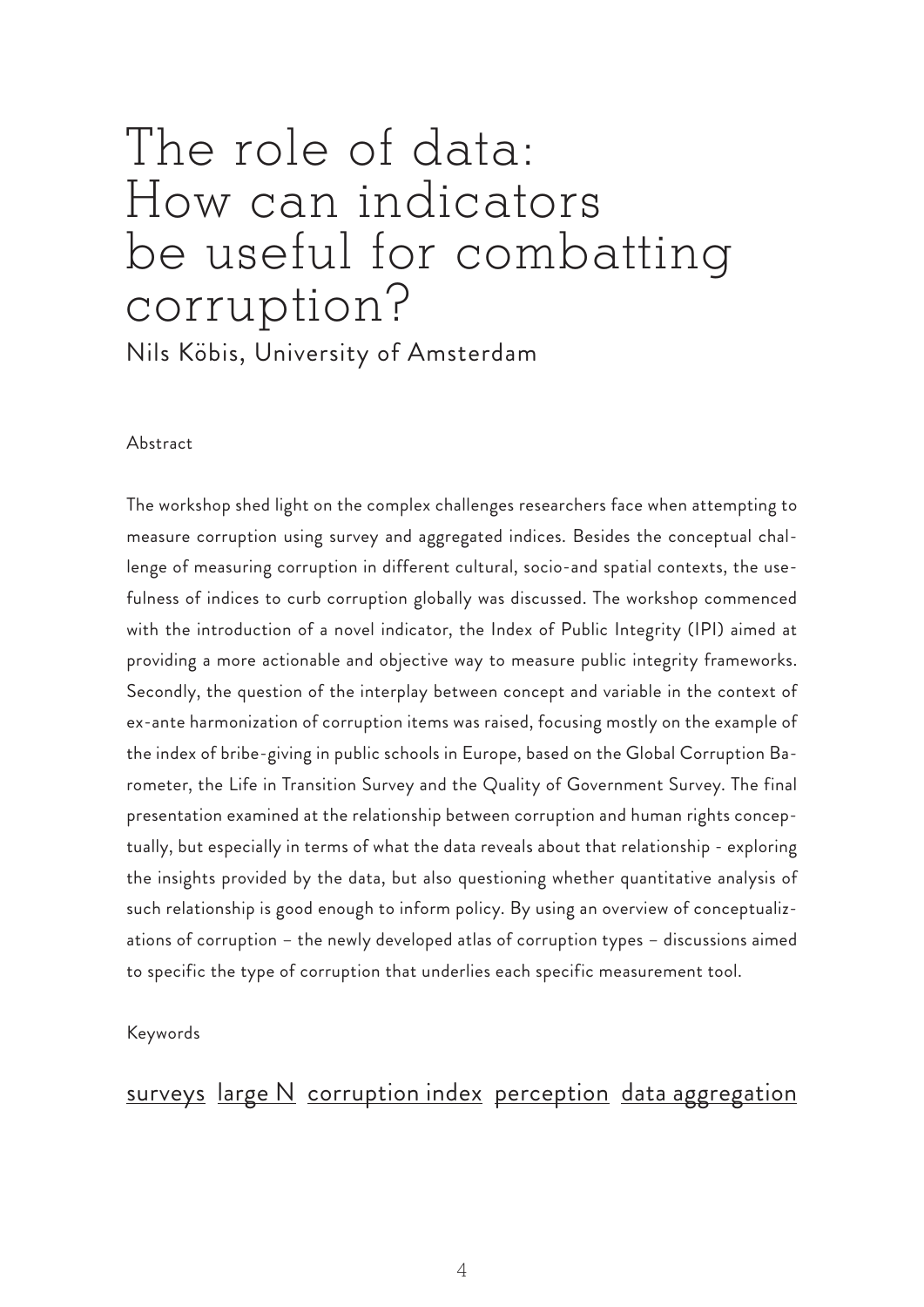# The role of data: How can indicators be useful for combatting corruption?

Nils Köbis, University of Amsterdam

Abstract

The workshop shed light on the complex challenges researchers face when attempting to measure corruption using survey and aggregated indices. Besides the conceptual challenge of measuring corruption in different cultural, socio-and spatial contexts, the usefulness of indices to curb corruption globally was discussed. The workshop commenced with the introduction of a novel indicator, the Index of Public Integrity (IPI) aimed at providing a more actionable and objective way to measure public integrity frameworks. Secondly, the question of the interplay between concept and variable in the context of ex-ante harmonization of corruption items was raised, focusing mostly on the example of the index of bribe-giving in public schools in Europe, based on the Global Corruption Barometer, the Life in Transition Survey and the Quality of Government Survey. The final presentation examined at the relationship between corruption and human rights conceptually, but especially in terms of what the data reveals about that relationship - exploring the insights provided by the data, but also questioning whether quantitative analysis of such relationship is good enough to inform policy. By using an overview of conceptualizations of corruption – the newly developed atlas of corruption types – discussions aimed to specific the type of corruption that underlies each specific measurement tool.

Keywords

surveys large N corruption index perception data aggregation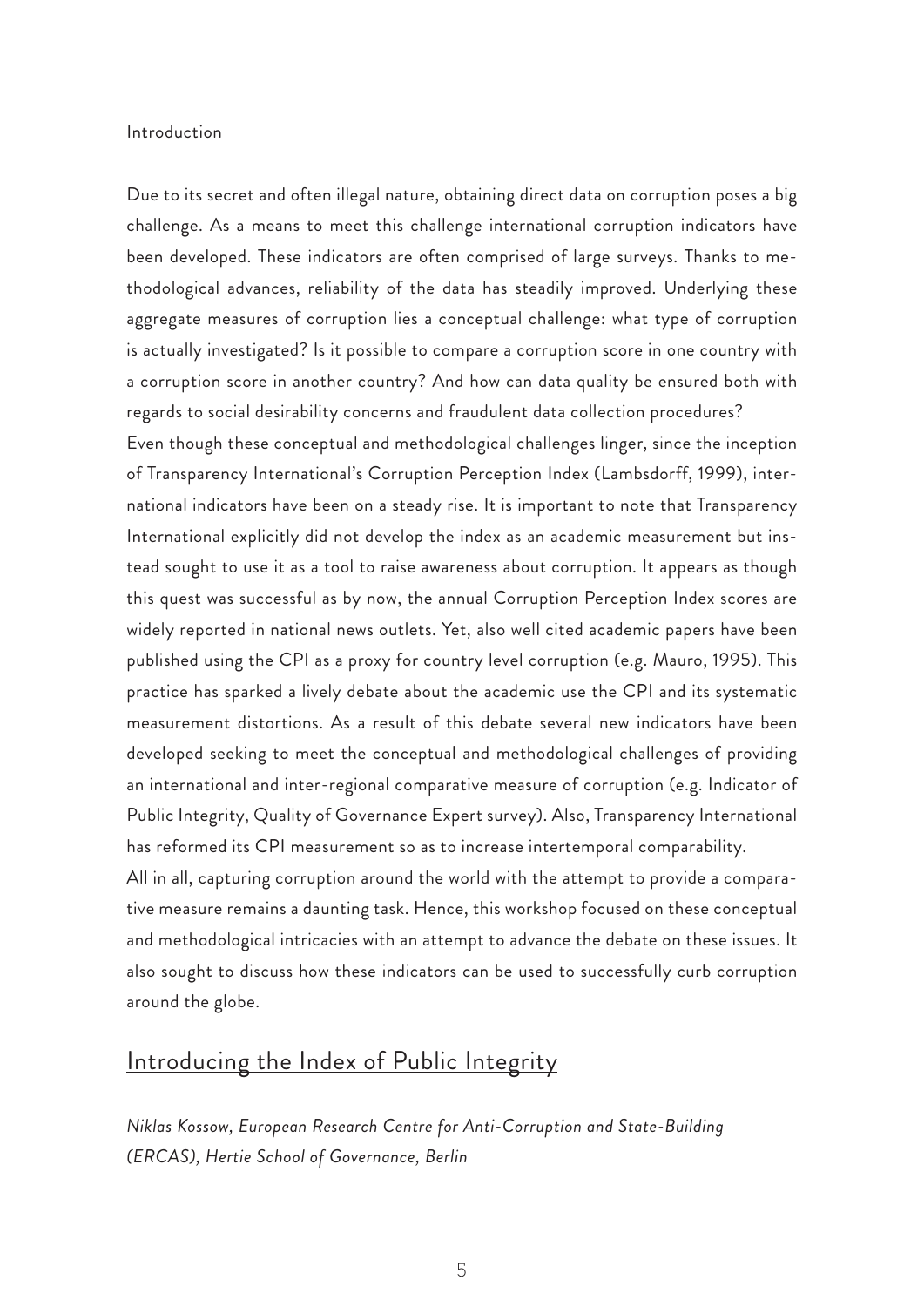## Introduction

Due to its secret and often illegal nature, obtaining direct data on corruption poses a big challenge. As a means to meet this challenge international corruption indicators have been developed. These indicators are often comprised of large surveys. Thanks to methodological advances, reliability of the data has steadily improved. Underlying these aggregate measures of corruption lies a conceptual challenge: what type of corruption is actually investigated? Is it possible to compare a corruption score in one country with a corruption score in another country? And how can data quality be ensured both with regards to social desirability concerns and fraudulent data collection procedures?

Even though these conceptual and methodological challenges linger, since the inception of Transparency International's Corruption Perception Index (Lambsdorff, 1999), international indicators have been on a steady rise. It is important to note that Transparency International explicitly did not develop the index as an academic measurement but instead sought to use it as a tool to raise awareness about corruption. It appears as though this quest was successful as by now, the annual Corruption Perception Index scores are widely reported in national news outlets. Yet, also well cited academic papers have been published using the CPI as a proxy for country level corruption (e.g. Mauro, 1995). This practice has sparked a lively debate about the academic use the CPI and its systematic measurement distortions. As a result of this debate several new indicators have been developed seeking to meet the conceptual and methodological challenges of providing an international and inter-regional comparative measure of corruption (e.g. Indicator of Public Integrity, Quality of Governance Expert survey). Also, Transparency International has reformed its CPI measurement so as to increase intertemporal comparability.

All in all, capturing corruption around the world with the attempt to provide a comparative measure remains a daunting task. Hence, this workshop focused on these conceptual and methodological intricacies with an attempt to advance the debate on these issues. It also sought to discuss how these indicators can be used to successfully curb corruption around the globe.

## Introducing the Index of Public Integrity

*Niklas Kossow, European Research Centre for Anti-Corruption and State-Building (ERCAS), Hertie School of Governance, Berlin*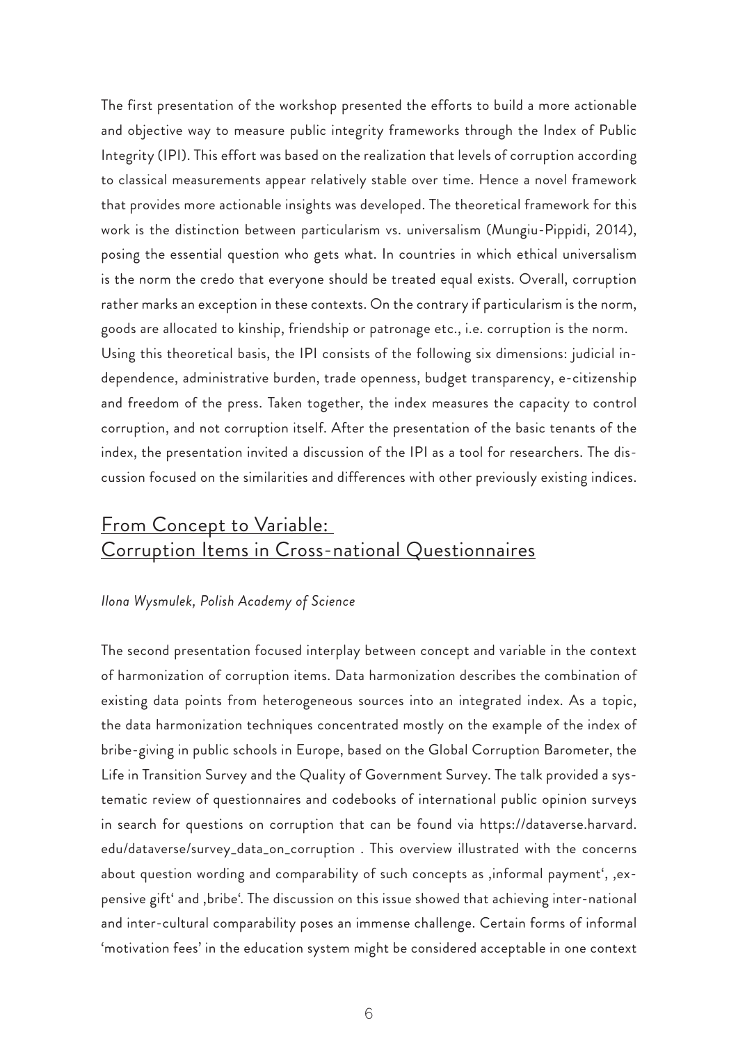The first presentation of the workshop presented the efforts to build a more actionable and objective way to measure public integrity frameworks through the Index of Public Integrity (IPI). This effort was based on the realization that levels of corruption according to classical measurements appear relatively stable over time. Hence a novel framework that provides more actionable insights was developed. The theoretical framework for this work is the distinction between particularism vs. universalism (Mungiu-Pippidi, 2014), posing the essential question who gets what. In countries in which ethical universalism is the norm the credo that everyone should be treated equal exists. Overall, corruption rather marks an exception in these contexts. On the contrary if particularism is the norm, goods are allocated to kinship, friendship or patronage etc., i.e. corruption is the norm. Using this theoretical basis, the IPI consists of the following six dimensions: judicial independence, administrative burden, trade openness, budget transparency, e-citizenship and freedom of the press. Taken together, the index measures the capacity to control corruption, and not corruption itself. After the presentation of the basic tenants of the index, the presentation invited a discussion of the IPI as a tool for researchers. The discussion focused on the similarities and differences with other previously existing indices.

## From Concept to Variable: Corruption Items in Cross-national Questionnaires

*Ilona Wysmulek, Polish Academy of Science*

The second presentation focused interplay between concept and variable in the context of harmonization of corruption items. Data harmonization describes the combination of existing data points from heterogeneous sources into an integrated index. As a topic, the data harmonization techniques concentrated mostly on the example of the index of bribe-giving in public schools in Europe, based on the Global Corruption Barometer, the Life in Transition Survey and the Quality of Government Survey. The talk provided a systematic review of questionnaires and codebooks of international public opinion surveys in search for questions on corruption that can be found via https://dataverse.harvard.edu/dataverse/survey_data_on_corruption . This overview illustrated with the concerns about question wording and comparability of such concepts as ‚informal payment', ‚expensive gift' and ‚bribe'. The discussion on this issue showed that achieving inter-national and inter-cultural comparability poses an immense challenge. Certain forms of informal 'motivation fees' in the education system might be considered acceptable in one context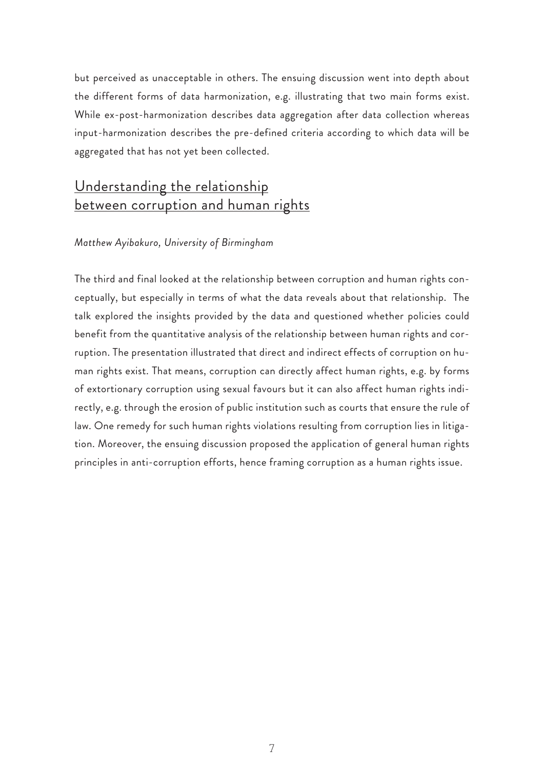but perceived as unacceptable in others. The ensuing discussion went into depth about the different forms of data harmonization, e.g. illustrating that two main forms exist. While ex-post-harmonization describes data aggregation after data collection whereas input-harmonization describes the pre-defined criteria according to which data will be aggregated that has not yet been collected.

## Understanding the relationship between corruption and human rights

*Matthew Ayibakuro, University of Birmingham*

The third and final looked at the relationship between corruption and human rights conceptually, but especially in terms of what the data reveals about that relationship. The talk explored the insights provided by the data and questioned whether policies could benefit from the quantitative analysis of the relationship between human rights and corruption. The presentation illustrated that direct and indirect effects of corruption on human rights exist. That means, corruption can directly affect human rights, e.g. by forms of extortionary corruption using sexual favours but it can also affect human rights indirectly, e.g. through the erosion of public institution such as courts that ensure the rule of law. One remedy for such human rights violations resulting from corruption lies in litigation. Moreover, the ensuing discussion proposed the application of general human rights principles in anti-corruption efforts, hence framing corruption as a human rights issue.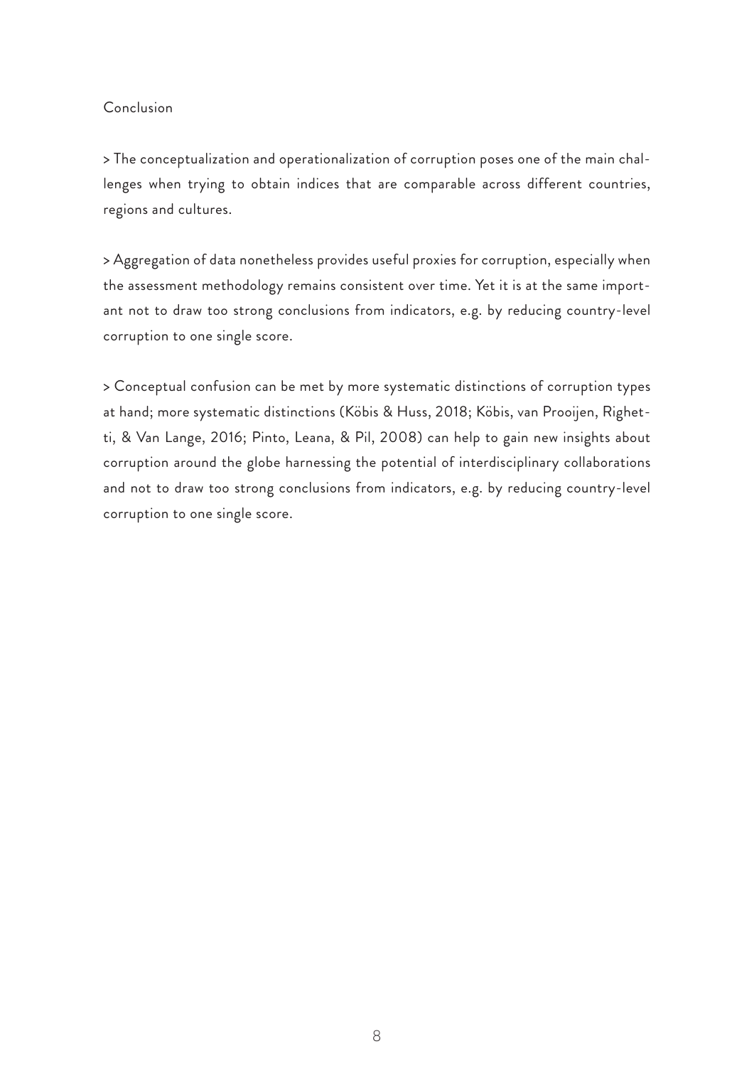## Conclusion

> The conceptualization and operationalization of corruption poses one of the main challenges when trying to obtain indices that are comparable across different countries, regions and cultures.

> Aggregation of data nonetheless provides useful proxies for corruption, especially when the assessment methodology remains consistent over time. Yet it is at the same important not to draw too strong conclusions from indicators, e.g. by reducing country-level corruption to one single score.

> Conceptual confusion can be met by more systematic distinctions of corruption types at hand; more systematic distinctions (Köbis & Huss, 2018; Köbis, van Prooijen, Righetti, & Van Lange, 2016; Pinto, Leana, & Pil, 2008) can help to gain new insights about corruption around the globe harnessing the potential of interdisciplinary collaborations and not to draw too strong conclusions from indicators, e.g. by reducing country-level corruption to one single score.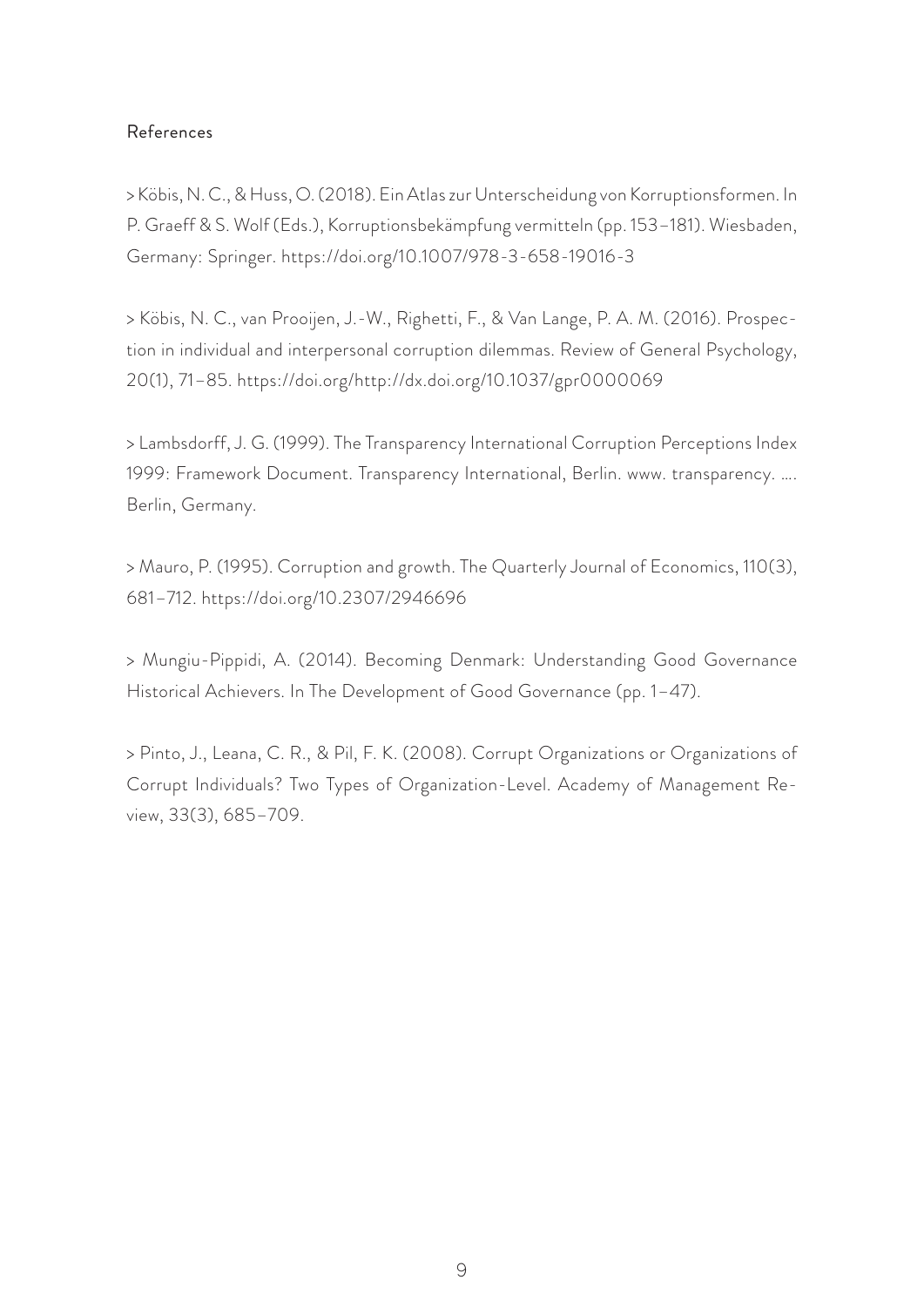References

> Köbis, N. C., & Huss, O. (2018). Ein Atlas zur Unterscheidung von Korruptionsformen. In P. Graeff & S. Wolf (Eds.), Korruptionsbekämpfung vermitteln (pp. 153–181). Wiesbaden, Germany: Springer. https://doi.org/10.1007/978-3-658-19016-3

> Köbis, N. C., van Prooijen, J.-W., Righetti, F., & Van Lange, P. A. M. (2016). Prospection in individual and interpersonal corruption dilemmas. Review of General Psychology, 20(1), 71–85. https://doi.org/http://dx.doi.org/10.1037/gpr0000069

> Lambsdorff, J. G. (1999). The Transparency International Corruption Perceptions Index 1999: Framework Document. Transparency International, Berlin. www. transparency. …. Berlin, Germany.

> Mauro, P. (1995). Corruption and growth. The Quarterly Journal of Economics, 110(3), 681–712. https://doi.org/10.2307/2946696

> Mungiu-Pippidi, A. (2014). Becoming Denmark: Understanding Good Governance Historical Achievers. In The Development of Good Governance (pp. 1–47).

> Pinto, J., Leana, C. R., & Pil, F. K. (2008). Corrupt Organizations or Organizations of Corrupt Individuals? Two Types of Organization-Level. Academy of Management Review, 33(3), 685–709.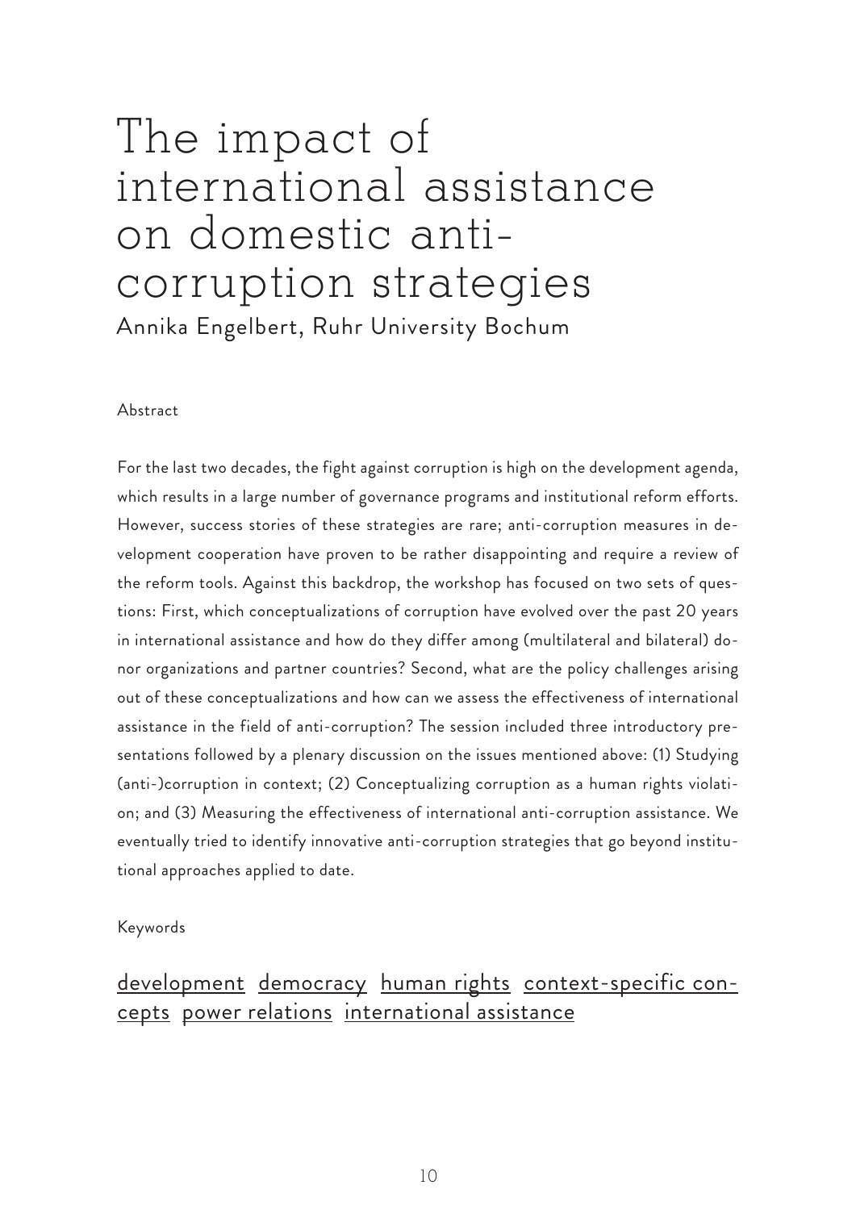# The impact of international assistance on domestic anti-corruption strategies

Annika Engelbert, Ruhr University Bochum

Abstract

For the last two decades, the fight against corruption is high on the development agenda, which results in a large number of governance programs and institutional reform efforts. However, success stories of these strategies are rare; anti-corruption measures in development cooperation have proven to be rather disappointing and require a review of the reform tools. Against this backdrop, the workshop has focused on two sets of questions: First, which conceptualizations of corruption have evolved over the past 20 years in international assistance and how do they differ among (multilateral and bilateral) donor organizations and partner countries? Second, what are the policy challenges arising out of these conceptualizations and how can we assess the effectiveness of international assistance in the field of anti-corruption? The session included three introductory presentations followed by a plenary discussion on the issues mentioned above: (1) Studying (anti-)corruption in context; (2) Conceptualizing corruption as a human rights violation; and (3) Measuring the effectiveness of international anti-corruption assistance. We eventually tried to identify innovative anti-corruption strategies that go beyond institutional approaches applied to date.

Keywords

development democracy human rights context-specific concepts power relations international assistance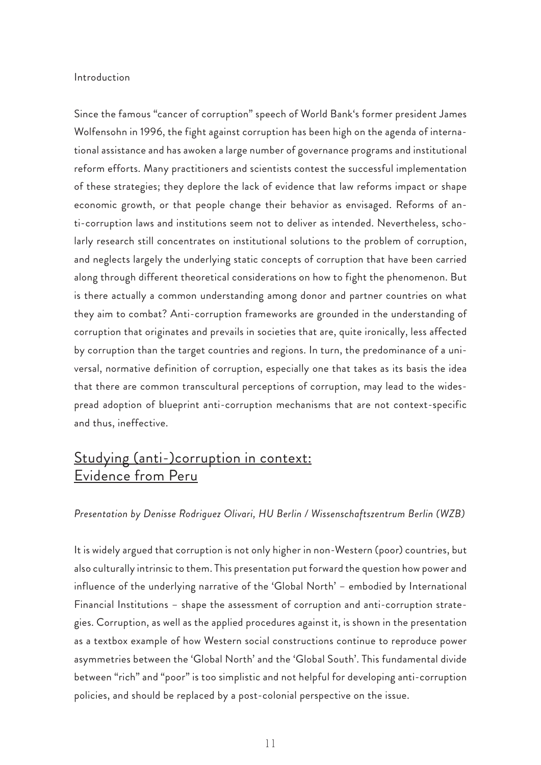Introduction

Since the famous "cancer of corruption" speech of World Bank's former president James Wolfensohn in 1996, the fight against corruption has been high on the agenda of international assistance and has awoken a large number of governance programs and institutional reform efforts. Many practitioners and scientists contest the successful implementation of these strategies; they deplore the lack of evidence that law reforms impact or shape economic growth, or that people change their behavior as envisaged. Reforms of anti-corruption laws and institutions seem not to deliver as intended. Nevertheless, scholarly research still concentrates on institutional solutions to the problem of corruption, and neglects largely the underlying static concepts of corruption that have been carried along through different theoretical considerations on how to fight the phenomenon. But is there actually a common understanding among donor and partner countries on what they aim to combat? Anti-corruption frameworks are grounded in the understanding of corruption that originates and prevails in societies that are, quite ironically, less affected by corruption than the target countries and regions. In turn, the predominance of a universal, normative definition of corruption, especially one that takes as its basis the idea that there are common transcultural perceptions of corruption, may lead to the widespread adoption of blueprint anti-corruption mechanisms that are not context-specific and thus, ineffective.

## Studying (anti-)corruption in context: Evidence from Peru

*Presentation by Denisse Rodriguez Olivari, HU Berlin / Wissenschaftszentrum Berlin (WZB)*

It is widely argued that corruption is not only higher in non-Western (poor) countries, but also culturally intrinsic to them. This presentation put forward the question how power and influence of the underlying narrative of the 'Global North' – embodied by International Financial Institutions – shape the assessment of corruption and anti-corruption strategies. Corruption, as well as the applied procedures against it, is shown in the presentation as a textbox example of how Western social constructions continue to reproduce power asymmetries between the 'Global North' and the 'Global South'. This fundamental divide between "rich" and "poor" is too simplistic and not helpful for developing anti-corruption policies, and should be replaced by a post-colonial perspective on the issue.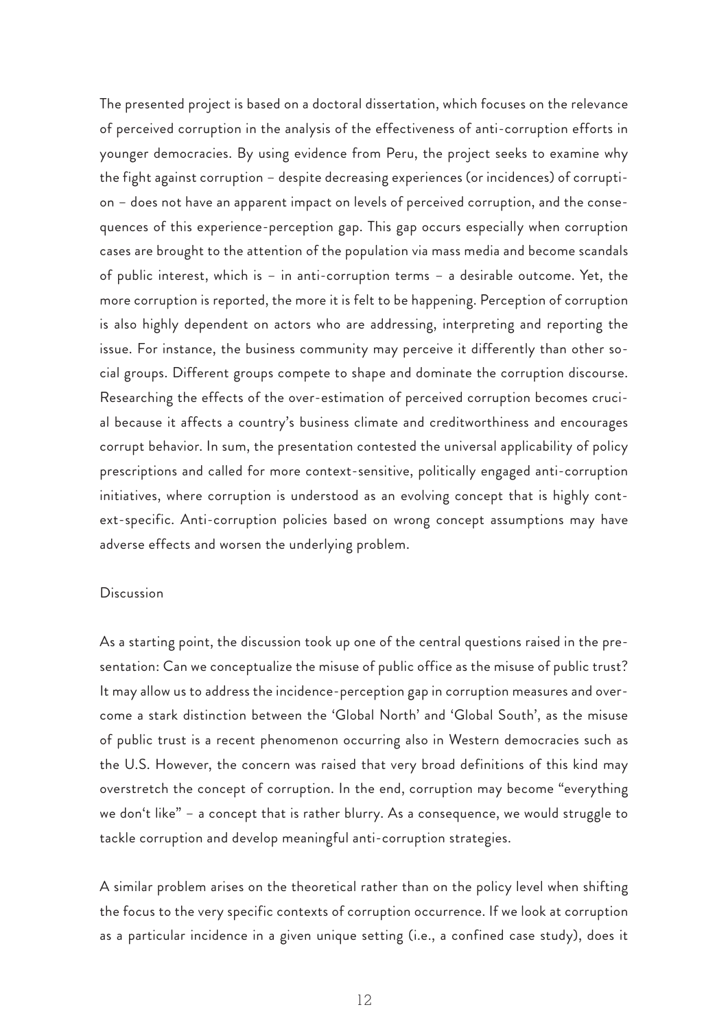The presented project is based on a doctoral dissertation, which focuses on the relevance of perceived corruption in the analysis of the effectiveness of anti-corruption efforts in younger democracies. By using evidence from Peru, the project seeks to examine why the fight against corruption – despite decreasing experiences (or incidences) of corruption – does not have an apparent impact on levels of perceived corruption, and the consequences of this experience-perception gap. This gap occurs especially when corruption cases are brought to the attention of the population via mass media and become scandals of public interest, which is – in anti-corruption terms – a desirable outcome. Yet, the more corruption is reported, the more it is felt to be happening. Perception of corruption is also highly dependent on actors who are addressing, interpreting and reporting the issue. For instance, the business community may perceive it differently than other social groups. Different groups compete to shape and dominate the corruption discourse. Researching the effects of the over-estimation of perceived corruption becomes crucial because it affects a country's business climate and creditworthiness and encourages corrupt behavior. In sum, the presentation contested the universal applicability of policy prescriptions and called for more context-sensitive, politically engaged anti-corruption initiatives, where corruption is understood as an evolving concept that is highly context-specific. Anti-corruption policies based on wrong concept assumptions may have adverse effects and worsen the underlying problem.

## Discussion

As a starting point, the discussion took up one of the central questions raised in the presentation: Can we conceptualize the misuse of public office as the misuse of public trust? It may allow us to address the incidence-perception gap in corruption measures and overcome a stark distinction between the 'Global North' and 'Global South', as the misuse of public trust is a recent phenomenon occurring also in Western democracies such as the U.S. However, the concern was raised that very broad definitions of this kind may overstretch the concept of corruption. In the end, corruption may become "everything we don't like" – a concept that is rather blurry. As a consequence, we would struggle to tackle corruption and develop meaningful anti-corruption strategies.

A similar problem arises on the theoretical rather than on the policy level when shifting the focus to the very specific contexts of corruption occurrence. If we look at corruption as a particular incidence in a given unique setting (i.e., a confined case study), does it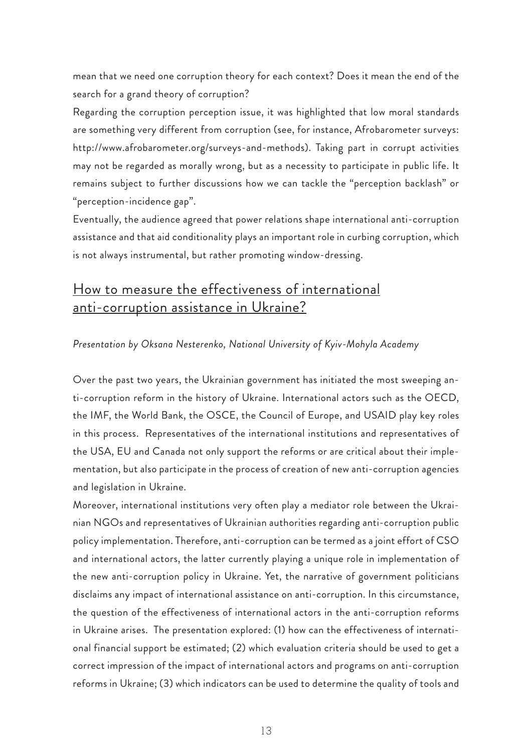mean that we need one corruption theory for each context? Does it mean the end of the search for a grand theory of corruption?

Regarding the corruption perception issue, it was highlighted that low moral standards are something very different from corruption (see, for instance, Afrobarometer surveys: http://www.afrobarometer.org/surveys-and-methods). Taking part in corrupt activities may not be regarded as morally wrong, but as a necessity to participate in public life. It remains subject to further discussions how we can tackle the "perception backlash" or "perception-incidence gap".

Eventually, the audience agreed that power relations shape international anti-corruption assistance and that aid conditionality plays an important role in curbing corruption, which is not always instrumental, but rather promoting window-dressing.

## How to measure the effectiveness of international anti-corruption assistance in Ukraine?

*Presentation by Oksana Nesterenko, National University of Kyiv-Mohyla Academy*

Over the past two years, the Ukrainian government has initiated the most sweeping anti-corruption reform in the history of Ukraine. International actors such as the OECD, the IMF, the World Bank, the OSCE, the Council of Europe, and USAID play key roles in this process. Representatives of the international institutions and representatives of the USA, EU and Canada not only support the reforms or are critical about their implementation, but also participate in the process of creation of new anti-corruption agencies and legislation in Ukraine.

Moreover, international institutions very often play a mediator role between the Ukrainian NGOs and representatives of Ukrainian authorities regarding anti-corruption public policy implementation. Therefore, anti-corruption can be termed as a joint effort of CSO and international actors, the latter currently playing a unique role in implementation of the new anti-corruption policy in Ukraine. Yet, the narrative of government politicians disclaims any impact of international assistance on anti-corruption. In this circumstance, the question of the effectiveness of international actors in the anti-corruption reforms in Ukraine arises. The presentation explored: (1) how can the effectiveness of international financial support be estimated; (2) which evaluation criteria should be used to get a correct impression of the impact of international actors and programs on anti-corruption reforms in Ukraine; (3) which indicators can be used to determine the quality of tools and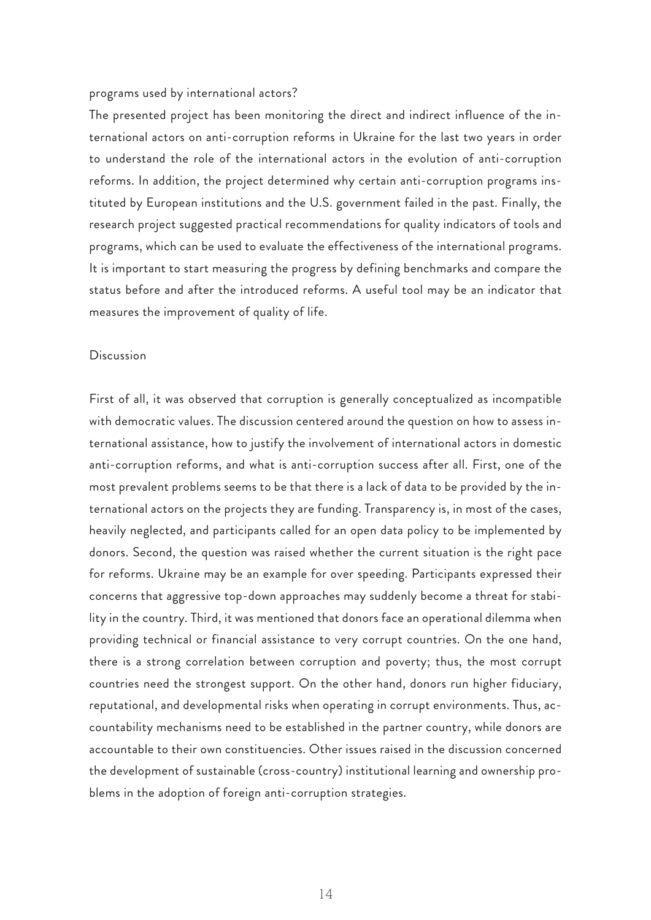programs used by international actors?

The presented project has been monitoring the direct and indirect influence of the international actors on anti-corruption reforms in Ukraine for the last two years in order to understand the role of the international actors in the evolution of anti-corruption reforms. In addition, the project determined why certain anti-corruption programs instituted by European institutions and the U.S. government failed in the past. Finally, the research project suggested practical recommendations for quality indicators of tools and programs, which can be used to evaluate the effectiveness of the international programs. It is important to start measuring the progress by defining benchmarks and compare the status before and after the introduced reforms. A useful tool may be an indicator that measures the improvement of quality of life.

## Discussion

First of all, it was observed that corruption is generally conceptualized as incompatible with democratic values. The discussion centered around the question on how to assess international assistance, how to justify the involvement of international actors in domestic anti-corruption reforms, and what is anti-corruption success after all. First, one of the most prevalent problems seems to be that there is a lack of data to be provided by the international actors on the projects they are funding. Transparency is, in most of the cases, heavily neglected, and participants called for an open data policy to be implemented by donors. Second, the question was raised whether the current situation is the right pace for reforms. Ukraine may be an example for over speeding. Participants expressed their concerns that aggressive top-down approaches may suddenly become a threat for stability in the country. Third, it was mentioned that donors face an operational dilemma when providing technical or financial assistance to very corrupt countries. On the one hand, there is a strong correlation between corruption and poverty; thus, the most corrupt countries need the strongest support. On the other hand, donors run higher fiduciary, reputational, and developmental risks when operating in corrupt environments. Thus, accountability mechanisms need to be established in the partner country, while donors are accountable to their own constituencies. Other issues raised in the discussion concerned the development of sustainable (cross-country) institutional learning and ownership problems in the adoption of foreign anti-corruption strategies.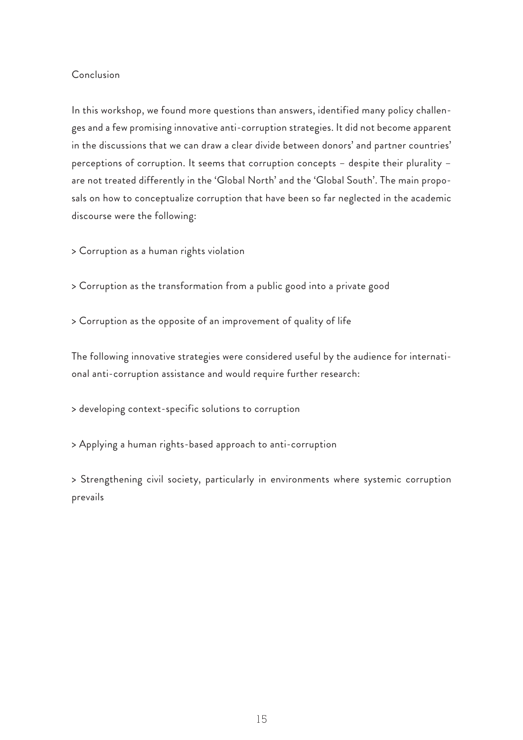## Conclusion

In this workshop, we found more questions than answers, identified many policy challenges and a few promising innovative anti-corruption strategies. It did not become apparent in the discussions that we can draw a clear divide between donors' and partner countries' perceptions of corruption. It seems that corruption concepts – despite their plurality – are not treated differently in the 'Global North' and the 'Global South'. The main proposals on how to conceptualize corruption that have been so far neglected in the academic discourse were the following:

> Corruption as a human rights violation

> Corruption as the transformation from a public good into a private good

> Corruption as the opposite of an improvement of quality of life

The following innovative strategies were considered useful by the audience for international anti-corruption assistance and would require further research:

> developing context-specific solutions to corruption

> Applying a human rights-based approach to anti-corruption

> Strengthening civil society, particularly in environments where systemic corruption prevails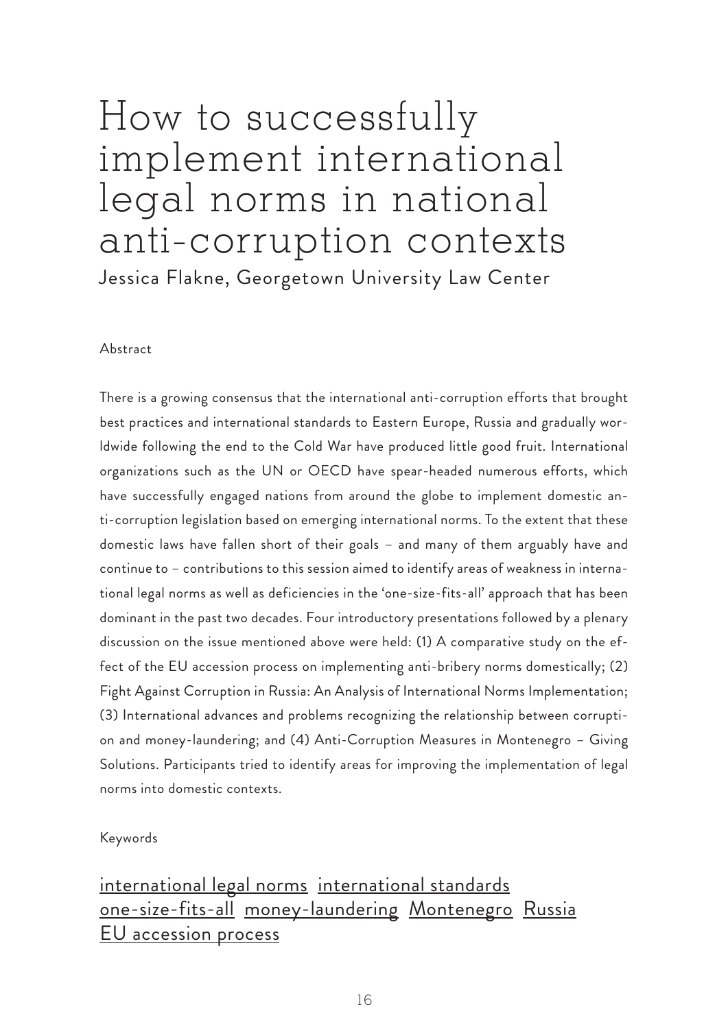# How to successfully implement international legal norms in national anti-corruption contexts

Jessica Flakne, Georgetown University Law Center

Abstract

There is a growing consensus that the international anti-corruption efforts that brought best practices and international standards to Eastern Europe, Russia and gradually worldwide following the end to the Cold War have produced little good fruit. International organizations such as the UN or OECD have spear-headed numerous efforts, which have successfully engaged nations from around the globe to implement domestic anti-corruption legislation based on emerging international norms. To the extent that these domestic laws have fallen short of their goals – and many of them arguably have and continue to – contributions to this session aimed to identify areas of weakness in international legal norms as well as deficiencies in the 'one-size-fits-all' approach that has been dominant in the past two decades. Four introductory presentations followed by a plenary discussion on the issue mentioned above were held: (1) A comparative study on the effect of the EU accession process on implementing anti-bribery norms domestically; (2) Fight Against Corruption in Russia: An Analysis of International Norms Implementation; (3) International advances and problems recognizing the relationship between corruption and money-laundering; and (4) Anti-Corruption Measures in Montenegro – Giving Solutions. Participants tried to identify areas for improving the implementation of legal norms into domestic contexts.

Keywords

international legal norms international standards one-size-fits-all money-laundering Montenegro Russia EU accession process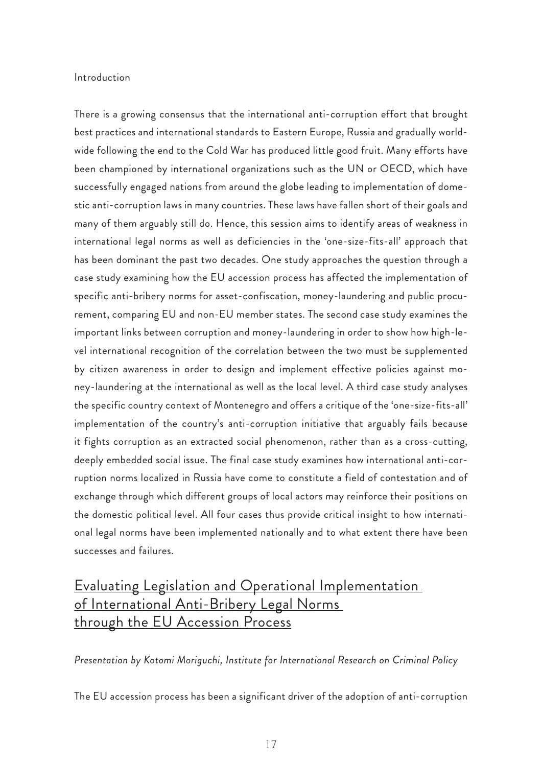Introduction

There is a growing consensus that the international anti-corruption effort that brought best practices and international standards to Eastern Europe, Russia and gradually worldwide following the end to the Cold War has produced little good fruit. Many efforts have been championed by international organizations such as the UN or OECD, which have successfully engaged nations from around the globe leading to implementation of domestic anti-corruption laws in many countries. These laws have fallen short of their goals and many of them arguably still do. Hence, this session aims to identify areas of weakness in international legal norms as well as deficiencies in the 'one-size-fits-all' approach that has been dominant the past two decades. One study approaches the question through a case study examining how the EU accession process has affected the implementation of specific anti-bribery norms for asset-confiscation, money-laundering and public procurement, comparing EU and non-EU member states. The second case study examines the important links between corruption and money-laundering in order to show how high-level international recognition of the correlation between the two must be supplemented by citizen awareness in order to design and implement effective policies against money-laundering at the international as well as the local level. A third case study analyses the specific country context of Montenegro and offers a critique of the 'one-size-fits-all' implementation of the country's anti-corruption initiative that arguably fails because it fights corruption as an extracted social phenomenon, rather than as a cross-cutting, deeply embedded social issue. The final case study examines how international anti-corruption norms localized in Russia have come to constitute a field of contestation and of exchange through which different groups of local actors may reinforce their positions on the domestic political level. All four cases thus provide critical insight to how international legal norms have been implemented nationally and to what extent there have been successes and failures.

## Evaluating Legislation and Operational Implementation of International Anti-Bribery Legal Norms through the EU Accession Process

*Presentation by Kotomi Moriguchi, Institute for International Research on Criminal Policy*

The EU accession process has been a significant driver of the adoption of anti-corruption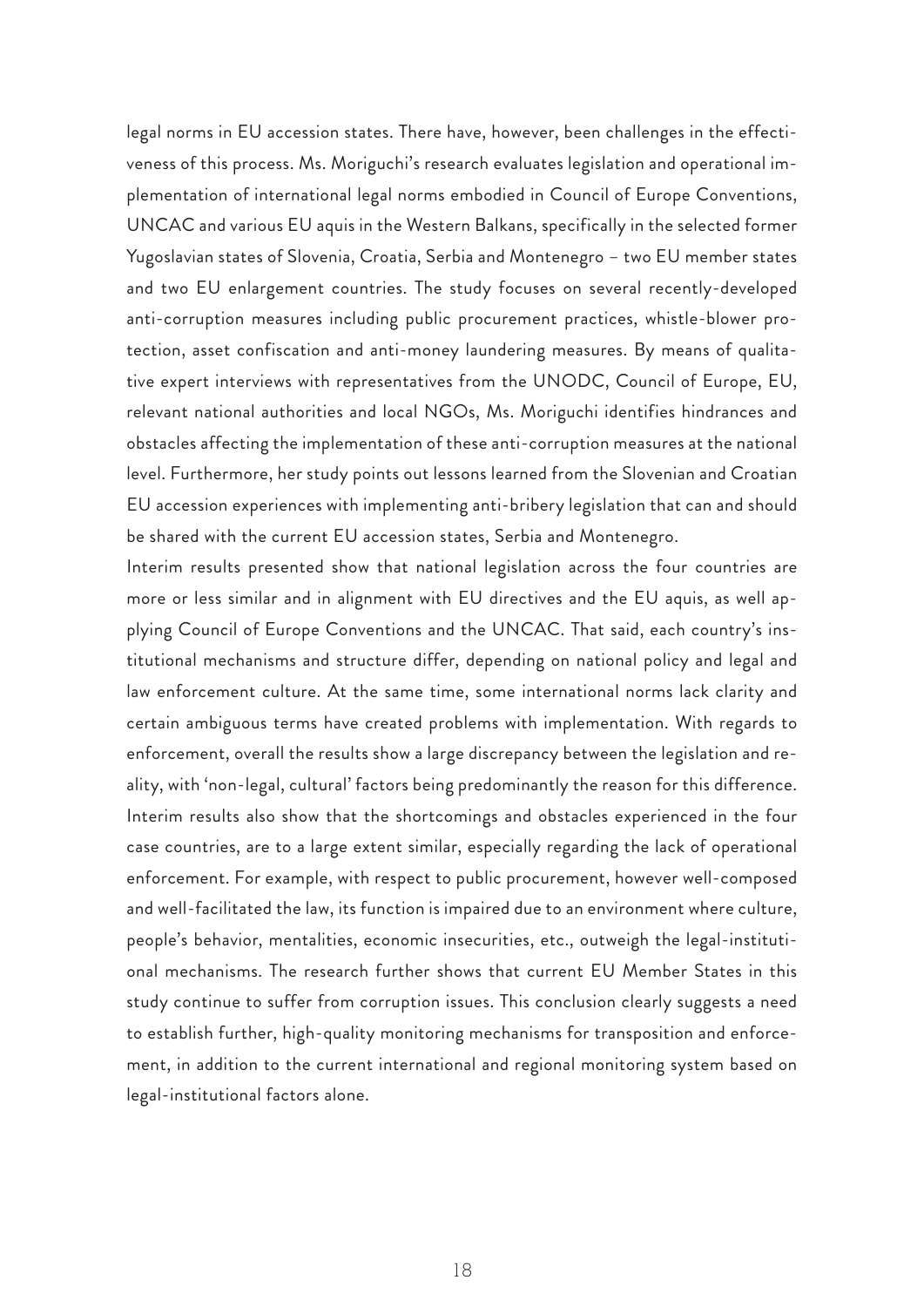legal norms in EU accession states. There have, however, been challenges in the effectiveness of this process. Ms. Moriguchi's research evaluates legislation and operational implementation of international legal norms embodied in Council of Europe Conventions, UNCAC and various EU aquis in the Western Balkans, specifically in the selected former Yugoslavian states of Slovenia, Croatia, Serbia and Montenegro – two EU member states and two EU enlargement countries. The study focuses on several recently-developed anti-corruption measures including public procurement practices, whistle-blower protection, asset confiscation and anti-money laundering measures. By means of qualitative expert interviews with representatives from the UNODC, Council of Europe, EU, relevant national authorities and local NGOs, Ms. Moriguchi identifies hindrances and obstacles affecting the implementation of these anti-corruption measures at the national level. Furthermore, her study points out lessons learned from the Slovenian and Croatian EU accession experiences with implementing anti-bribery legislation that can and should be shared with the current EU accession states, Serbia and Montenegro.

Interim results presented show that national legislation across the four countries are more or less similar and in alignment with EU directives and the EU aquis, as well applying Council of Europe Conventions and the UNCAC. That said, each country's institutional mechanisms and structure differ, depending on national policy and legal and law enforcement culture. At the same time, some international norms lack clarity and certain ambiguous terms have created problems with implementation. With regards to enforcement, overall the results show a large discrepancy between the legislation and reality, with 'non-legal, cultural' factors being predominantly the reason for this difference. Interim results also show that the shortcomings and obstacles experienced in the four case countries, are to a large extent similar, especially regarding the lack of operational enforcement. For example, with respect to public procurement, however well-composed and well-facilitated the law, its function is impaired due to an environment where culture, people's behavior, mentalities, economic insecurities, etc., outweigh the legal-institutional mechanisms. The research further shows that current EU Member States in this study continue to suffer from corruption issues. This conclusion clearly suggests a need to establish further, high-quality monitoring mechanisms for transposition and enforcement, in addition to the current international and regional monitoring system based on legal-institutional factors alone.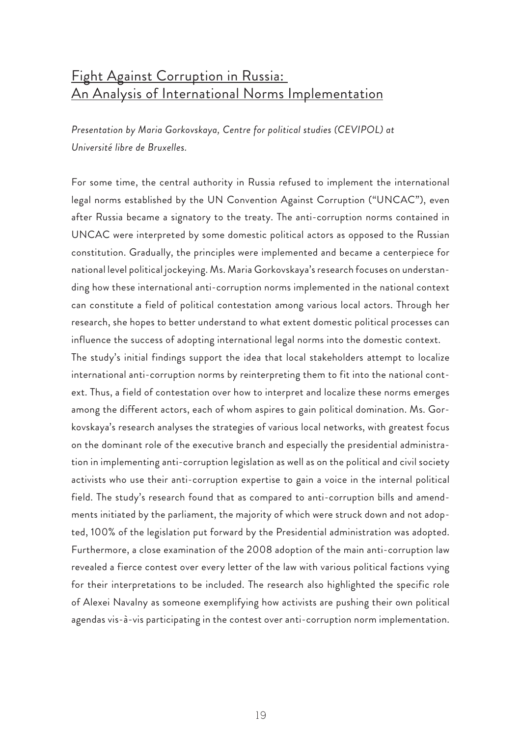## Fight Against Corruption in Russia: An Analysis of International Norms Implementation

*Presentation by Maria Gorkovskaya, Centre for political studies (CEVIPOL) at Université libre de Bruxelles.*

For some time, the central authority in Russia refused to implement the international legal norms established by the UN Convention Against Corruption ("UNCAC"), even after Russia became a signatory to the treaty. The anti-corruption norms contained in UNCAC were interpreted by some domestic political actors as opposed to the Russian constitution. Gradually, the principles were implemented and became a centerpiece for national level political jockeying. Ms. Maria Gorkovskaya's research focuses on understanding how these international anti-corruption norms implemented in the national context can constitute a field of political contestation among various local actors. Through her research, she hopes to better understand to what extent domestic political processes can influence the success of adopting international legal norms into the domestic context.

The study's initial findings support the idea that local stakeholders attempt to localize international anti-corruption norms by reinterpreting them to fit into the national context. Thus, a field of contestation over how to interpret and localize these norms emerges among the different actors, each of whom aspires to gain political domination. Ms. Gorkovskaya's research analyses the strategies of various local networks, with greatest focus on the dominant role of the executive branch and especially the presidential administration in implementing anti-corruption legislation as well as on the political and civil society activists who use their anti-corruption expertise to gain a voice in the internal political field. The study's research found that as compared to anti-corruption bills and amendments initiated by the parliament, the majority of which were struck down and not adopted, 100% of the legislation put forward by the Presidential administration was adopted. Furthermore, a close examination of the 2008 adoption of the main anti-corruption law revealed a fierce contest over every letter of the law with various political factions vying for their interpretations to be included. The research also highlighted the specific role of Alexei Navalny as someone exemplifying how activists are pushing their own political agendas vis-à-vis participating in the contest over anti-corruption norm implementation.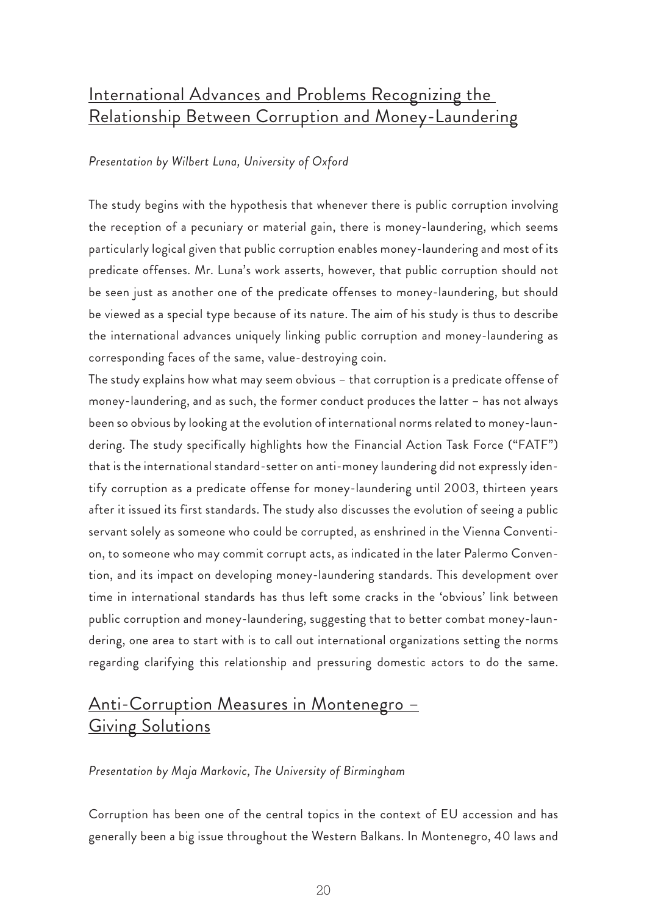## International Advances and Problems Recognizing the Relationship Between Corruption and Money-Laundering

*Presentation by Wilbert Luna, University of Oxford*

The study begins with the hypothesis that whenever there is public corruption involving the reception of a pecuniary or material gain, there is money-laundering, which seems particularly logical given that public corruption enables money-laundering and most of its predicate offenses. Mr. Luna's work asserts, however, that public corruption should not be seen just as another one of the predicate offenses to money-laundering, but should be viewed as a special type because of its nature. The aim of his study is thus to describe the international advances uniquely linking public corruption and money-laundering as corresponding faces of the same, value-destroying coin.

The study explains how what may seem obvious – that corruption is a predicate offense of money-laundering, and as such, the former conduct produces the latter – has not always been so obvious by looking at the evolution of international norms related to money-laundering. The study specifically highlights how the Financial Action Task Force ("FATF") that is the international standard-setter on anti-money laundering did not expressly identify corruption as a predicate offense for money-laundering until 2003, thirteen years after it issued its first standards. The study also discusses the evolution of seeing a public servant solely as someone who could be corrupted, as enshrined in the Vienna Convention, to someone who may commit corrupt acts, as indicated in the later Palermo Convention, and its impact on developing money-laundering standards. This development over time in international standards has thus left some cracks in the 'obvious' link between public corruption and money-laundering, suggesting that to better combat money-laundering, one area to start with is to call out international organizations setting the norms regarding clarifying this relationship and pressuring domestic actors to do the same.

## Anti-Corruption Measures in Montenegro – Giving Solutions

*Presentation by Maja Markovic, The University of Birmingham*

Corruption has been one of the central topics in the context of EU accession and has generally been a big issue throughout the Western Balkans. In Montenegro, 40 laws and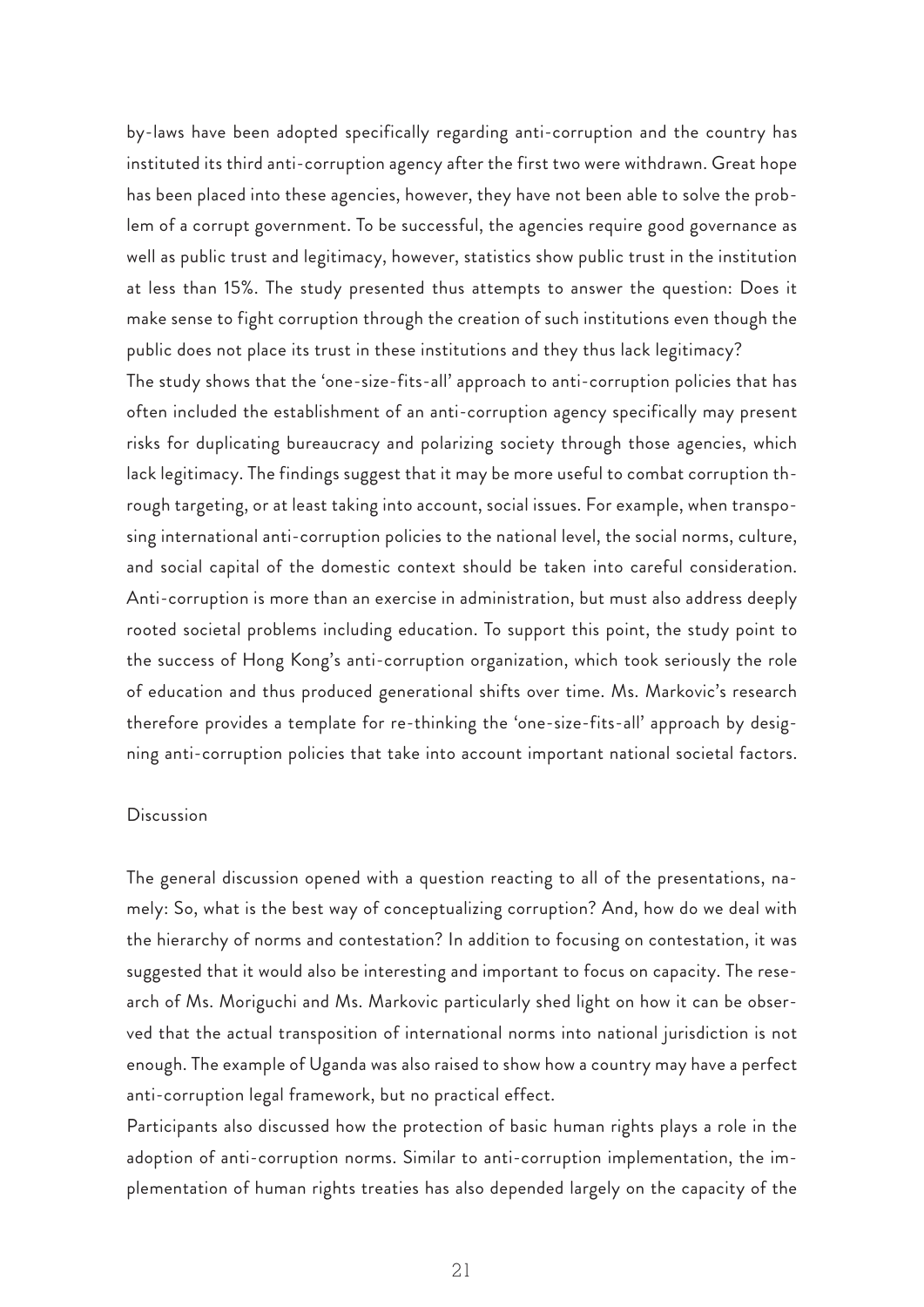by-laws have been adopted specifically regarding anti-corruption and the country has instituted its third anti-corruption agency after the first two were withdrawn. Great hope has been placed into these agencies, however, they have not been able to solve the problem of a corrupt government. To be successful, the agencies require good governance as well as public trust and legitimacy, however, statistics show public trust in the institution at less than 15%. The study presented thus attempts to answer the question: Does it make sense to fight corruption through the creation of such institutions even though the public does not place its trust in these institutions and they thus lack legitimacy?

The study shows that the 'one-size-fits-all' approach to anti-corruption policies that has often included the establishment of an anti-corruption agency specifically may present risks for duplicating bureaucracy and polarizing society through those agencies, which lack legitimacy. The findings suggest that it may be more useful to combat corruption through targeting, or at least taking into account, social issues. For example, when transposing international anti-corruption policies to the national level, the social norms, culture, and social capital of the domestic context should be taken into careful consideration. Anti-corruption is more than an exercise in administration, but must also address deeply rooted societal problems including education. To support this point, the study point to the success of Hong Kong's anti-corruption organization, which took seriously the role of education and thus produced generational shifts over time. Ms. Markovic's research therefore provides a template for re-thinking the 'one-size-fits-all' approach by designing anti-corruption policies that take into account important national societal factors.

## Discussion

The general discussion opened with a question reacting to all of the presentations, namely: So, what is the best way of conceptualizing corruption? And, how do we deal with the hierarchy of norms and contestation? In addition to focusing on contestation, it was suggested that it would also be interesting and important to focus on capacity. The research of Ms. Moriguchi and Ms. Markovic particularly shed light on how it can be observed that the actual transposition of international norms into national jurisdiction is not enough. The example of Uganda was also raised to show how a country may have a perfect anti-corruption legal framework, but no practical effect.

Participants also discussed how the protection of basic human rights plays a role in the adoption of anti-corruption norms. Similar to anti-corruption implementation, the implementation of human rights treaties has also depended largely on the capacity of the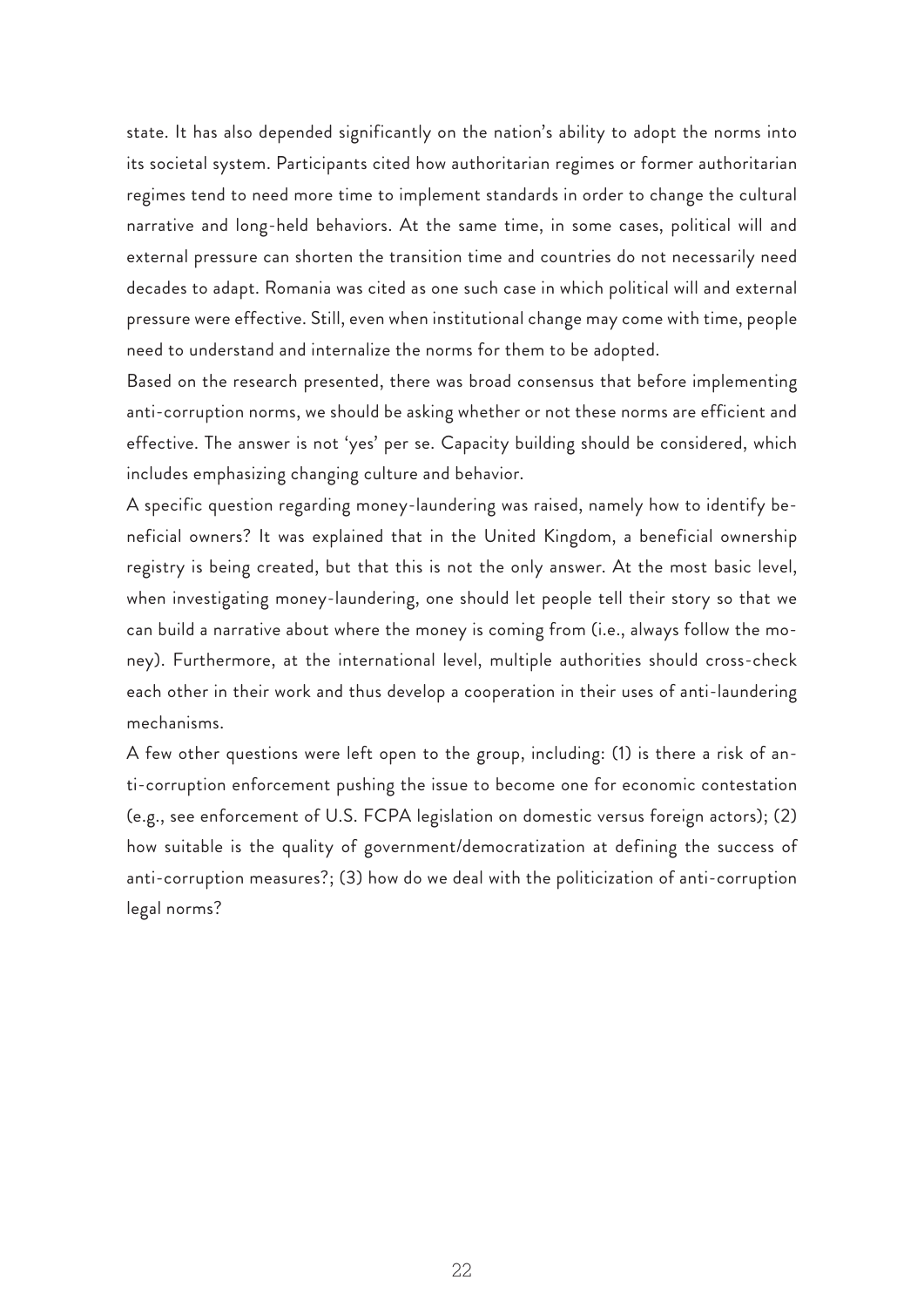state. It has also depended significantly on the nation's ability to adopt the norms into its societal system. Participants cited how authoritarian regimes or former authoritarian regimes tend to need more time to implement standards in order to change the cultural narrative and long-held behaviors. At the same time, in some cases, political will and external pressure can shorten the transition time and countries do not necessarily need decades to adapt. Romania was cited as one such case in which political will and external pressure were effective. Still, even when institutional change may come with time, people need to understand and internalize the norms for them to be adopted.

Based on the research presented, there was broad consensus that before implementing anti-corruption norms, we should be asking whether or not these norms are efficient and effective. The answer is not 'yes' per se. Capacity building should be considered, which includes emphasizing changing culture and behavior.

A specific question regarding money-laundering was raised, namely how to identify beneficial owners? It was explained that in the United Kingdom, a beneficial ownership registry is being created, but that this is not the only answer. At the most basic level, when investigating money-laundering, one should let people tell their story so that we can build a narrative about where the money is coming from (i.e., always follow the money). Furthermore, at the international level, multiple authorities should cross-check each other in their work and thus develop a cooperation in their uses of anti-laundering mechanisms.

A few other questions were left open to the group, including: (1) is there a risk of anti-corruption enforcement pushing the issue to become one for economic contestation (e.g., see enforcement of U.S. FCPA legislation on domestic versus foreign actors); (2) how suitable is the quality of government/democratization at defining the success of anti-corruption measures?; (3) how do we deal with the politicization of anti-corruption legal norms?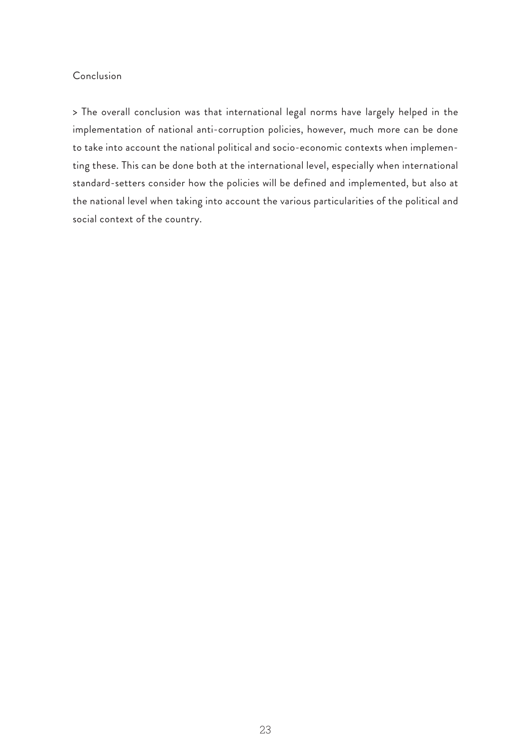## Conclusion

> The overall conclusion was that international legal norms have largely helped in the implementation of national anti-corruption policies, however, much more can be done to take into account the national political and socio-economic contexts when implementing these. This can be done both at the international level, especially when international standard-setters consider how the policies will be defined and implemented, but also at the national level when taking into account the various particularities of the political and social context of the country.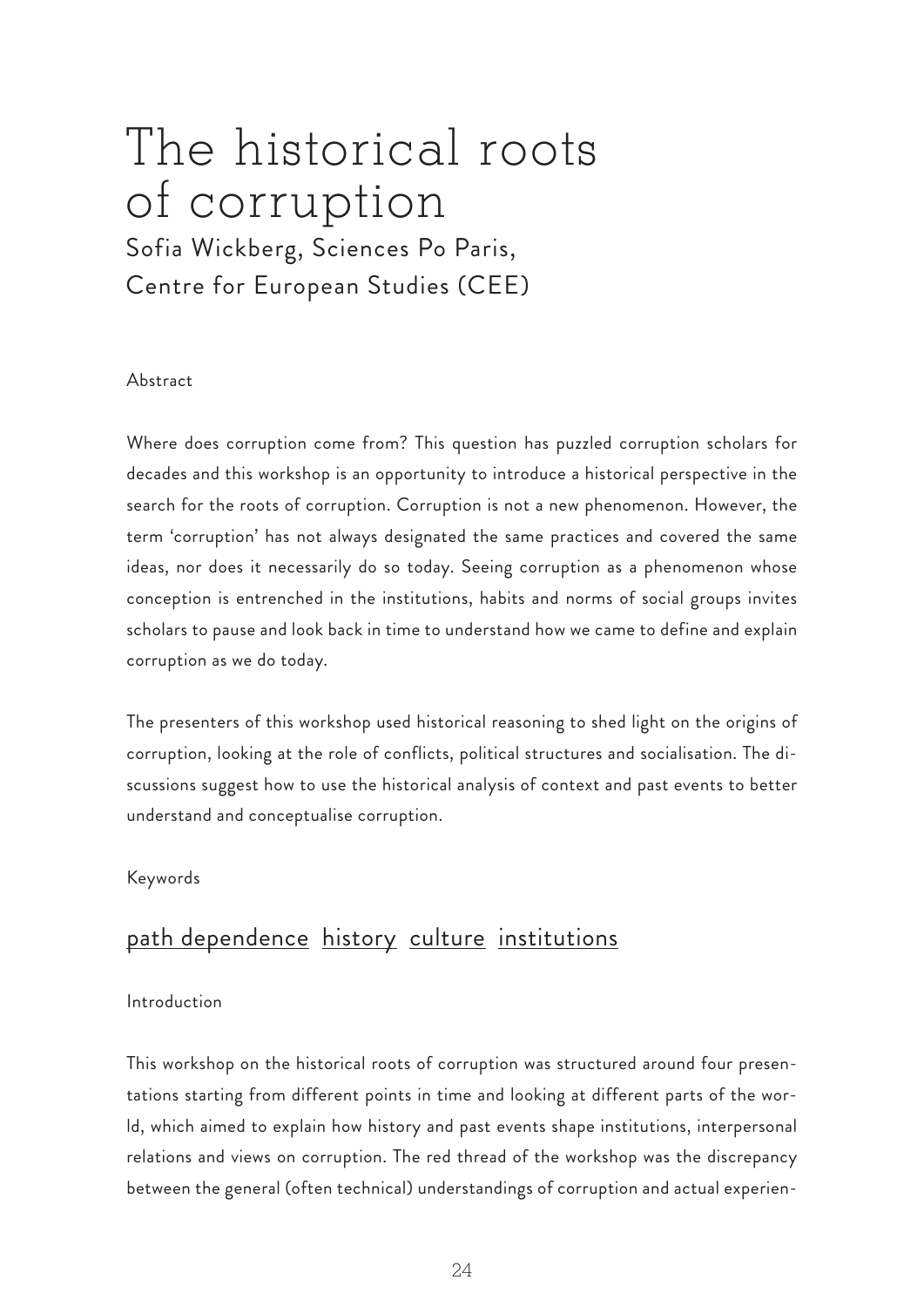# The historical roots of corruption

Sofia Wickberg, Sciences Po Paris, Centre for European Studies (CEE)

Abstract

Where does corruption come from? This question has puzzled corruption scholars for decades and this workshop is an opportunity to introduce a historical perspective in the search for the roots of corruption. Corruption is not a new phenomenon. However, the term 'corruption' has not always designated the same practices and covered the same ideas, nor does it necessarily do so today. Seeing corruption as a phenomenon whose conception is entrenched in the institutions, habits and norms of social groups invites scholars to pause and look back in time to understand how we came to define and explain corruption as we do today.

The presenters of this workshop used historical reasoning to shed light on the origins of corruption, looking at the role of conflicts, political structures and socialisation. The discussions suggest how to use the historical analysis of context and past events to better understand and conceptualise corruption.

Keywords

path dependence history culture institutions

Introduction

This workshop on the historical roots of corruption was structured around four presentations starting from different points in time and looking at different parts of the world, which aimed to explain how history and past events shape institutions, interpersonal relations and views on corruption. The red thread of the workshop was the discrepancy between the general (often technical) understandings of corruption and actual experien-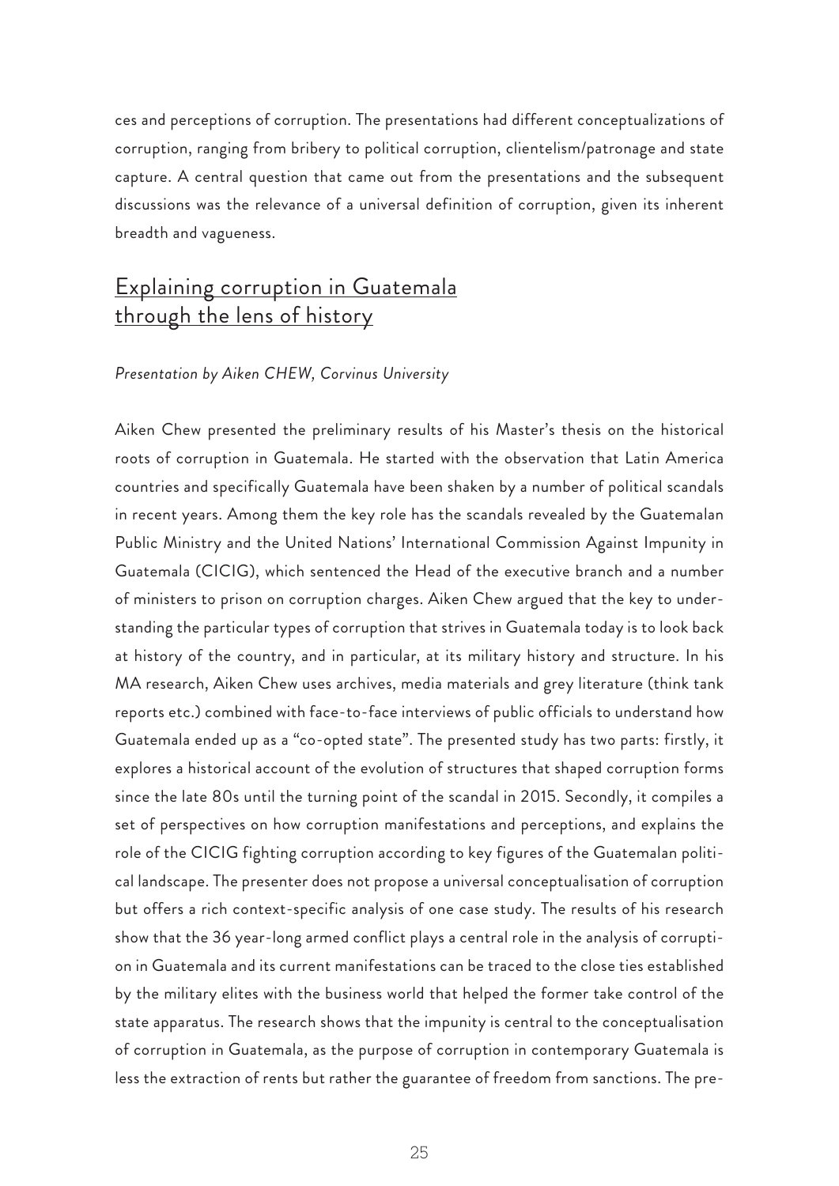ces and perceptions of corruption. The presentations had different conceptualizations of corruption, ranging from bribery to political corruption, clientelism/patronage and state capture. A central question that came out from the presentations and the subsequent discussions was the relevance of a universal definition of corruption, given its inherent breadth and vagueness.

## Explaining corruption in Guatemala through the lens of history

*Presentation by Aiken CHEW, Corvinus University*

Aiken Chew presented the preliminary results of his Master's thesis on the historical roots of corruption in Guatemala. He started with the observation that Latin America countries and specifically Guatemala have been shaken by a number of political scandals in recent years. Among them the key role has the scandals revealed by the Guatemalan Public Ministry and the United Nations' International Commission Against Impunity in Guatemala (CICIG), which sentenced the Head of the executive branch and a number of ministers to prison on corruption charges. Aiken Chew argued that the key to understanding the particular types of corruption that strives in Guatemala today is to look back at history of the country, and in particular, at its military history and structure. In his MA research, Aiken Chew uses archives, media materials and grey literature (think tank reports etc.) combined with face-to-face interviews of public officials to understand how Guatemala ended up as a "co-opted state". The presented study has two parts: firstly, it explores a historical account of the evolution of structures that shaped corruption forms since the late 80s until the turning point of the scandal in 2015. Secondly, it compiles a set of perspectives on how corruption manifestations and perceptions, and explains the role of the CICIG fighting corruption according to key figures of the Guatemalan political landscape. The presenter does not propose a universal conceptualisation of corruption but offers a rich context-specific analysis of one case study. The results of his research show that the 36 year-long armed conflict plays a central role in the analysis of corruption in Guatemala and its current manifestations can be traced to the close ties established by the military elites with the business world that helped the former take control of the state apparatus. The research shows that the impunity is central to the conceptualisation of corruption in Guatemala, as the purpose of corruption in contemporary Guatemala is less the extraction of rents but rather the guarantee of freedom from sanctions. The pre-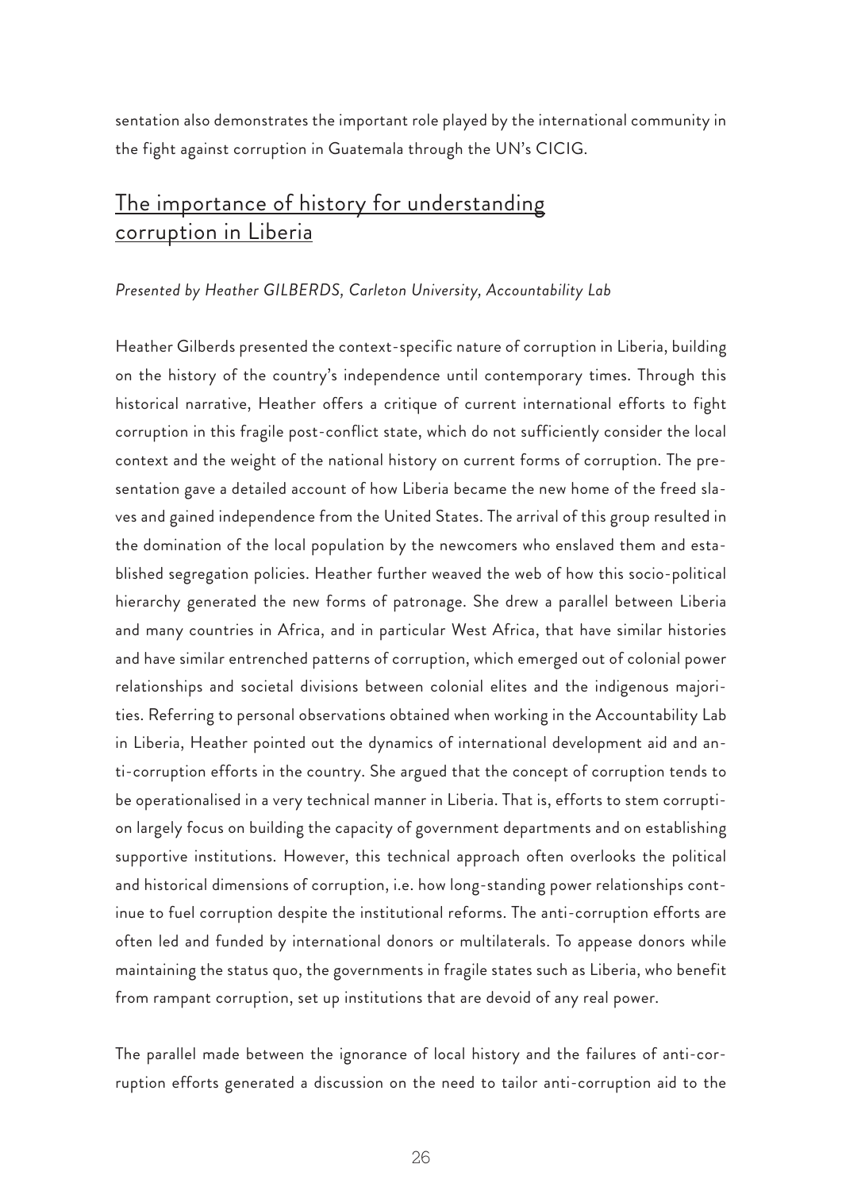sentation also demonstrates the important role played by the international community in the fight against corruption in Guatemala through the UN's CICIG.

## The importance of history for understanding corruption in Liberia

*Presented by Heather GILBERDS, Carleton University, Accountability Lab*

Heather Gilberds presented the context-specific nature of corruption in Liberia, building on the history of the country's independence until contemporary times. Through this historical narrative, Heather offers a critique of current international efforts to fight corruption in this fragile post-conflict state, which do not sufficiently consider the local context and the weight of the national history on current forms of corruption. The presentation gave a detailed account of how Liberia became the new home of the freed slaves and gained independence from the United States. The arrival of this group resulted in the domination of the local population by the newcomers who enslaved them and established segregation policies. Heather further weaved the web of how this socio-political hierarchy generated the new forms of patronage. She drew a parallel between Liberia and many countries in Africa, and in particular West Africa, that have similar histories and have similar entrenched patterns of corruption, which emerged out of colonial power relationships and societal divisions between colonial elites and the indigenous majorities. Referring to personal observations obtained when working in the Accountability Lab in Liberia, Heather pointed out the dynamics of international development aid and anti-corruption efforts in the country. She argued that the concept of corruption tends to be operationalised in a very technical manner in Liberia. That is, efforts to stem corruption largely focus on building the capacity of government departments and on establishing supportive institutions. However, this technical approach often overlooks the political and historical dimensions of corruption, i.e. how long-standing power relationships continue to fuel corruption despite the institutional reforms. The anti-corruption efforts are often led and funded by international donors or multilaterals. To appease donors while maintaining the status quo, the governments in fragile states such as Liberia, who benefit from rampant corruption, set up institutions that are devoid of any real power.

The parallel made between the ignorance of local history and the failures of anti-corruption efforts generated a discussion on the need to tailor anti-corruption aid to the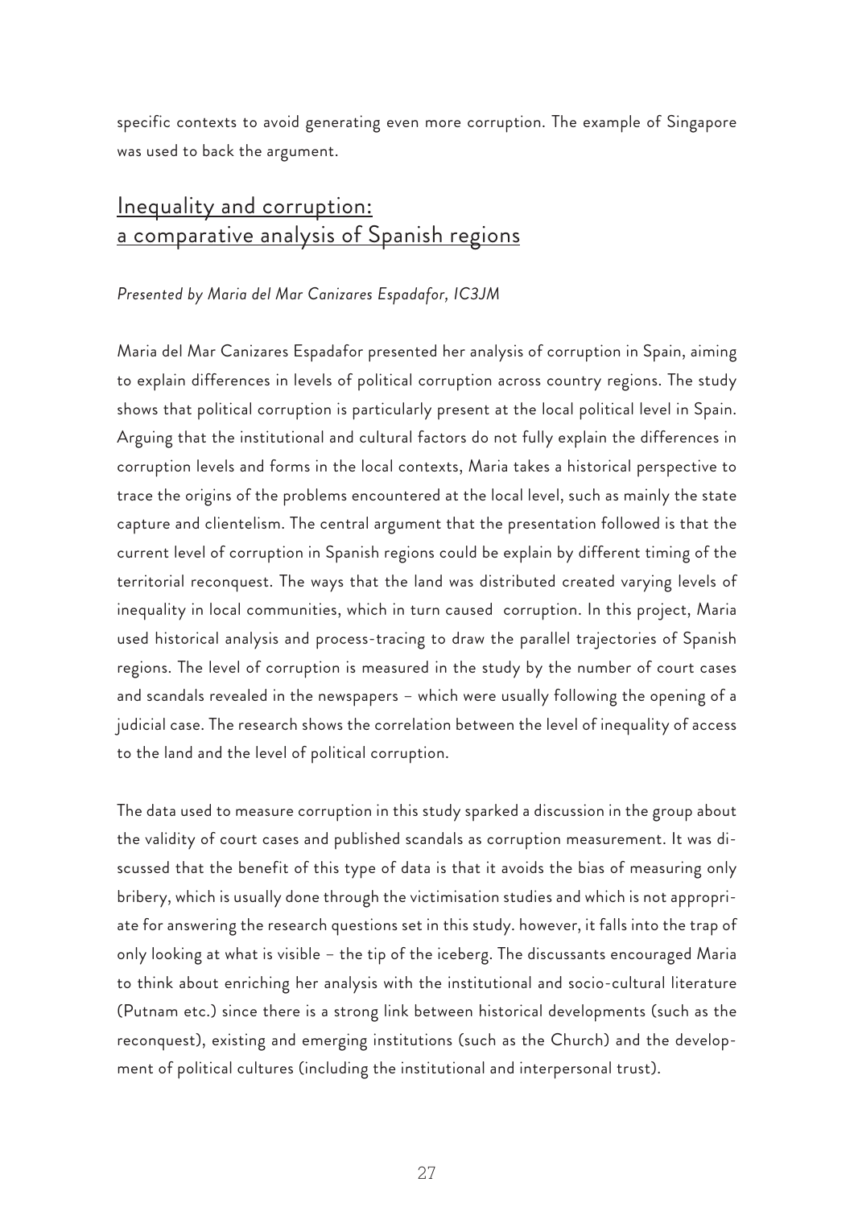specific contexts to avoid generating even more corruption. The example of Singapore was used to back the argument.

## Inequality and corruption: a comparative analysis of Spanish regions

*Presented by Maria del Mar Canizares Espadafor, IC3JM*

Maria del Mar Canizares Espadafor presented her analysis of corruption in Spain, aiming to explain differences in levels of political corruption across country regions. The study shows that political corruption is particularly present at the local political level in Spain. Arguing that the institutional and cultural factors do not fully explain the differences in corruption levels and forms in the local contexts, Maria takes a historical perspective to trace the origins of the problems encountered at the local level, such as mainly the state capture and clientelism. The central argument that the presentation followed is that the current level of corruption in Spanish regions could be explain by different timing of the territorial reconquest. The ways that the land was distributed created varying levels of inequality in local communities, which in turn caused corruption. In this project, Maria used historical analysis and process-tracing to draw the parallel trajectories of Spanish regions. The level of corruption is measured in the study by the number of court cases and scandals revealed in the newspapers – which were usually following the opening of a judicial case. The research shows the correlation between the level of inequality of access to the land and the level of political corruption.

The data used to measure corruption in this study sparked a discussion in the group about the validity of court cases and published scandals as corruption measurement. It was discussed that the benefit of this type of data is that it avoids the bias of measuring only bribery, which is usually done through the victimisation studies and which is not appropriate for answering the research questions set in this study. however, it falls into the trap of only looking at what is visible – the tip of the iceberg. The discussants encouraged Maria to think about enriching her analysis with the institutional and socio-cultural literature (Putnam etc.) since there is a strong link between historical developments (such as the reconquest), existing and emerging institutions (such as the Church) and the development of political cultures (including the institutional and interpersonal trust).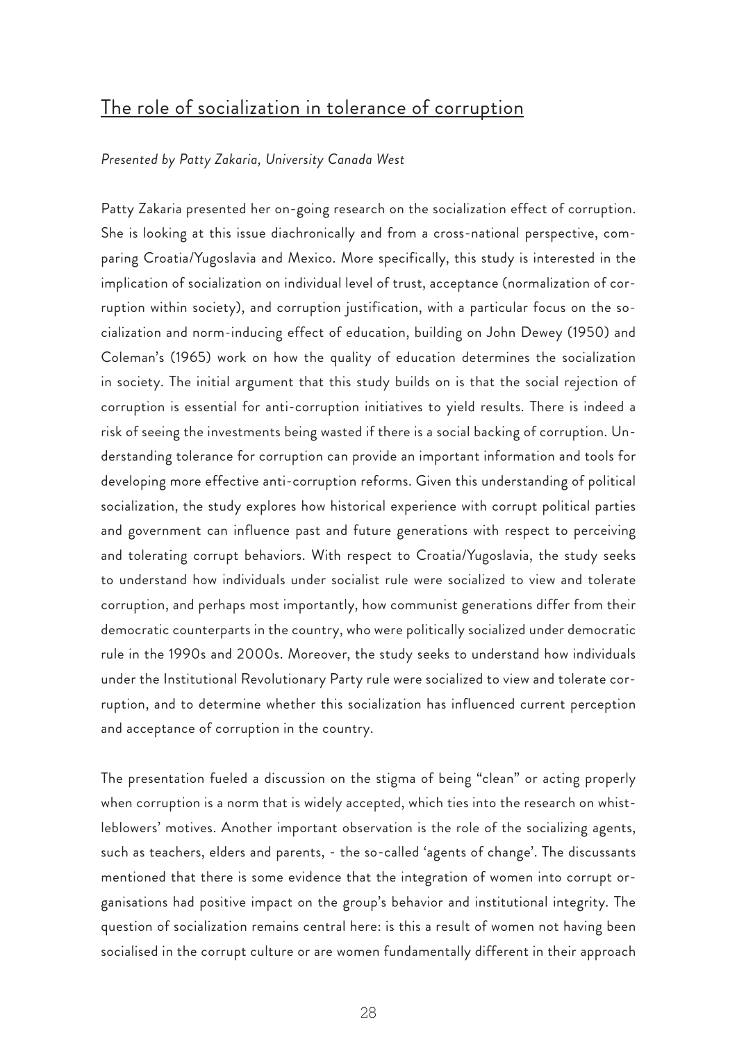## The role of socialization in tolerance of corruption

*Presented by Patty Zakaria, University Canada West*

Patty Zakaria presented her on-going research on the socialization effect of corruption. She is looking at this issue diachronically and from a cross-national perspective, comparing Croatia/Yugoslavia and Mexico. More specifically, this study is interested in the implication of socialization on individual level of trust, acceptance (normalization of corruption within society), and corruption justification, with a particular focus on the socialization and norm-inducing effect of education, building on John Dewey (1950) and Coleman's (1965) work on how the quality of education determines the socialization in society. The initial argument that this study builds on is that the social rejection of corruption is essential for anti-corruption initiatives to yield results. There is indeed a risk of seeing the investments being wasted if there is a social backing of corruption. Understanding tolerance for corruption can provide an important information and tools for developing more effective anti-corruption reforms. Given this understanding of political socialization, the study explores how historical experience with corrupt political parties and government can influence past and future generations with respect to perceiving and tolerating corrupt behaviors. With respect to Croatia/Yugoslavia, the study seeks to understand how individuals under socialist rule were socialized to view and tolerate corruption, and perhaps most importantly, how communist generations differ from their democratic counterparts in the country, who were politically socialized under democratic rule in the 1990s and 2000s. Moreover, the study seeks to understand how individuals under the Institutional Revolutionary Party rule were socialized to view and tolerate corruption, and to determine whether this socialization has influenced current perception and acceptance of corruption in the country.

The presentation fueled a discussion on the stigma of being "clean" or acting properly when corruption is a norm that is widely accepted, which ties into the research on whistleblowers' motives. Another important observation is the role of the socializing agents, such as teachers, elders and parents, - the so-called 'agents of change'. The discussants mentioned that there is some evidence that the integration of women into corrupt organisations had positive impact on the group's behavior and institutional integrity. The question of socialization remains central here: is this a result of women not having been socialised in the corrupt culture or are women fundamentally different in their approach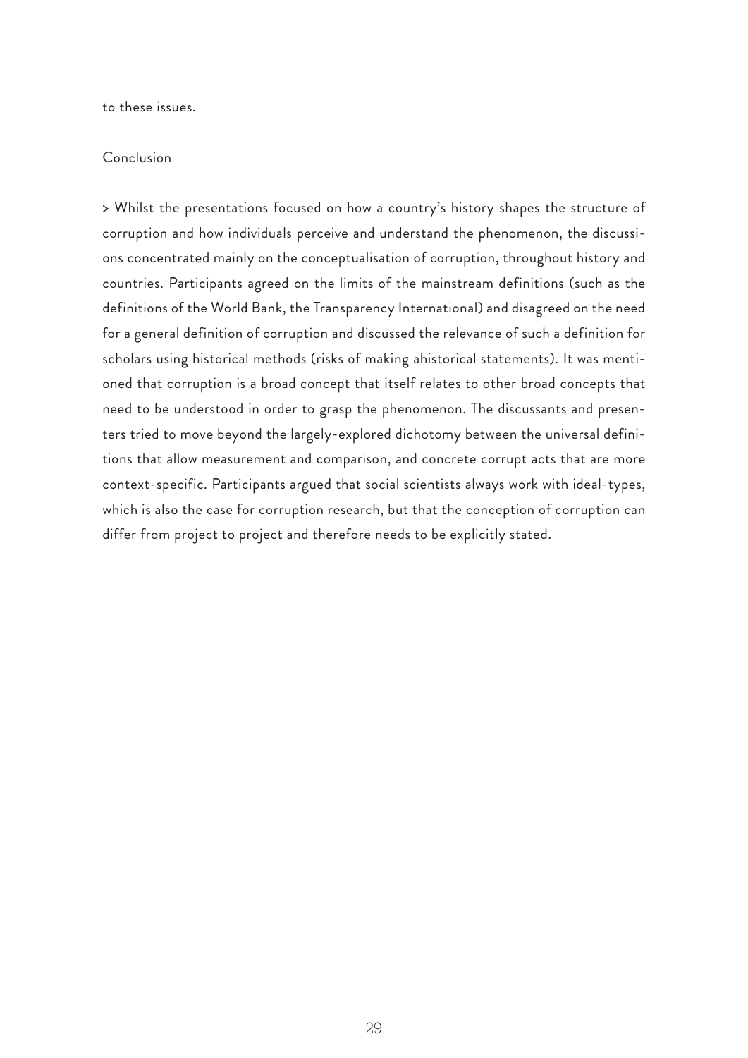to these issues.

## Conclusion

> Whilst the presentations focused on how a country's history shapes the structure of corruption and how individuals perceive and understand the phenomenon, the discussions concentrated mainly on the conceptualisation of corruption, throughout history and countries. Participants agreed on the limits of the mainstream definitions (such as the definitions of the World Bank, the Transparency International) and disagreed on the need for a general definition of corruption and discussed the relevance of such a definition for scholars using historical methods (risks of making ahistorical statements). It was mentioned that corruption is a broad concept that itself relates to other broad concepts that need to be understood in order to grasp the phenomenon. The discussants and presenters tried to move beyond the largely-explored dichotomy between the universal definitions that allow measurement and comparison, and concrete corrupt acts that are more context-specific. Participants argued that social scientists always work with ideal-types, which is also the case for corruption research, but that the conception of corruption can differ from project to project and therefore needs to be explicitly stated.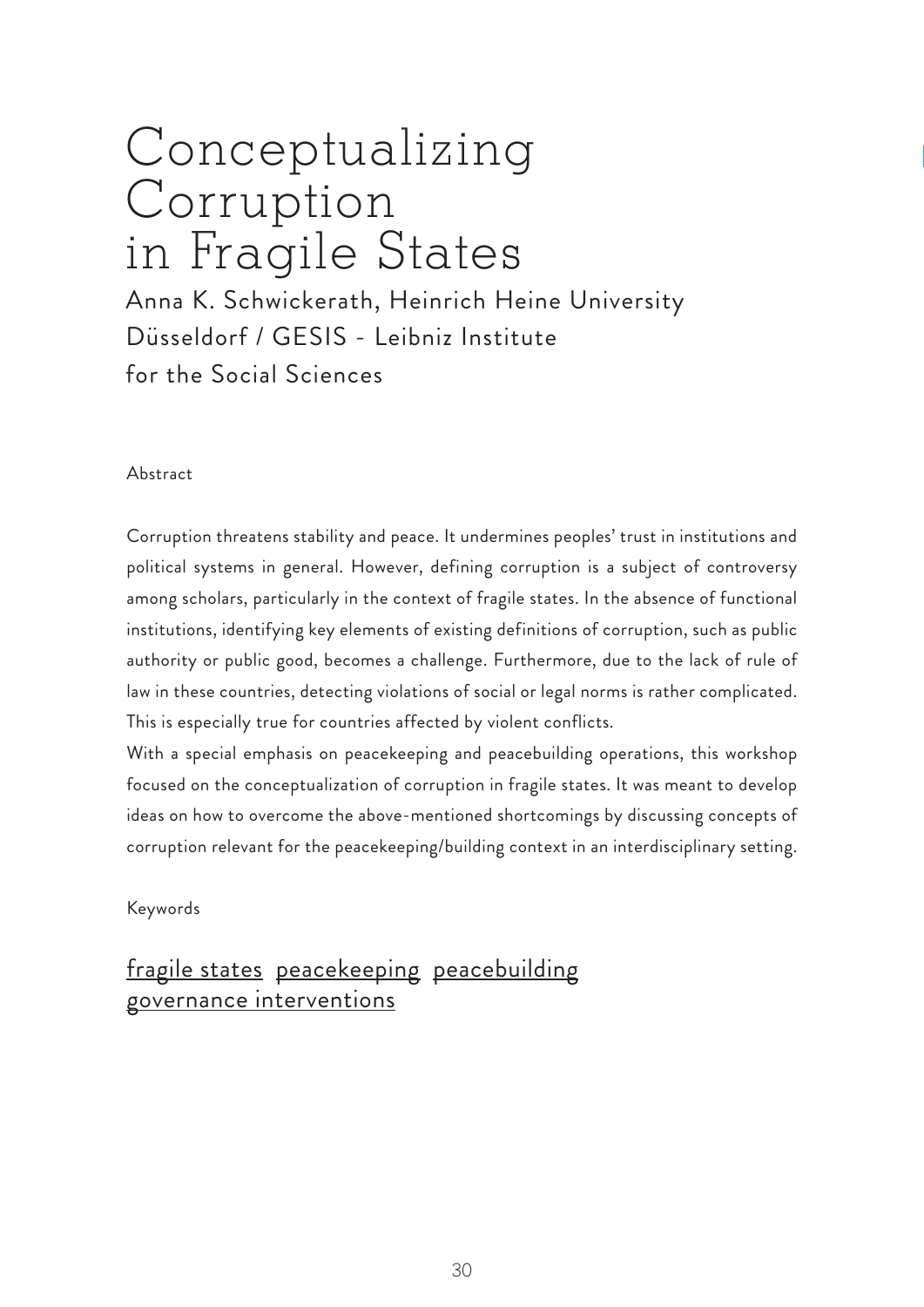# Conceptualizing Corruption in Fragile States

Anna K. Schwickerath, Heinrich Heine University Düsseldorf / GESIS - Leibniz Institute for the Social Sciences

Abstract

Corruption threatens stability and peace. It undermines peoples' trust in institutions and political systems in general. However, defining corruption is a subject of controversy among scholars, particularly in the context of fragile states. In the absence of functional institutions, identifying key elements of existing definitions of corruption, such as public authority or public good, becomes a challenge. Furthermore, due to the lack of rule of law in these countries, detecting violations of social or legal norms is rather complicated. This is especially true for countries affected by violent conflicts.

With a special emphasis on peacekeeping and peacebuilding operations, this workshop focused on the conceptualization of corruption in fragile states. It was meant to develop ideas on how to overcome the above-mentioned shortcomings by discussing concepts of corruption relevant for the peacekeeping/building context in an interdisciplinary setting.

Keywords

fragile states peacekeeping peacebuilding governance interventions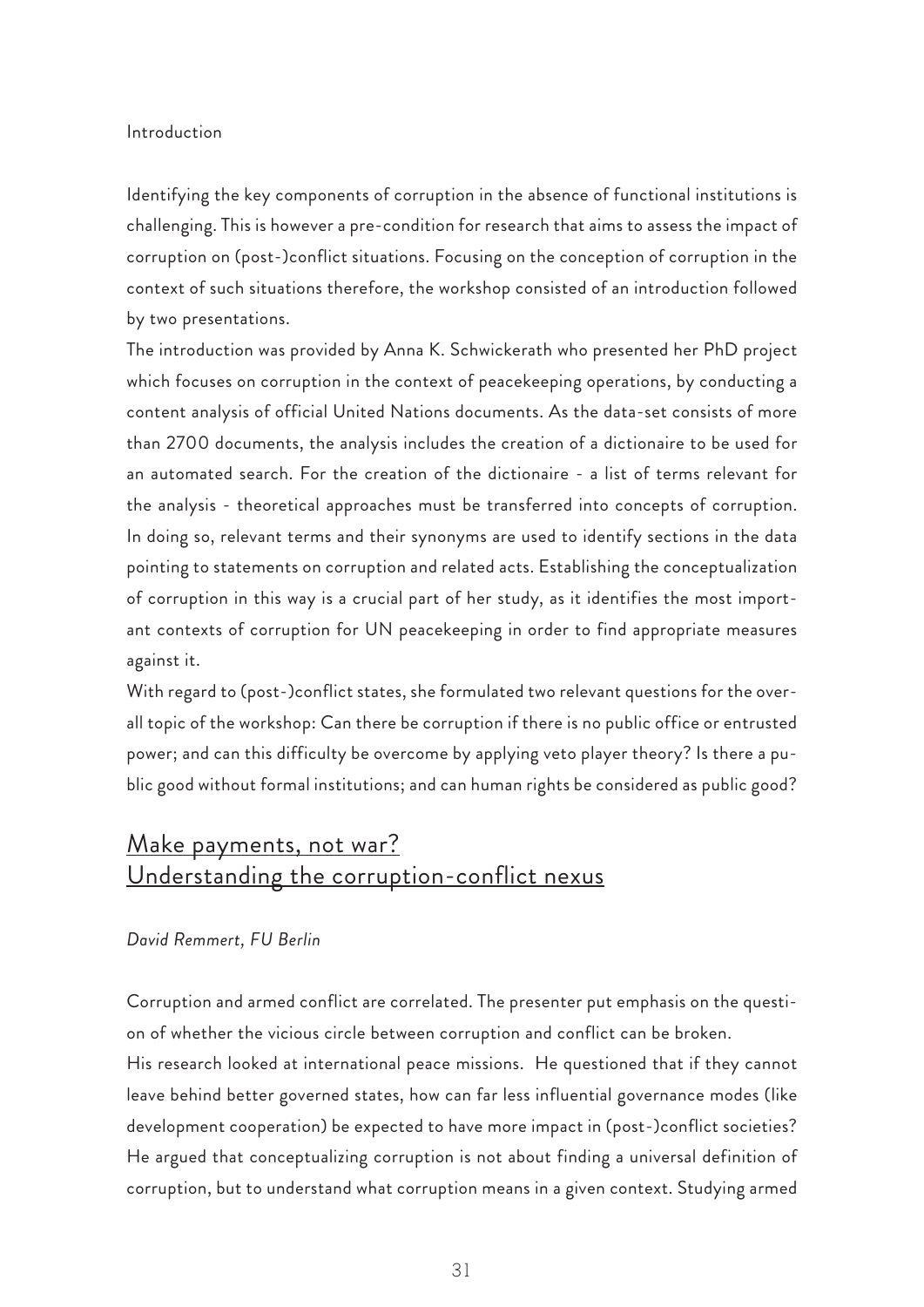Introduction

Identifying the key components of corruption in the absence of functional institutions is challenging. This is however a pre-condition for research that aims to assess the impact of corruption on (post-)conflict situations. Focusing on the conception of corruption in the context of such situations therefore, the workshop consisted of an introduction followed by two presentations.

The introduction was provided by Anna K. Schwickerath who presented her PhD project which focuses on corruption in the context of peacekeeping operations, by conducting a content analysis of official United Nations documents. As the data-set consists of more than 2700 documents, the analysis includes the creation of a dictionaire to be used for an automated search. For the creation of the dictionaire - a list of terms relevant for the analysis - theoretical approaches must be transferred into concepts of corruption. In doing so, relevant terms and their synonyms are used to identify sections in the data pointing to statements on corruption and related acts. Establishing the conceptualization of corruption in this way is a crucial part of her study, as it identifies the most important contexts of corruption for UN peacekeeping in order to find appropriate measures against it.

With regard to (post-)conflict states, she formulated two relevant questions for the overall topic of the workshop: Can there be corruption if there is no public office or entrusted power; and can this difficulty be overcome by applying veto player theory? Is there a public good without formal institutions; and can human rights be considered as public good?

## Make payments, not war? Understanding the corruption-conflict nexus

*David Remmert, FU Berlin*

Corruption and armed conflict are correlated. The presenter put emphasis on the question of whether the vicious circle between corruption and conflict can be broken.

His research looked at international peace missions. He questioned that if they cannot leave behind better governed states, how can far less influential governance modes (like development cooperation) be expected to have more impact in (post-)conflict societies? He argued that conceptualizing corruption is not about finding a universal definition of corruption, but to understand what corruption means in a given context. Studying armed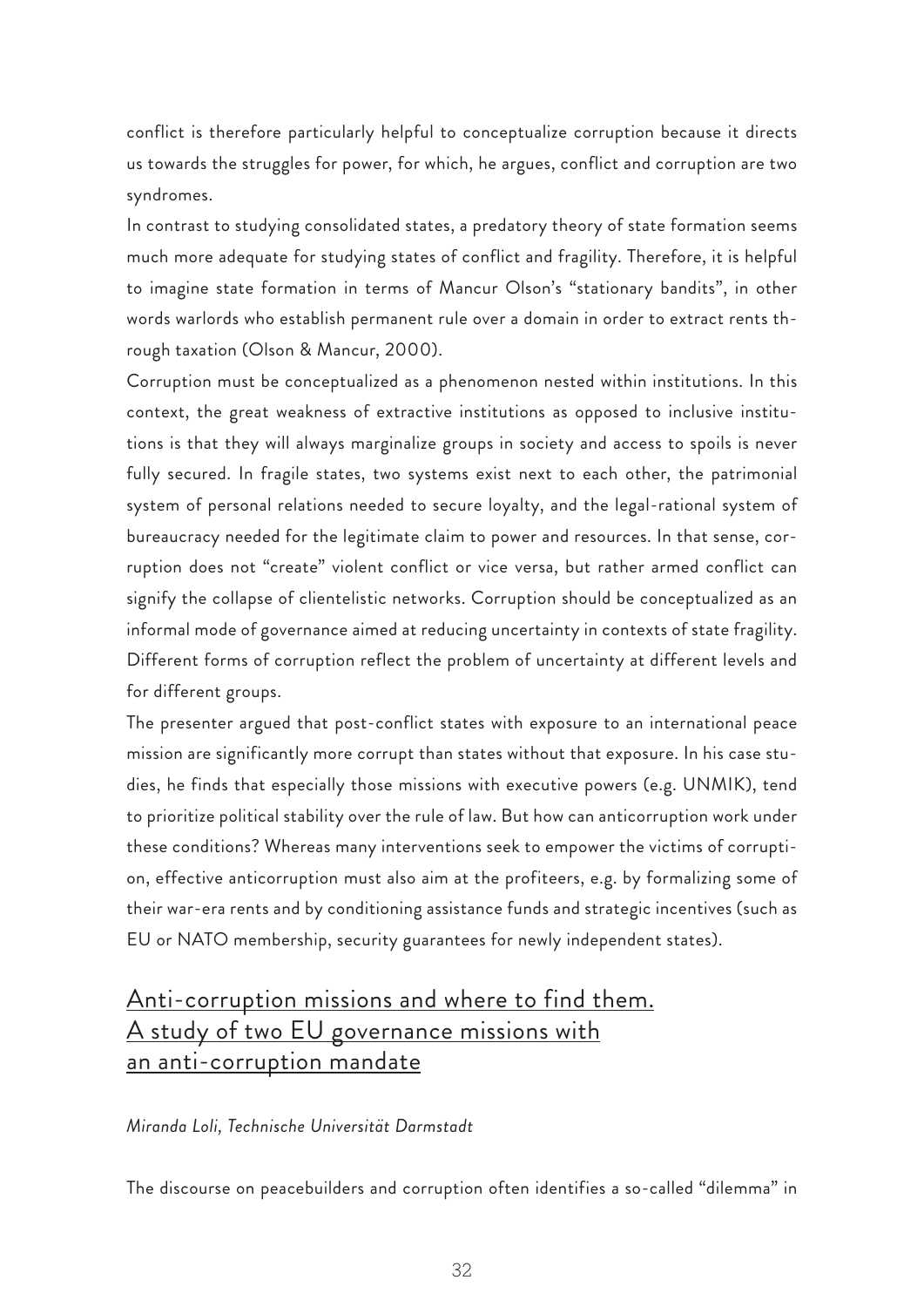conflict is therefore particularly helpful to conceptualize corruption because it directs us towards the struggles for power, for which, he argues, conflict and corruption are two syndromes.

In contrast to studying consolidated states, a predatory theory of state formation seems much more adequate for studying states of conflict and fragility. Therefore, it is helpful to imagine state formation in terms of Mancur Olson's "stationary bandits", in other words warlords who establish permanent rule over a domain in order to extract rents through taxation (Olson & Mancur, 2000).

Corruption must be conceptualized as a phenomenon nested within institutions. In this context, the great weakness of extractive institutions as opposed to inclusive institutions is that they will always marginalize groups in society and access to spoils is never fully secured. In fragile states, two systems exist next to each other, the patrimonial system of personal relations needed to secure loyalty, and the legal-rational system of bureaucracy needed for the legitimate claim to power and resources. In that sense, corruption does not "create" violent conflict or vice versa, but rather armed conflict can signify the collapse of clientelistic networks. Corruption should be conceptualized as an informal mode of governance aimed at reducing uncertainty in contexts of state fragility. Different forms of corruption reflect the problem of uncertainty at different levels and for different groups.

The presenter argued that post-conflict states with exposure to an international peace mission are significantly more corrupt than states without that exposure. In his case studies, he finds that especially those missions with executive powers (e.g. UNMIK), tend to prioritize political stability over the rule of law. But how can anticorruption work under these conditions? Whereas many interventions seek to empower the victims of corruption, effective anticorruption must also aim at the profiteers, e.g. by formalizing some of their war-era rents and by conditioning assistance funds and strategic incentives (such as EU or NATO membership, security guarantees for newly independent states).

## Anti-corruption missions and where to find them. A study of two EU governance missions with an anti-corruption mandate

*Miranda Loli, Technische Universität Darmstadt*

The discourse on peacebuilders and corruption often identifies a so-called "dilemma" in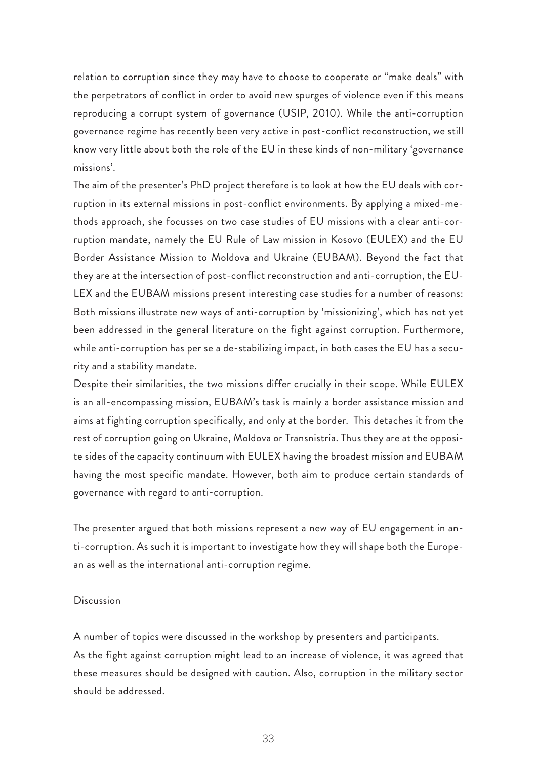relation to corruption since they may have to choose to cooperate or "make deals" with the perpetrators of conflict in order to avoid new spurges of violence even if this means reproducing a corrupt system of governance (USIP, 2010). While the anti-corruption governance regime has recently been very active in post-conflict reconstruction, we still know very little about both the role of the EU in these kinds of non-military 'governance missions'.

The aim of the presenter's PhD project therefore is to look at how the EU deals with corruption in its external missions in post-conflict environments. By applying a mixed-methods approach, she focusses on two case studies of EU missions with a clear anti-corruption mandate, namely the EU Rule of Law mission in Kosovo (EULEX) and the EU Border Assistance Mission to Moldova and Ukraine (EUBAM). Beyond the fact that they are at the intersection of post-conflict reconstruction and anti-corruption, the EULEX and the EUBAM missions present interesting case studies for a number of reasons: Both missions illustrate new ways of anti-corruption by 'missionizing', which has not yet been addressed in the general literature on the fight against corruption. Furthermore, while anti-corruption has per se a de-stabilizing impact, in both cases the EU has a security and a stability mandate.

Despite their similarities, the two missions differ crucially in their scope. While EULEX is an all-encompassing mission, EUBAM's task is mainly a border assistance mission and aims at fighting corruption specifically, and only at the border. This detaches it from the rest of corruption going on Ukraine, Moldova or Transnistria. Thus they are at the opposite sides of the capacity continuum with EULEX having the broadest mission and EUBAM having the most specific mandate. However, both aim to produce certain standards of governance with regard to anti-corruption.

The presenter argued that both missions represent a new way of EU engagement in anti-corruption. As such it is important to investigate how they will shape both the European as well as the international anti-corruption regime.

## Discussion

A number of topics were discussed in the workshop by presenters and participants.

As the fight against corruption might lead to an increase of violence, it was agreed that these measures should be designed with caution. Also, corruption in the military sector should be addressed.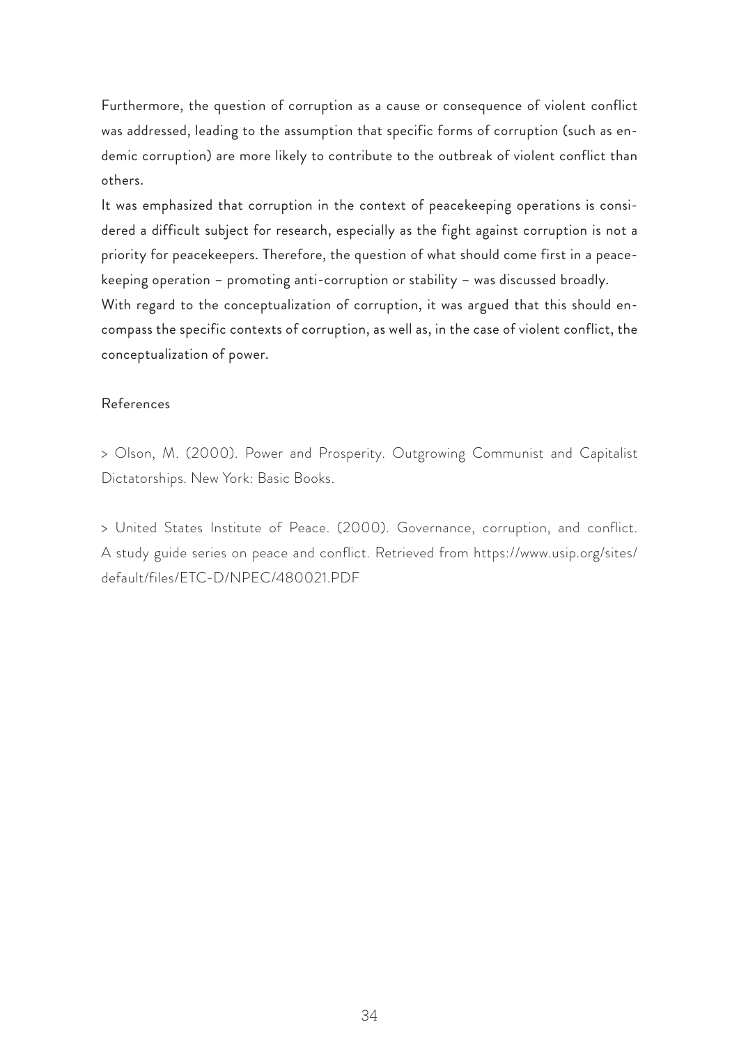Furthermore, the question of corruption as a cause or consequence of violent conflict was addressed, leading to the assumption that specific forms of corruption (such as endemic corruption) are more likely to contribute to the outbreak of violent conflict than others.

It was emphasized that corruption in the context of peacekeeping operations is considered a difficult subject for research, especially as the fight against corruption is not a priority for peacekeepers. Therefore, the question of what should come first in a peacekeeping operation – promoting anti-corruption or stability – was discussed broadly.

With regard to the conceptualization of corruption, it was argued that this should encompass the specific contexts of corruption, as well as, in the case of violent conflict, the conceptualization of power.

References

> Olson, M. (2000). Power and Prosperity. Outgrowing Communist and Capitalist Dictatorships. New York: Basic Books.

> United States Institute of Peace. (2000). Governance, corruption, and conflict. A study guide series on peace and conflict. Retrieved from https://www.usip.org/sites/default/files/ETC-D/NPEC/480021.PDF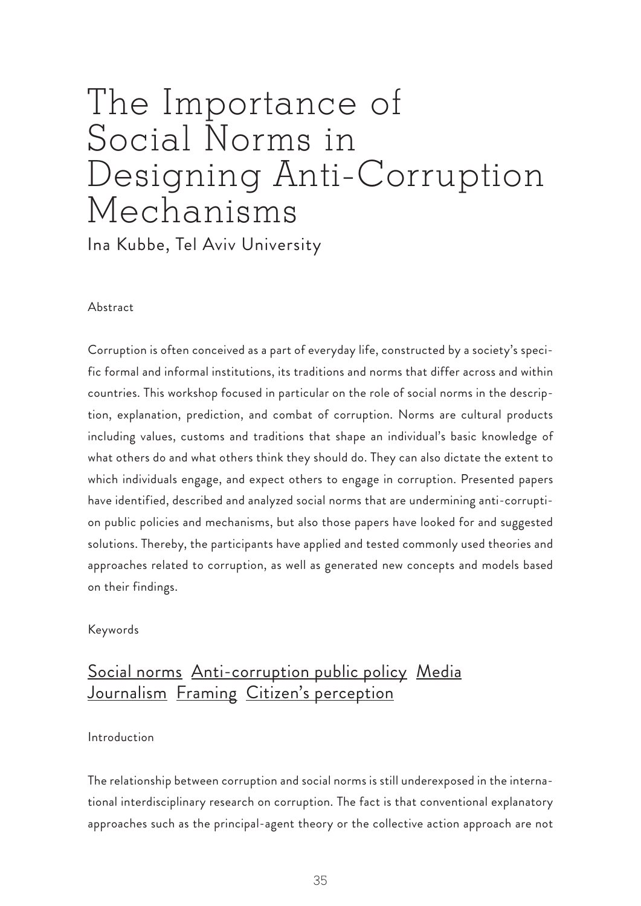# The Importance of Social Norms in Designing Anti-Corruption Mechanisms

Ina Kubbe, Tel Aviv University

Abstract

Corruption is often conceived as a part of everyday life, constructed by a society's specific formal and informal institutions, its traditions and norms that differ across and within countries. This workshop focused in particular on the role of social norms in the description, explanation, prediction, and combat of corruption. Norms are cultural products including values, customs and traditions that shape an individual's basic knowledge of what others do and what others think they should do. They can also dictate the extent to which individuals engage, and expect others to engage in corruption. Presented papers have identified, described and analyzed social norms that are undermining anti-corruption public policies and mechanisms, but also those papers have looked for and suggested solutions. Thereby, the participants have applied and tested commonly used theories and approaches related to corruption, as well as generated new concepts and models based on their findings.

Keywords

Social norms Anti-corruption public policy Media Journalism Framing Citizen's perception

Introduction

The relationship between corruption and social norms is still underexposed in the international interdisciplinary research on corruption. The fact is that conventional explanatory approaches such as the principal-agent theory or the collective action approach are not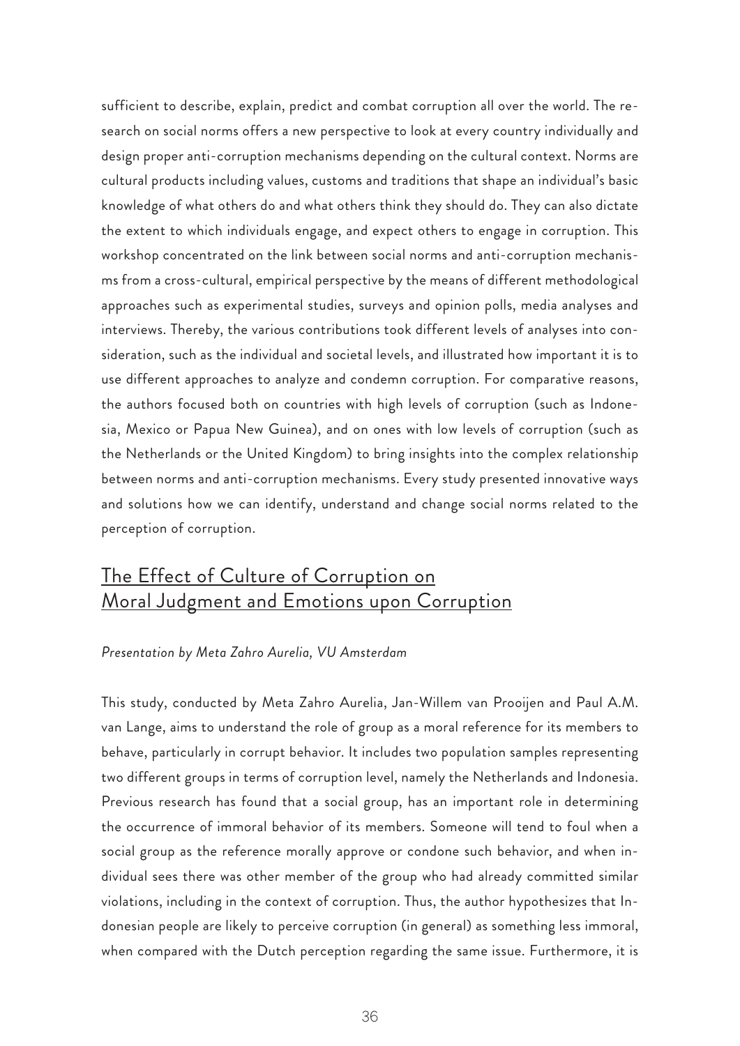sufficient to describe, explain, predict and combat corruption all over the world. The research on social norms offers a new perspective to look at every country individually and design proper anti-corruption mechanisms depending on the cultural context. Norms are cultural products including values, customs and traditions that shape an individual's basic knowledge of what others do and what others think they should do. They can also dictate the extent to which individuals engage, and expect others to engage in corruption. This workshop concentrated on the link between social norms and anti-corruption mechanisms from a cross-cultural, empirical perspective by the means of different methodological approaches such as experimental studies, surveys and opinion polls, media analyses and interviews. Thereby, the various contributions took different levels of analyses into consideration, such as the individual and societal levels, and illustrated how important it is to use different approaches to analyze and condemn corruption. For comparative reasons, the authors focused both on countries with high levels of corruption (such as Indonesia, Mexico or Papua New Guinea), and on ones with low levels of corruption (such as the Netherlands or the United Kingdom) to bring insights into the complex relationship between norms and anti-corruption mechanisms. Every study presented innovative ways and solutions how we can identify, understand and change social norms related to the perception of corruption.

## The Effect of Culture of Corruption on Moral Judgment and Emotions upon Corruption

*Presentation by Meta Zahro Aurelia, VU Amsterdam*

This study, conducted by Meta Zahro Aurelia, Jan-Willem van Prooijen and Paul A.M. van Lange, aims to understand the role of group as a moral reference for its members to behave, particularly in corrupt behavior. It includes two population samples representing two different groups in terms of corruption level, namely the Netherlands and Indonesia. Previous research has found that a social group, has an important role in determining the occurrence of immoral behavior of its members. Someone will tend to foul when a social group as the reference morally approve or condone such behavior, and when individual sees there was other member of the group who had already committed similar violations, including in the context of corruption. Thus, the author hypothesizes that Indonesian people are likely to perceive corruption (in general) as something less immoral, when compared with the Dutch perception regarding the same issue. Furthermore, it is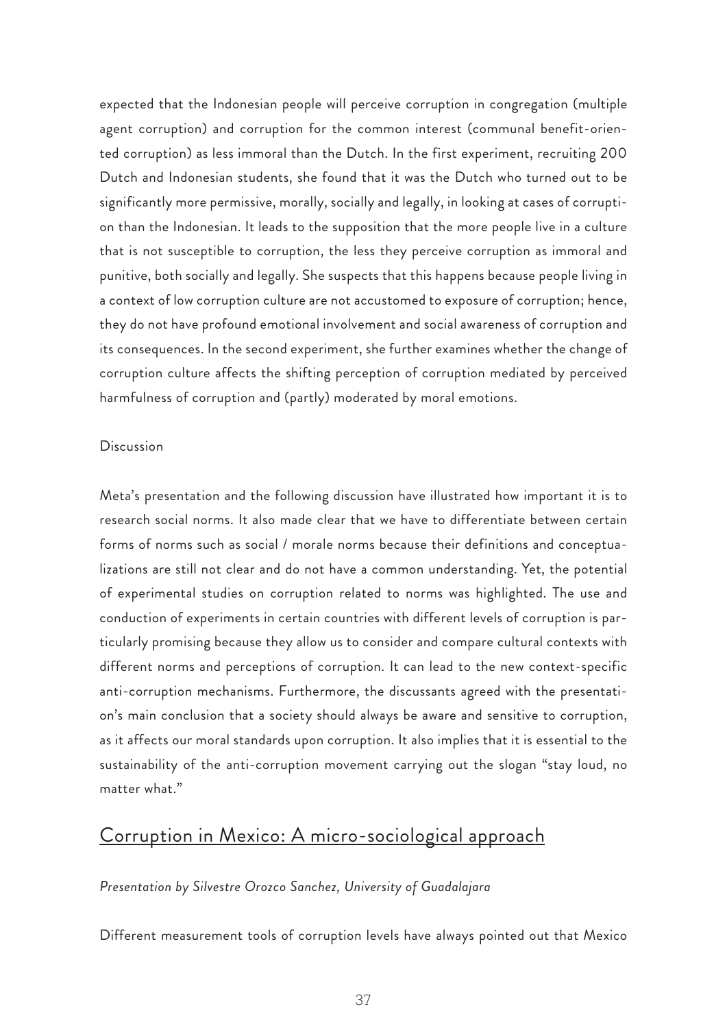expected that the Indonesian people will perceive corruption in congregation (multiple agent corruption) and corruption for the common interest (communal benefit-oriented corruption) as less immoral than the Dutch. In the first experiment, recruiting 200 Dutch and Indonesian students, she found that it was the Dutch who turned out to be significantly more permissive, morally, socially and legally, in looking at cases of corruption than the Indonesian. It leads to the supposition that the more people live in a culture that is not susceptible to corruption, the less they perceive corruption as immoral and punitive, both socially and legally. She suspects that this happens because people living in a context of low corruption culture are not accustomed to exposure of corruption; hence, they do not have profound emotional involvement and social awareness of corruption and its consequences. In the second experiment, she further examines whether the change of corruption culture affects the shifting perception of corruption mediated by perceived harmfulness of corruption and (partly) moderated by moral emotions.

Discussion

Meta's presentation and the following discussion have illustrated how important it is to research social norms. It also made clear that we have to differentiate between certain forms of norms such as social / morale norms because their definitions and conceptualizations are still not clear and do not have a common understanding. Yet, the potential of experimental studies on corruption related to norms was highlighted. The use and conduction of experiments in certain countries with different levels of corruption is particularly promising because they allow us to consider and compare cultural contexts with different norms and perceptions of corruption. It can lead to the new context-specific anti-corruption mechanisms. Furthermore, the discussants agreed with the presentation's main conclusion that a society should always be aware and sensitive to corruption, as it affects our moral standards upon corruption. It also implies that it is essential to the sustainability of the anti-corruption movement carrying out the slogan "stay loud, no matter what."

## Corruption in Mexico: A micro-sociological approach

*Presentation by Silvestre Orozco Sanchez, University of Guadalajara*

Different measurement tools of corruption levels have always pointed out that Mexico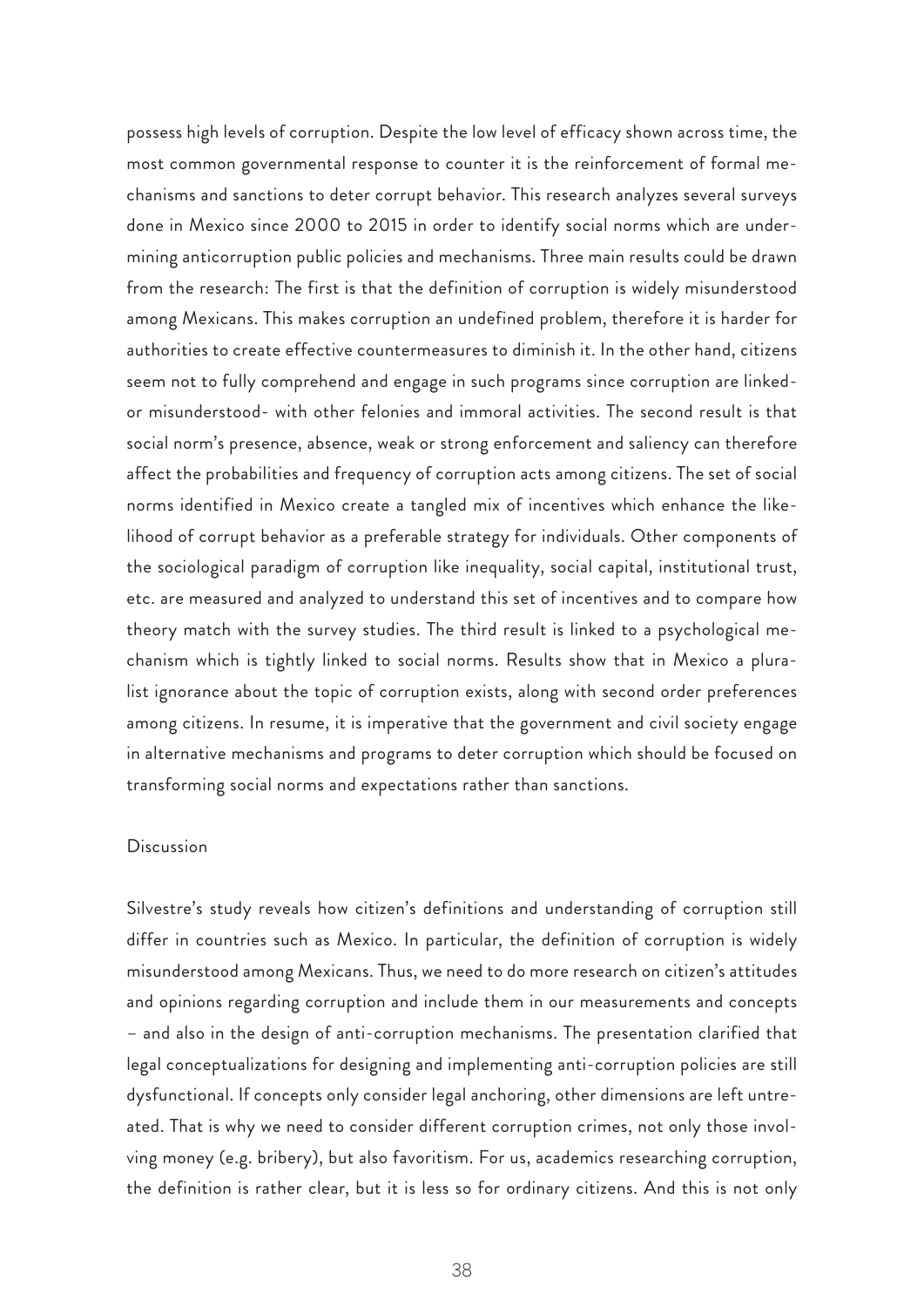possess high levels of corruption. Despite the low level of efficacy shown across time, the most common governmental response to counter it is the reinforcement of formal mechanisms and sanctions to deter corrupt behavior. This research analyzes several surveys done in Mexico since 2000 to 2015 in order to identify social norms which are undermining anticorruption public policies and mechanisms. Three main results could be drawn from the research: The first is that the definition of corruption is widely misunderstood among Mexicans. This makes corruption an undefined problem, therefore it is harder for authorities to create effective countermeasures to diminish it. In the other hand, citizens seem not to fully comprehend and engage in such programs since corruption are linked- or misunderstood- with other felonies and immoral activities. The second result is that social norm's presence, absence, weak or strong enforcement and saliency can therefore affect the probabilities and frequency of corruption acts among citizens. The set of social norms identified in Mexico create a tangled mix of incentives which enhance the likelihood of corrupt behavior as a preferable strategy for individuals. Other components of the sociological paradigm of corruption like inequality, social capital, institutional trust, etc. are measured and analyzed to understand this set of incentives and to compare how theory match with the survey studies. The third result is linked to a psychological mechanism which is tightly linked to social norms. Results show that in Mexico a pluralist ignorance about the topic of corruption exists, along with second order preferences among citizens. In resume, it is imperative that the government and civil society engage in alternative mechanisms and programs to deter corruption which should be focused on transforming social norms and expectations rather than sanctions.

## Discussion

Silvestre's study reveals how citizen's definitions and understanding of corruption still differ in countries such as Mexico. In particular, the definition of corruption is widely misunderstood among Mexicans. Thus, we need to do more research on citizen's attitudes and opinions regarding corruption and include them in our measurements and concepts – and also in the design of anti-corruption mechanisms. The presentation clarified that legal conceptualizations for designing and implementing anti-corruption policies are still dysfunctional. If concepts only consider legal anchoring, other dimensions are left untreated. That is why we need to consider different corruption crimes, not only those involving money (e.g. bribery), but also favoritism. For us, academics researching corruption, the definition is rather clear, but it is less so for ordinary citizens. And this is not only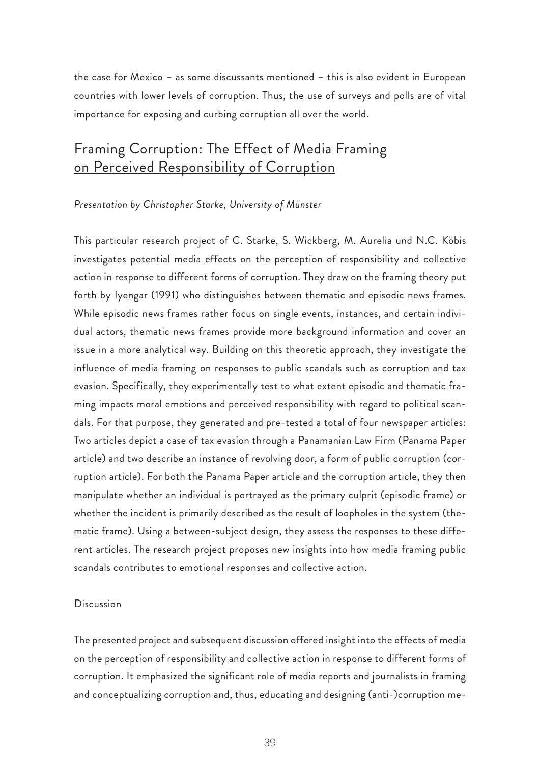the case for Mexico – as some discussants mentioned – this is also evident in European countries with lower levels of corruption. Thus, the use of surveys and polls are of vital importance for exposing and curbing corruption all over the world.

## Framing Corruption: The Effect of Media Framing on Perceived Responsibility of Corruption

*Presentation by Christopher Starke, University of Münster*

This particular research project of C. Starke, S. Wickberg, M. Aurelia und N.C. Köbis investigates potential media effects on the perception of responsibility and collective action in response to different forms of corruption. They draw on the framing theory put forth by Iyengar (1991) who distinguishes between thematic and episodic news frames. While episodic news frames rather focus on single events, instances, and certain individual actors, thematic news frames provide more background information and cover an issue in a more analytical way. Building on this theoretic approach, they investigate the influence of media framing on responses to public scandals such as corruption and tax evasion. Specifically, they experimentally test to what extent episodic and thematic framing impacts moral emotions and perceived responsibility with regard to political scandals. For that purpose, they generated and pre-tested a total of four newspaper articles: Two articles depict a case of tax evasion through a Panamanian Law Firm (Panama Paper article) and two describe an instance of revolving door, a form of public corruption (corruption article). For both the Panama Paper article and the corruption article, they then manipulate whether an individual is portrayed as the primary culprit (episodic frame) or whether the incident is primarily described as the result of loopholes in the system (thematic frame). Using a between-subject design, they assess the responses to these different articles. The research project proposes new insights into how media framing public scandals contributes to emotional responses and collective action.

Discussion

The presented project and subsequent discussion offered insight into the effects of media on the perception of responsibility and collective action in response to different forms of corruption. It emphasized the significant role of media reports and journalists in framing and conceptualizing corruption and, thus, educating and designing (anti-)corruption me-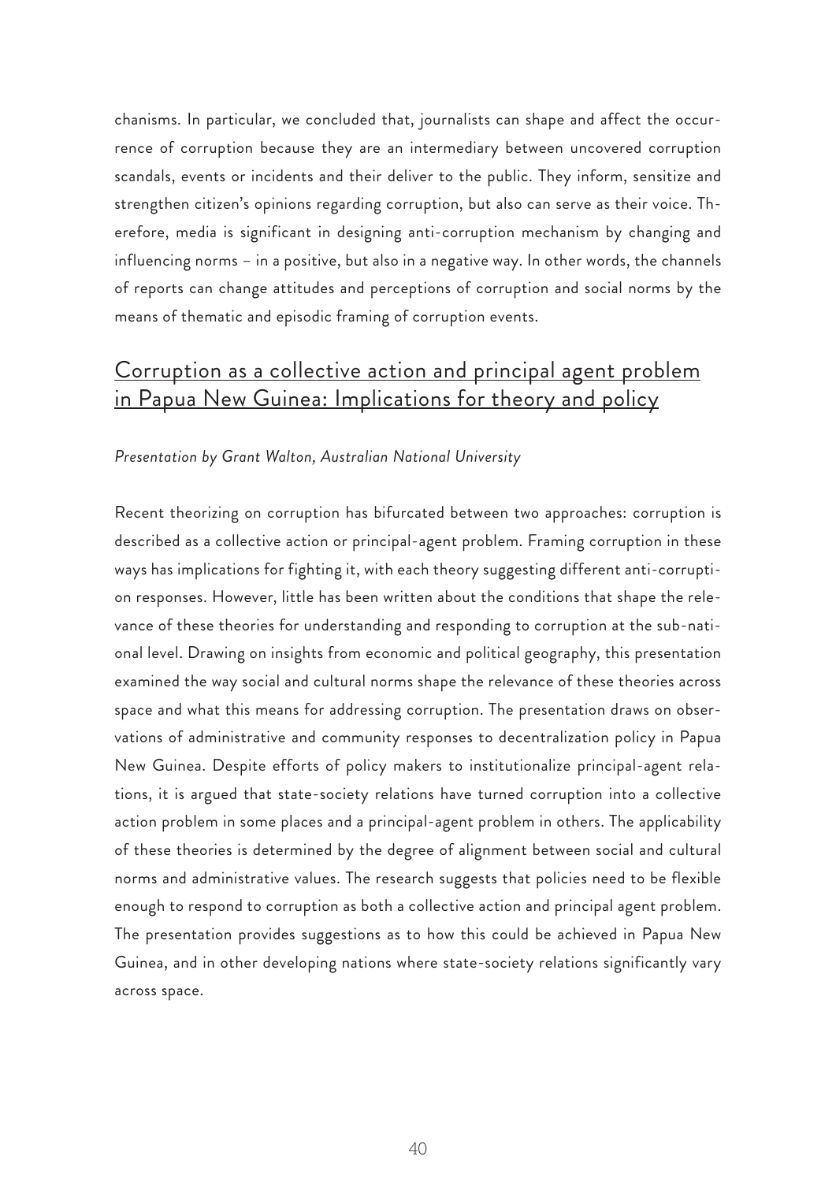chanisms. In particular, we concluded that, journalists can shape and affect the occurrence of corruption because they are an intermediary between uncovered corruption scandals, events or incidents and their deliver to the public. They inform, sensitize and strengthen citizen's opinions regarding corruption, but also can serve as their voice. Therefore, media is significant in designing anti-corruption mechanism by changing and influencing norms – in a positive, but also in a negative way. In other words, the channels of reports can change attitudes and perceptions of corruption and social norms by the means of thematic and episodic framing of corruption events.

## Corruption as a collective action and principal agent problem in Papua New Guinea: Implications for theory and policy

*Presentation by Grant Walton, Australian National University*

Recent theorizing on corruption has bifurcated between two approaches: corruption is described as a collective action or principal-agent problem. Framing corruption in these ways has implications for fighting it, with each theory suggesting different anti-corruption responses. However, little has been written about the conditions that shape the relevance of these theories for understanding and responding to corruption at the sub-national level. Drawing on insights from economic and political geography, this presentation examined the way social and cultural norms shape the relevance of these theories across space and what this means for addressing corruption. The presentation draws on observations of administrative and community responses to decentralization policy in Papua New Guinea. Despite efforts of policy makers to institutionalize principal-agent relations, it is argued that state-society relations have turned corruption into a collective action problem in some places and a principal-agent problem in others. The applicability of these theories is determined by the degree of alignment between social and cultural norms and administrative values. The research suggests that policies need to be flexible enough to respond to corruption as both a collective action and principal agent problem. The presentation provides suggestions as to how this could be achieved in Papua New Guinea, and in other developing nations where state-society relations significantly vary across space.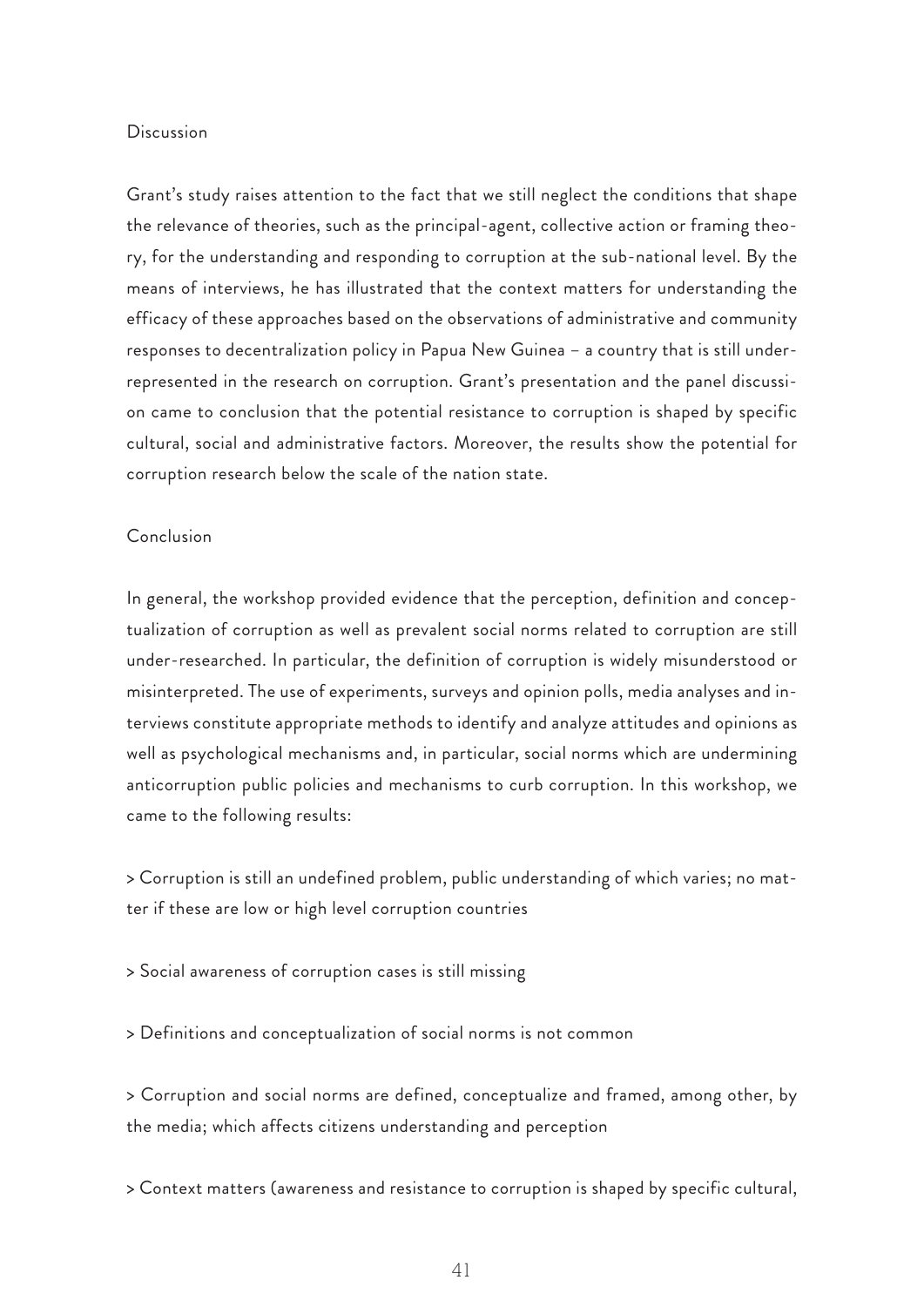## Discussion

Grant's study raises attention to the fact that we still neglect the conditions that shape the relevance of theories, such as the principal-agent, collective action or framing theory, for the understanding and responding to corruption at the sub-national level. By the means of interviews, he has illustrated that the context matters for understanding the efficacy of these approaches based on the observations of administrative and community responses to decentralization policy in Papua New Guinea – a country that is still underrepresented in the research on corruption. Grant's presentation and the panel discussion came to conclusion that the potential resistance to corruption is shaped by specific cultural, social and administrative factors. Moreover, the results show the potential for corruption research below the scale of the nation state.

## Conclusion

In general, the workshop provided evidence that the perception, definition and conceptualization of corruption as well as prevalent social norms related to corruption are still under-researched. In particular, the definition of corruption is widely misunderstood or misinterpreted. The use of experiments, surveys and opinion polls, media analyses and interviews constitute appropriate methods to identify and analyze attitudes and opinions as well as psychological mechanisms and, in particular, social norms which are undermining anticorruption public policies and mechanisms to curb corruption. In this workshop, we came to the following results:

> Corruption is still an undefined problem, public understanding of which varies; no matter if these are low or high level corruption countries

> Social awareness of corruption cases is still missing

> Definitions and conceptualization of social norms is not common

> Corruption and social norms are defined, conceptualize and framed, among other, by the media; which affects citizens understanding and perception

> Context matters (awareness and resistance to corruption is shaped by specific cultural,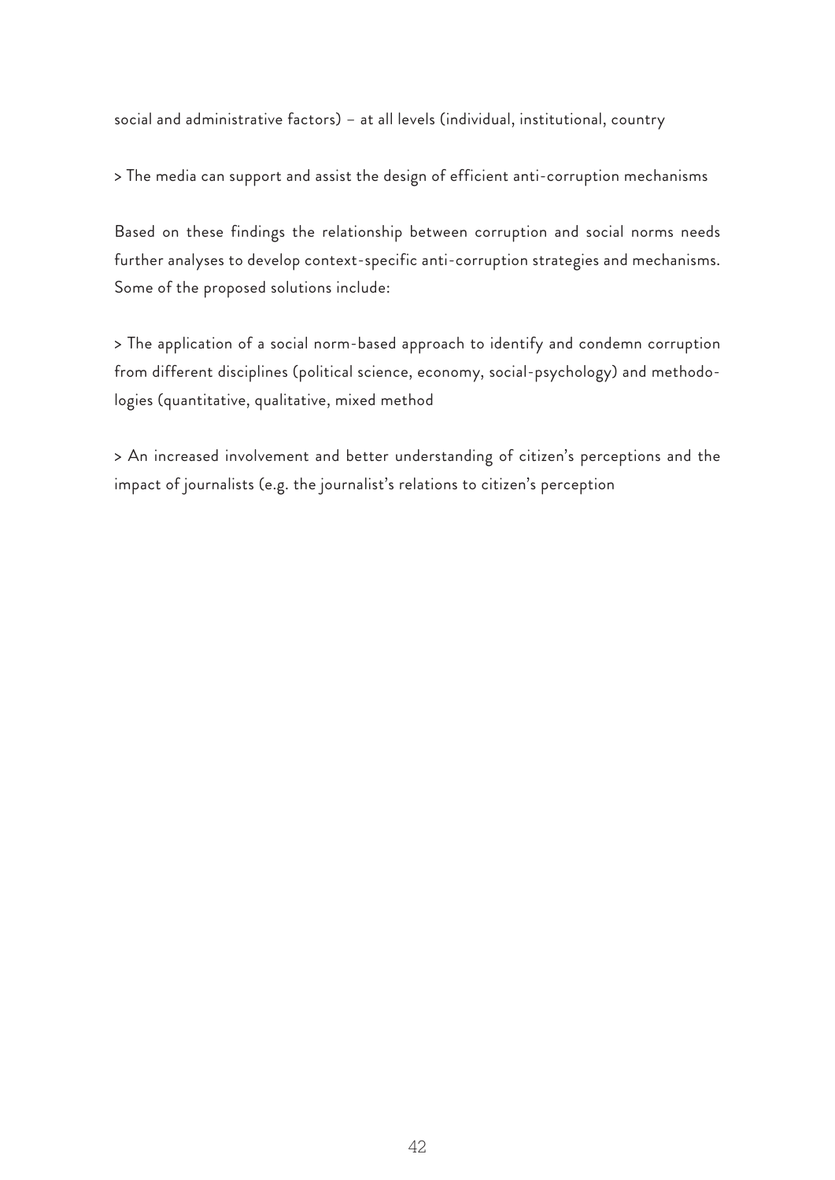social and administrative factors) – at all levels (individual, institutional, country

> The media can support and assist the design of efficient anti-corruption mechanisms

Based on these findings the relationship between corruption and social norms needs further analyses to develop context-specific anti-corruption strategies and mechanisms. Some of the proposed solutions include:

> The application of a social norm-based approach to identify and condemn corruption from different disciplines (political science, economy, social-psychology) and methodologies (quantitative, qualitative, mixed method

> An increased involvement and better understanding of citizen's perceptions and the impact of journalists (e.g. the journalist's relations to citizen's perception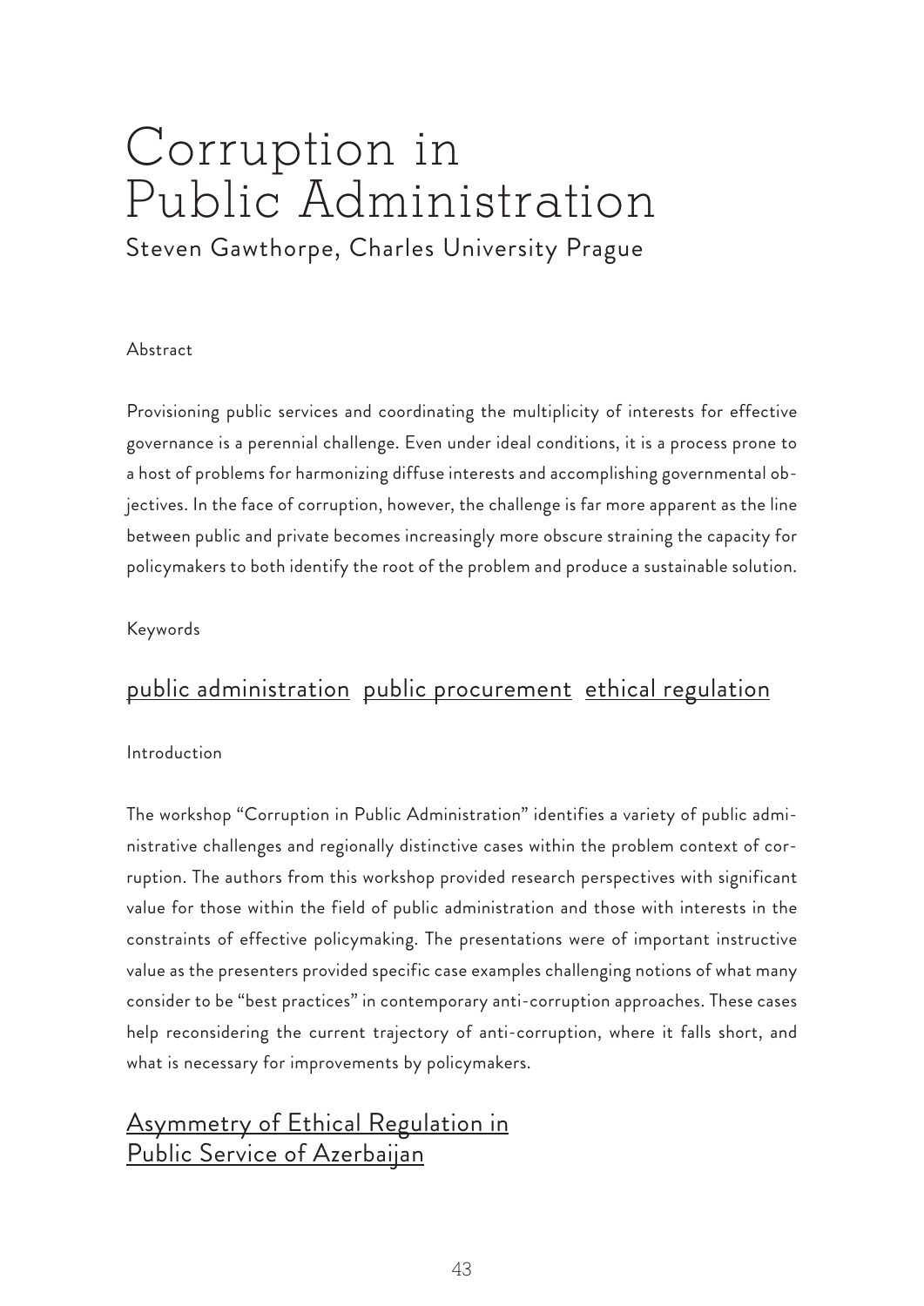# Corruption in Public Administration

Steven Gawthorpe, Charles University Prague

Abstract

Provisioning public services and coordinating the multiplicity of interests for effective governance is a perennial challenge. Even under ideal conditions, it is a process prone to a host of problems for harmonizing diffuse interests and accomplishing governmental objectives. In the face of corruption, however, the challenge is far more apparent as the line between public and private becomes increasingly more obscure straining the capacity for policymakers to both identify the root of the problem and produce a sustainable solution.

Keywords

public administration public procurement ethical regulation

Introduction

The workshop "Corruption in Public Administration" identifies a variety of public administrative challenges and regionally distinctive cases within the problem context of corruption. The authors from this workshop provided research perspectives with significant value for those within the field of public administration and those with interests in the constraints of effective policymaking. The presentations were of important instructive value as the presenters provided specific case examples challenging notions of what many consider to be "best practices" in contemporary anti-corruption approaches. These cases help reconsidering the current trajectory of anti-corruption, where it falls short, and what is necessary for improvements by policymakers.

## Asymmetry of Ethical Regulation in Public Service of Azerbaijan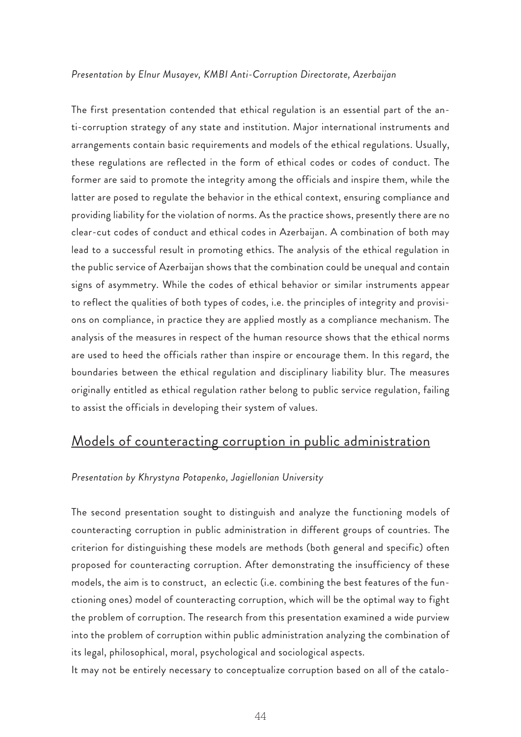*Presentation by Elnur Musayev, KMBI Anti-Corruption Directorate, Azerbaijan*

The first presentation contended that ethical regulation is an essential part of the anti-corruption strategy of any state and institution. Major international instruments and arrangements contain basic requirements and models of the ethical regulations. Usually, these regulations are reflected in the form of ethical codes or codes of conduct. The former are said to promote the integrity among the officials and inspire them, while the latter are posed to regulate the behavior in the ethical context, ensuring compliance and providing liability for the violation of norms. As the practice shows, presently there are no clear-cut codes of conduct and ethical codes in Azerbaijan. A combination of both may lead to a successful result in promoting ethics. The analysis of the ethical regulation in the public service of Azerbaijan shows that the combination could be unequal and contain signs of asymmetry. While the codes of ethical behavior or similar instruments appear to reflect the qualities of both types of codes, i.e. the principles of integrity and provisions on compliance, in practice they are applied mostly as a compliance mechanism. The analysis of the measures in respect of the human resource shows that the ethical norms are used to heed the officials rather than inspire or encourage them. In this regard, the boundaries between the ethical regulation and disciplinary liability blur. The measures originally entitled as ethical regulation rather belong to public service regulation, failing to assist the officials in developing their system of values.

## Models of counteracting corruption in public administration

*Presentation by Khrystyna Potapenko, Jagiellonian University*

The second presentation sought to distinguish and analyze the functioning models of counteracting corruption in public administration in different groups of countries. The criterion for distinguishing these models are methods (both general and specific) often proposed for counteracting corruption. After demonstrating the insufficiency of these models, the aim is to construct, an eclectic (i.e. combining the best features of the functioning ones) model of counteracting corruption, which will be the optimal way to fight the problem of corruption. The research from this presentation examined a wide purview into the problem of corruption within public administration analyzing the combination of its legal, philosophical, moral, psychological and sociological aspects.

It may not be entirely necessary to conceptualize corruption based on all of the catalo-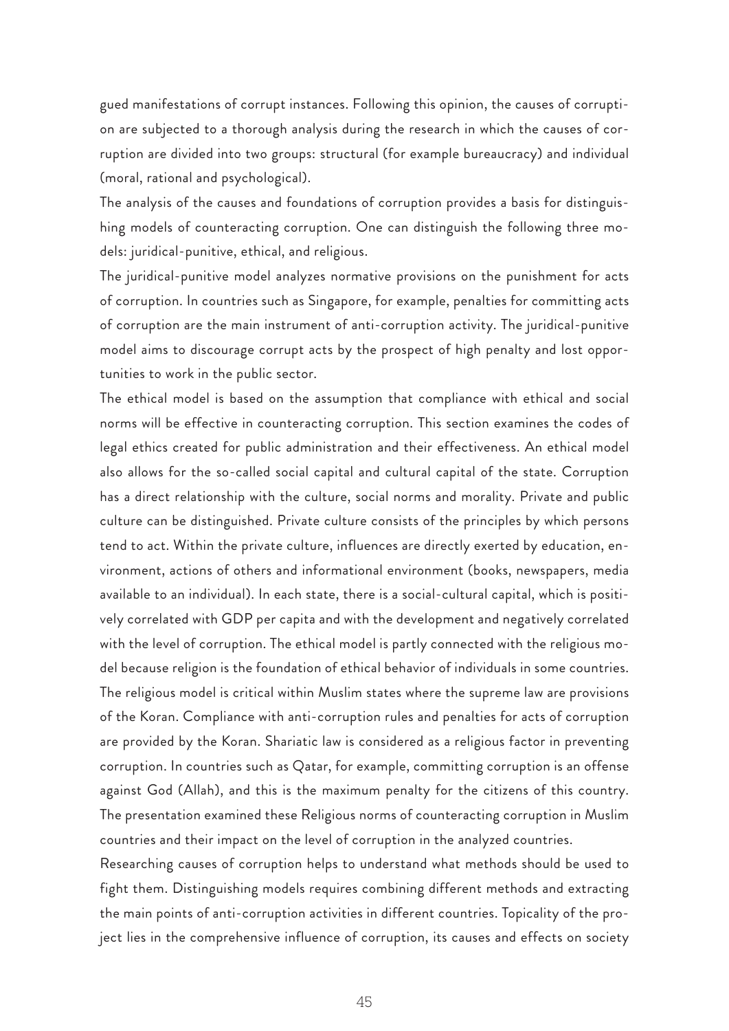gued manifestations of corrupt instances. Following this opinion, the causes of corruption are subjected to a thorough analysis during the research in which the causes of corruption are divided into two groups: structural (for example bureaucracy) and individual (moral, rational and psychological).

The analysis of the causes and foundations of corruption provides a basis for distinguishing models of counteracting corruption. One can distinguish the following three models: juridical-punitive, ethical, and religious.

The juridical-punitive model analyzes normative provisions on the punishment for acts of corruption. In countries such as Singapore, for example, penalties for committing acts of corruption are the main instrument of anti-corruption activity. The juridical-punitive model aims to discourage corrupt acts by the prospect of high penalty and lost opportunities to work in the public sector.

The ethical model is based on the assumption that compliance with ethical and social norms will be effective in counteracting corruption. This section examines the codes of legal ethics created for public administration and their effectiveness. An ethical model also allows for the so-called social capital and cultural capital of the state. Corruption has a direct relationship with the culture, social norms and morality. Private and public culture can be distinguished. Private culture consists of the principles by which persons tend to act. Within the private culture, influences are directly exerted by education, environment, actions of others and informational environment (books, newspapers, media available to an individual). In each state, there is a social-cultural capital, which is positively correlated with GDP per capita and with the development and negatively correlated with the level of corruption. The ethical model is partly connected with the religious model because religion is the foundation of ethical behavior of individuals in some countries.

The religious model is critical within Muslim states where the supreme law are provisions of the Koran. Compliance with anti-corruption rules and penalties for acts of corruption are provided by the Koran. Shariatic law is considered as a religious factor in preventing corruption. In countries such as Qatar, for example, committing corruption is an offense against God (Allah), and this is the maximum penalty for the citizens of this country. The presentation examined these Religious norms of counteracting corruption in Muslim countries and their impact on the level of corruption in the analyzed countries.

Researching causes of corruption helps to understand what methods should be used to fight them. Distinguishing models requires combining different methods and extracting the main points of anti-corruption activities in different countries. Topicality of the project lies in the comprehensive influence of corruption, its causes and effects on society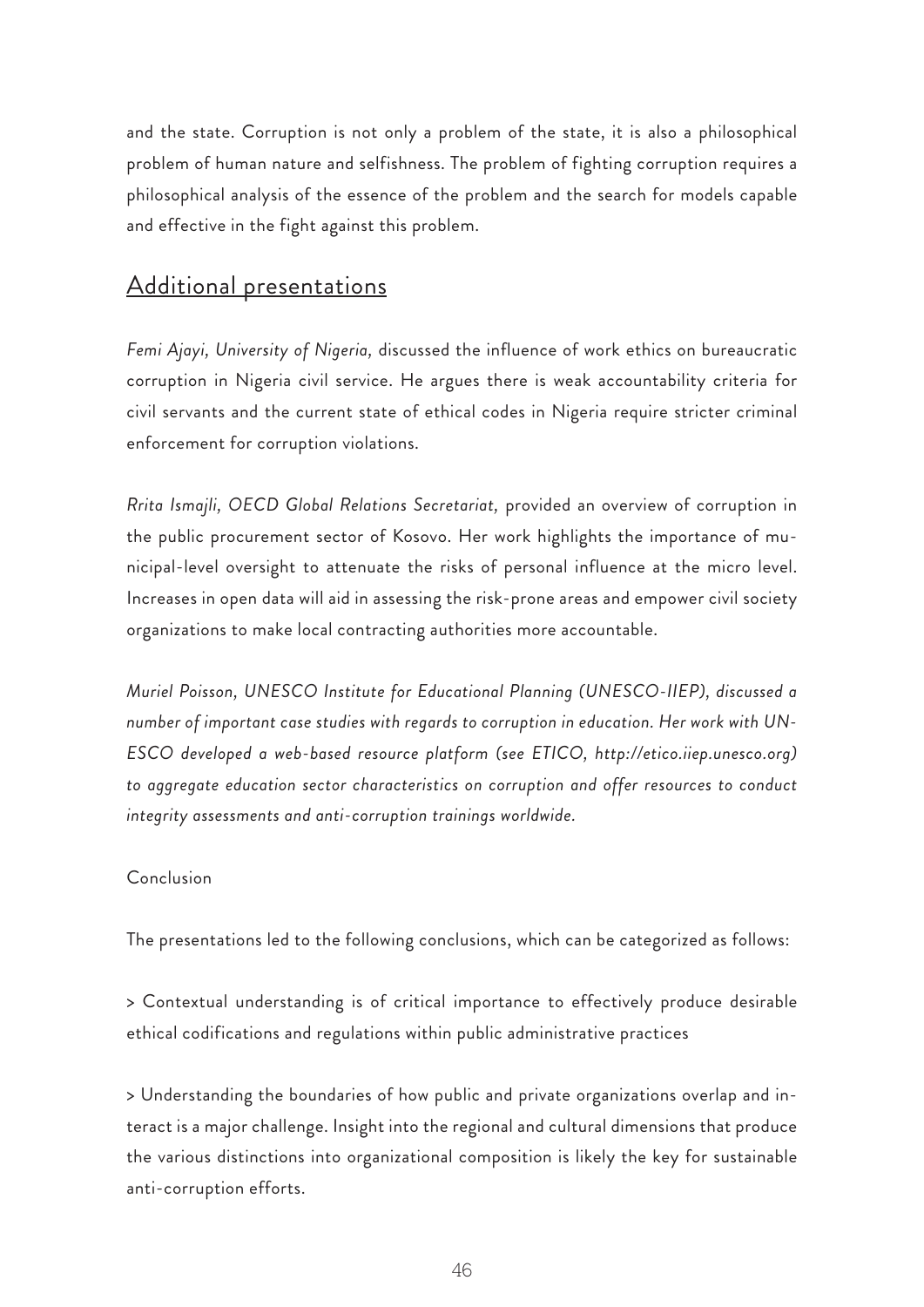and the state. Corruption is not only a problem of the state, it is also a philosophical problem of human nature and selfishness. The problem of fighting corruption requires a philosophical analysis of the essence of the problem and the search for models capable and effective in the fight against this problem.

## Additional presentations

*Femi Ajayi, University of Nigeria,* discussed the influence of work ethics on bureaucratic corruption in Nigeria civil service. He argues there is weak accountability criteria for civil servants and the current state of ethical codes in Nigeria require stricter criminal enforcement for corruption violations.

*Rrita Ismajli, OECD Global Relations Secretariat,* provided an overview of corruption in the public procurement sector of Kosovo. Her work highlights the importance of municipal-level oversight to attenuate the risks of personal influence at the micro level. Increases in open data will aid in assessing the risk-prone areas and empower civil society organizations to make local contracting authorities more accountable.

*Muriel Poisson, UNESCO Institute for Educational Planning (UNESCO-IIEP), discussed a number of important case studies with regards to corruption in education. Her work with UNESCO developed a web-based resource platform (see ETICO, http://etico.iiep.unesco.org) to aggregate education sector characteristics on corruption and offer resources to conduct integrity assessments and anti-corruption trainings worldwide.*

Conclusion

The presentations led to the following conclusions, which can be categorized as follows:

> Contextual understanding is of critical importance to effectively produce desirable ethical codifications and regulations within public administrative practices

> Understanding the boundaries of how public and private organizations overlap and interact is a major challenge. Insight into the regional and cultural dimensions that produce the various distinctions into organizational composition is likely the key for sustainable anti-corruption efforts.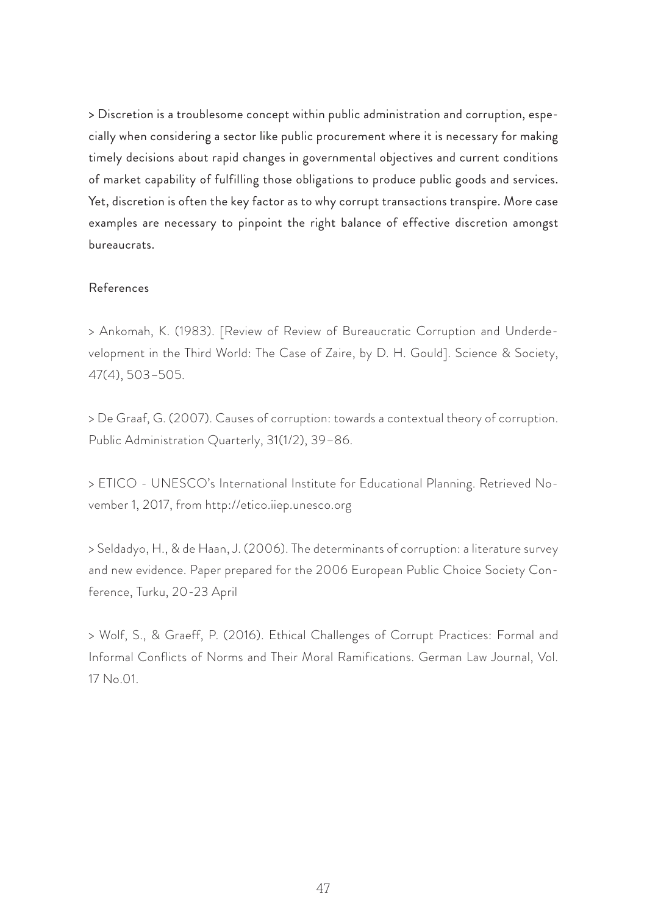> Discretion is a troublesome concept within public administration and corruption, especially when considering a sector like public procurement where it is necessary for making timely decisions about rapid changes in governmental objectives and current conditions of market capability of fulfilling those obligations to produce public goods and services. Yet, discretion is often the key factor as to why corrupt transactions transpire. More case examples are necessary to pinpoint the right balance of effective discretion amongst bureaucrats.

References

> Ankomah, K. (1983). [Review of Review of Bureaucratic Corruption and Underdevelopment in the Third World: The Case of Zaire, by D. H. Gould]. Science & Society, 47(4), 503–505.

> De Graaf, G. (2007). Causes of corruption: towards a contextual theory of corruption. Public Administration Quarterly, 31(1/2), 39–86.

> ETICO - UNESCO's International Institute for Educational Planning. Retrieved November 1, 2017, from http://etico.iiep.unesco.org

> Seldadyo, H., & de Haan, J. (2006). The determinants of corruption: a literature survey and new evidence. Paper prepared for the 2006 European Public Choice Society Conference, Turku, 20-23 April

> Wolf, S., & Graeff, P. (2016). Ethical Challenges of Corrupt Practices: Formal and Informal Conflicts of Norms and Their Moral Ramifications. German Law Journal, Vol. 17 No.01.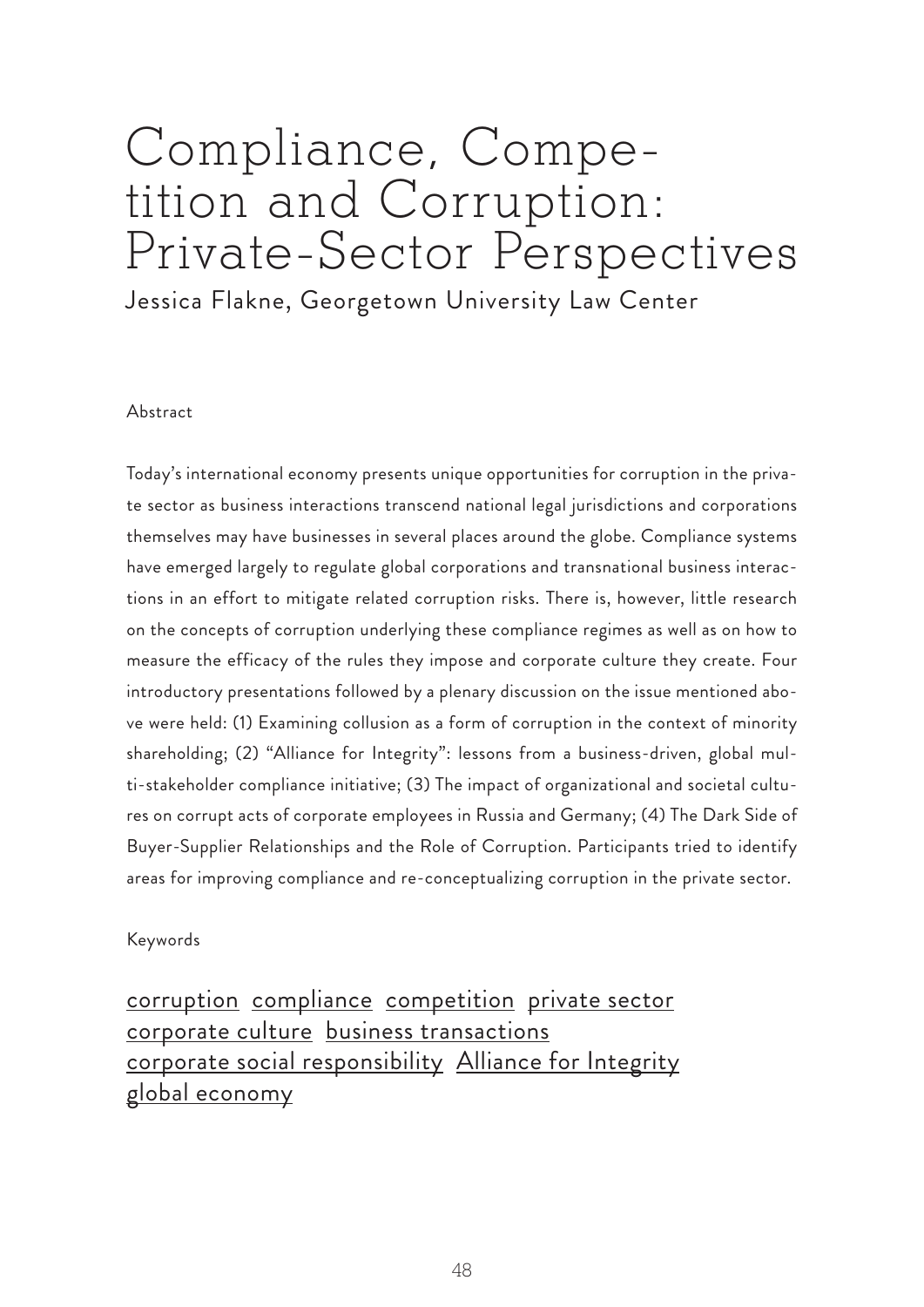# Compliance, Competition and Corruption: Private-Sector Perspectives

Jessica Flakne, Georgetown University Law Center

Abstract

Today's international economy presents unique opportunities for corruption in the private sector as business interactions transcend national legal jurisdictions and corporations themselves may have businesses in several places around the globe. Compliance systems have emerged largely to regulate global corporations and transnational business interactions in an effort to mitigate related corruption risks. There is, however, little research on the concepts of corruption underlying these compliance regimes as well as on how to measure the efficacy of the rules they impose and corporate culture they create. Four introductory presentations followed by a plenary discussion on the issue mentioned above were held: (1) Examining collusion as a form of corruption in the context of minority shareholding; (2) "Alliance for Integrity": lessons from a business-driven, global multi-stakeholder compliance initiative; (3) The impact of organizational and societal cultures on corrupt acts of corporate employees in Russia and Germany; (4) The Dark Side of Buyer-Supplier Relationships and the Role of Corruption. Participants tried to identify areas for improving compliance and re-conceptualizing corruption in the private sector.

Keywords

corruption compliance competition private sector corporate culture business transactions corporate social responsibility Alliance for Integrity global economy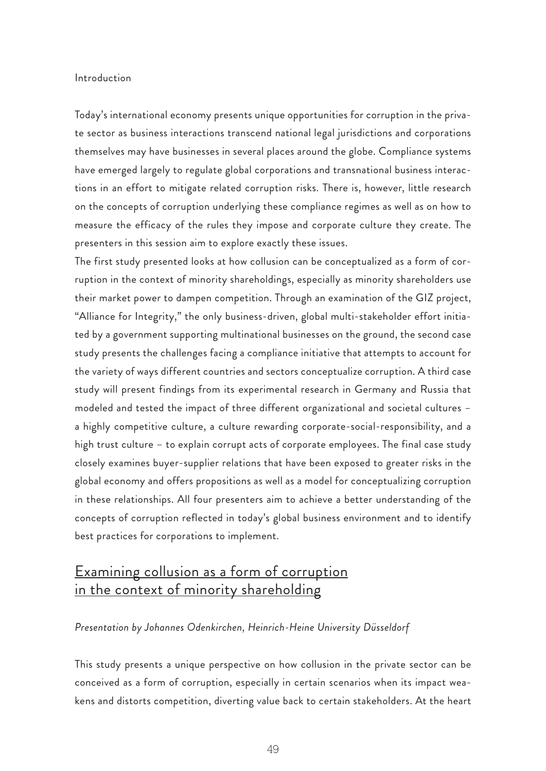Introduction

Today's international economy presents unique opportunities for corruption in the private sector as business interactions transcend national legal jurisdictions and corporations themselves may have businesses in several places around the globe. Compliance systems have emerged largely to regulate global corporations and transnational business interactions in an effort to mitigate related corruption risks. There is, however, little research on the concepts of corruption underlying these compliance regimes as well as on how to measure the efficacy of the rules they impose and corporate culture they create. The presenters in this session aim to explore exactly these issues.

The first study presented looks at how collusion can be conceptualized as a form of corruption in the context of minority shareholdings, especially as minority shareholders use their market power to dampen competition. Through an examination of the GIZ project, "Alliance for Integrity," the only business-driven, global multi-stakeholder effort initiated by a government supporting multinational businesses on the ground, the second case study presents the challenges facing a compliance initiative that attempts to account for the variety of ways different countries and sectors conceptualize corruption. A third case study will present findings from its experimental research in Germany and Russia that modeled and tested the impact of three different organizational and societal cultures – a highly competitive culture, a culture rewarding corporate-social-responsibility, and a high trust culture – to explain corrupt acts of corporate employees. The final case study closely examines buyer-supplier relations that have been exposed to greater risks in the global economy and offers propositions as well as a model for conceptualizing corruption in these relationships. All four presenters aim to achieve a better understanding of the concepts of corruption reflected in today's global business environment and to identify best practices for corporations to implement.

## Examining collusion as a form of corruption in the context of minority shareholding

*Presentation by Johannes Odenkirchen, Heinrich-Heine University Düsseldorf*

This study presents a unique perspective on how collusion in the private sector can be conceived as a form of corruption, especially in certain scenarios when its impact weakens and distorts competition, diverting value back to certain stakeholders. At the heart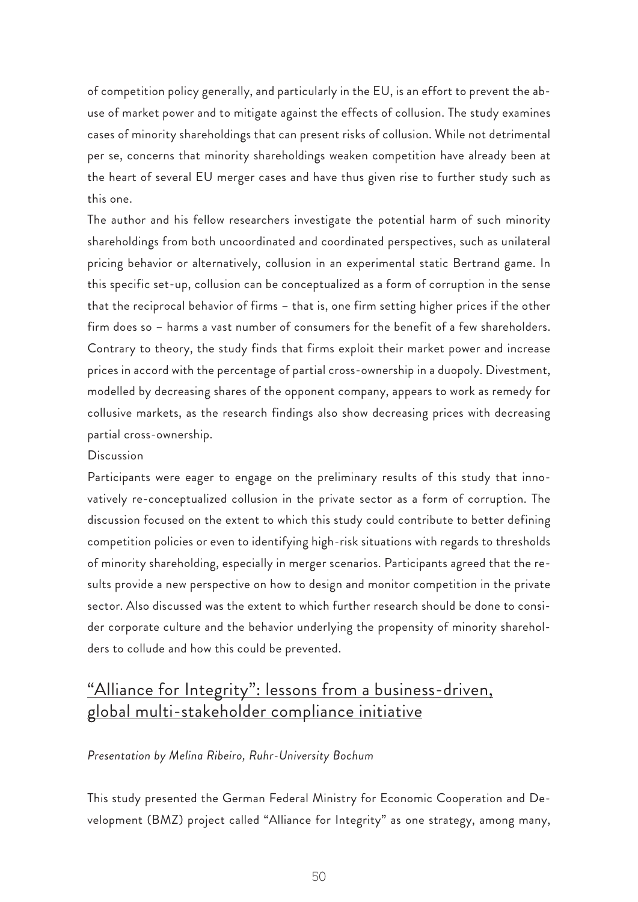of competition policy generally, and particularly in the EU, is an effort to prevent the abuse of market power and to mitigate against the effects of collusion. The study examines cases of minority shareholdings that can present risks of collusion. While not detrimental per se, concerns that minority shareholdings weaken competition have already been at the heart of several EU merger cases and have thus given rise to further study such as this one.

The author and his fellow researchers investigate the potential harm of such minority shareholdings from both uncoordinated and coordinated perspectives, such as unilateral pricing behavior or alternatively, collusion in an experimental static Bertrand game. In this specific set-up, collusion can be conceptualized as a form of corruption in the sense that the reciprocal behavior of firms – that is, one firm setting higher prices if the other firm does so – harms a vast number of consumers for the benefit of a few shareholders. Contrary to theory, the study finds that firms exploit their market power and increase prices in accord with the percentage of partial cross-ownership in a duopoly. Divestment, modelled by decreasing shares of the opponent company, appears to work as remedy for collusive markets, as the research findings also show decreasing prices with decreasing partial cross-ownership.

Discussion

Participants were eager to engage on the preliminary results of this study that innovatively re-conceptualized collusion in the private sector as a form of corruption. The discussion focused on the extent to which this study could contribute to better defining competition policies or even to identifying high-risk situations with regards to thresholds of minority shareholding, especially in merger scenarios. Participants agreed that the results provide a new perspective on how to design and monitor competition in the private sector. Also discussed was the extent to which further research should be done to consider corporate culture and the behavior underlying the propensity of minority shareholders to collude and how this could be prevented.

## "Alliance for Integrity": lessons from a business-driven, global multi-stakeholder compliance initiative

*Presentation by Melina Ribeiro, Ruhr-University Bochum*

This study presented the German Federal Ministry for Economic Cooperation and Development (BMZ) project called "Alliance for Integrity" as one strategy, among many,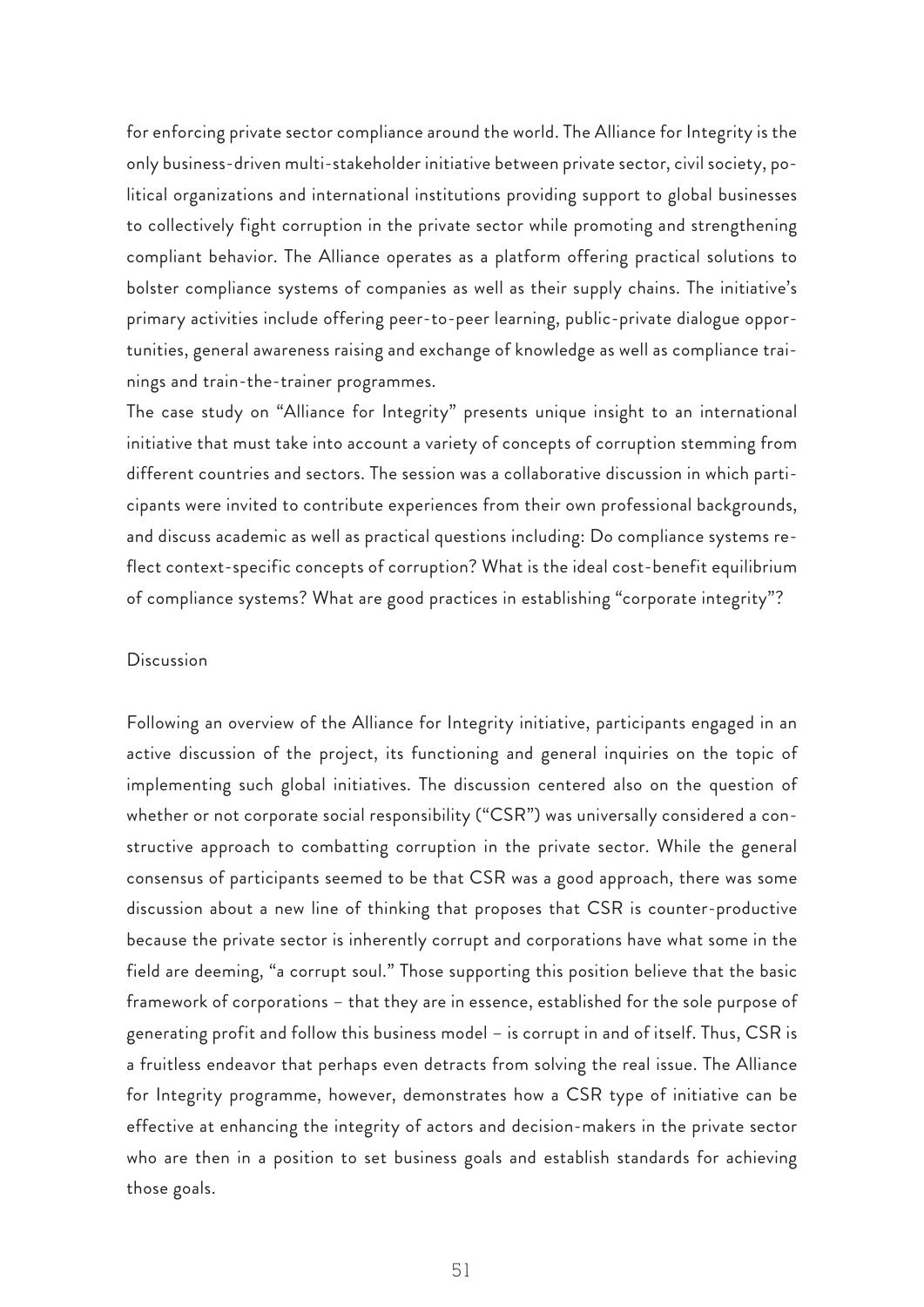for enforcing private sector compliance around the world. The Alliance for Integrity is the only business-driven multi-stakeholder initiative between private sector, civil society, political organizations and international institutions providing support to global businesses to collectively fight corruption in the private sector while promoting and strengthening compliant behavior. The Alliance operates as a platform offering practical solutions to bolster compliance systems of companies as well as their supply chains. The initiative's primary activities include offering peer-to-peer learning, public-private dialogue opportunities, general awareness raising and exchange of knowledge as well as compliance trainings and train-the-trainer programmes.

The case study on "Alliance for Integrity" presents unique insight to an international initiative that must take into account a variety of concepts of corruption stemming from different countries and sectors. The session was a collaborative discussion in which participants were invited to contribute experiences from their own professional backgrounds, and discuss academic as well as practical questions including: Do compliance systems reflect context-specific concepts of corruption? What is the ideal cost-benefit equilibrium of compliance systems? What are good practices in establishing "corporate integrity"?

## Discussion

Following an overview of the Alliance for Integrity initiative, participants engaged in an active discussion of the project, its functioning and general inquiries on the topic of implementing such global initiatives. The discussion centered also on the question of whether or not corporate social responsibility ("CSR") was universally considered a constructive approach to combatting corruption in the private sector. While the general consensus of participants seemed to be that CSR was a good approach, there was some discussion about a new line of thinking that proposes that CSR is counter-productive because the private sector is inherently corrupt and corporations have what some in the field are deeming, "a corrupt soul." Those supporting this position believe that the basic framework of corporations – that they are in essence, established for the sole purpose of generating profit and follow this business model – is corrupt in and of itself. Thus, CSR is a fruitless endeavor that perhaps even detracts from solving the real issue. The Alliance for Integrity programme, however, demonstrates how a CSR type of initiative can be effective at enhancing the integrity of actors and decision-makers in the private sector who are then in a position to set business goals and establish standards for achieving those goals.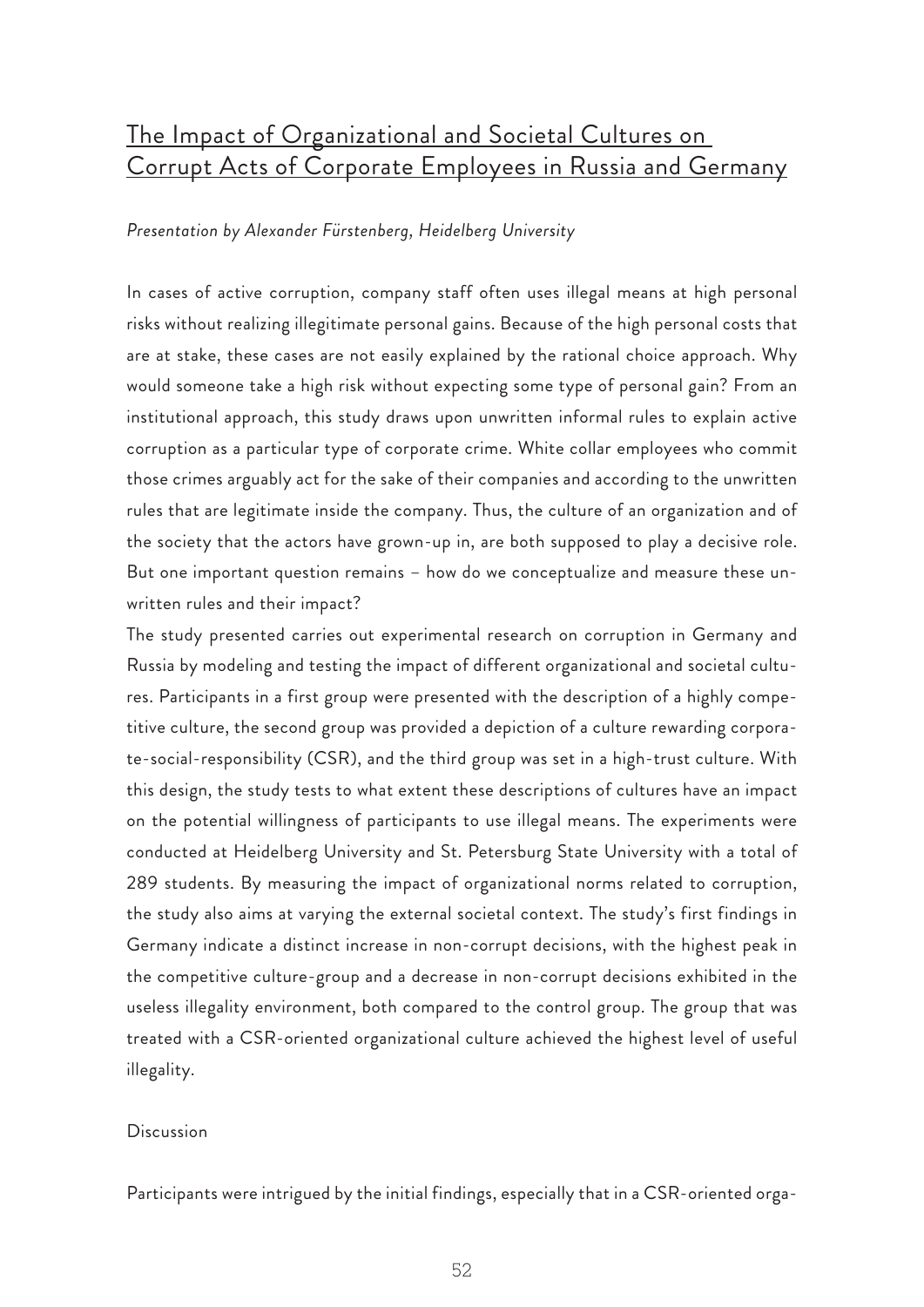## The Impact of Organizational and Societal Cultures on Corrupt Acts of Corporate Employees in Russia and Germany

*Presentation by Alexander Fürstenberg, Heidelberg University*

In cases of active corruption, company staff often uses illegal means at high personal risks without realizing illegitimate personal gains. Because of the high personal costs that are at stake, these cases are not easily explained by the rational choice approach. Why would someone take a high risk without expecting some type of personal gain? From an institutional approach, this study draws upon unwritten informal rules to explain active corruption as a particular type of corporate crime. White collar employees who commit those crimes arguably act for the sake of their companies and according to the unwritten rules that are legitimate inside the company. Thus, the culture of an organization and of the society that the actors have grown-up in, are both supposed to play a decisive role. But one important question remains – how do we conceptualize and measure these unwritten rules and their impact?

The study presented carries out experimental research on corruption in Germany and Russia by modeling and testing the impact of different organizational and societal cultures. Participants in a first group were presented with the description of a highly competitive culture, the second group was provided a depiction of a culture rewarding corporate-social-responsibility (CSR), and the third group was set in a high-trust culture. With this design, the study tests to what extent these descriptions of cultures have an impact on the potential willingness of participants to use illegal means. The experiments were conducted at Heidelberg University and St. Petersburg State University with a total of 289 students. By measuring the impact of organizational norms related to corruption, the study also aims at varying the external societal context. The study's first findings in Germany indicate a distinct increase in non-corrupt decisions, with the highest peak in the competitive culture-group and a decrease in non-corrupt decisions exhibited in the useless illegality environment, both compared to the control group. The group that was treated with a CSR-oriented organizational culture achieved the highest level of useful illegality.

Discussion

Participants were intrigued by the initial findings, especially that in a CSR-oriented orga-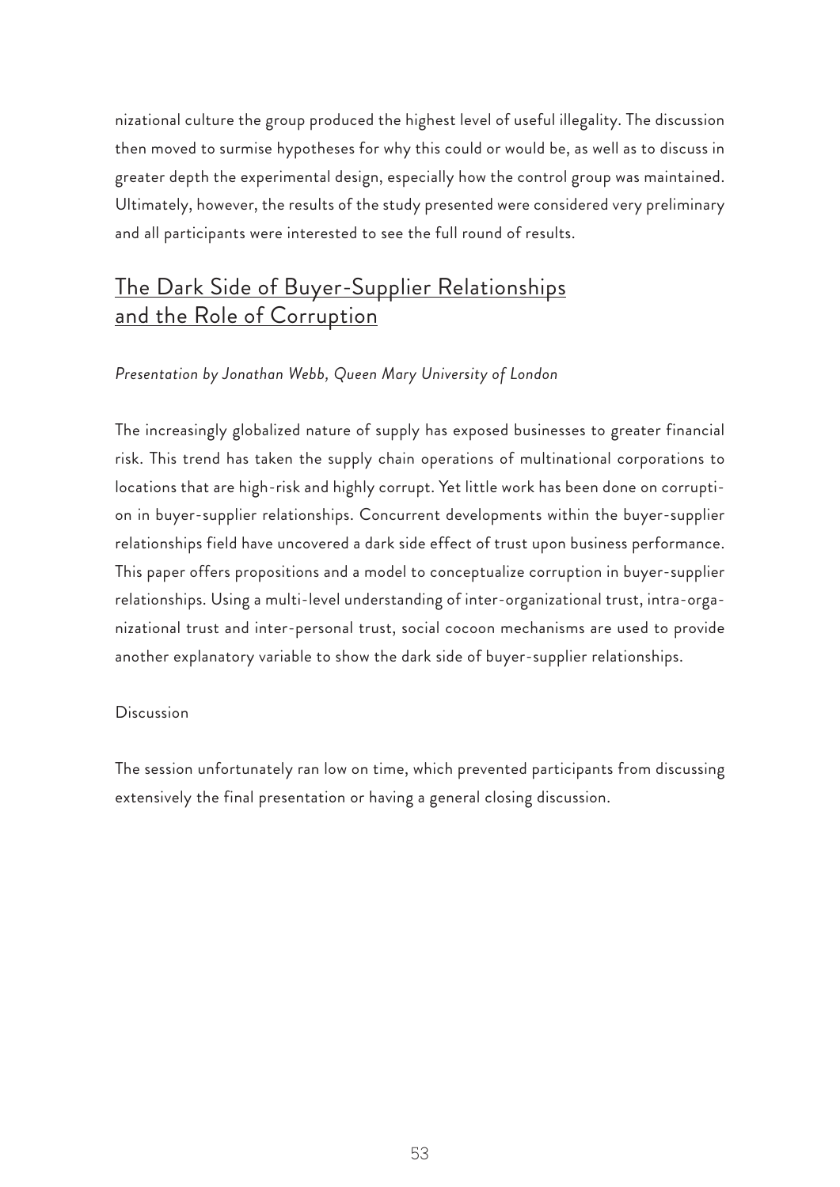nizational culture the group produced the highest level of useful illegality. The discussion then moved to surmise hypotheses for why this could or would be, as well as to discuss in greater depth the experimental design, especially how the control group was maintained. Ultimately, however, the results of the study presented were considered very preliminary and all participants were interested to see the full round of results.

## The Dark Side of Buyer-Supplier Relationships and the Role of Corruption

*Presentation by Jonathan Webb, Queen Mary University of London*

The increasingly globalized nature of supply has exposed businesses to greater financial risk. This trend has taken the supply chain operations of multinational corporations to locations that are high-risk and highly corrupt. Yet little work has been done on corruption in buyer-supplier relationships. Concurrent developments within the buyer-supplier relationships field have uncovered a dark side effect of trust upon business performance. This paper offers propositions and a model to conceptualize corruption in buyer-supplier relationships. Using a multi-level understanding of inter-organizational trust, intra-organizational trust and inter-personal trust, social cocoon mechanisms are used to provide another explanatory variable to show the dark side of buyer-supplier relationships.

Discussion

The session unfortunately ran low on time, which prevented participants from discussing extensively the final presentation or having a general closing discussion.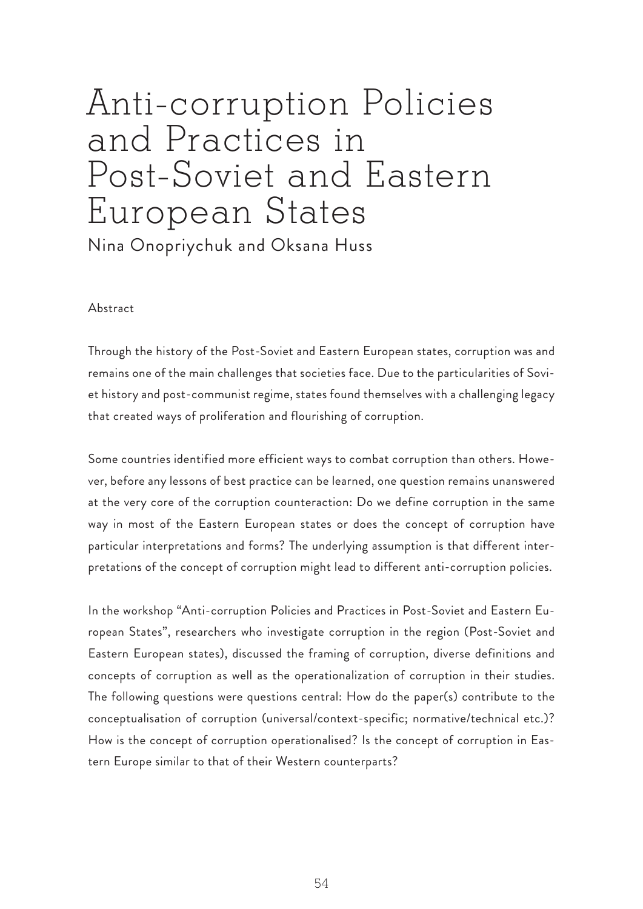# Anti-corruption Policies and Practices in Post-Soviet and Eastern European States

Nina Onopriychuk and Oksana Huss

Abstract

Through the history of the Post-Soviet and Eastern European states, corruption was and remains one of the main challenges that societies face. Due to the particularities of Soviet history and post-communist regime, states found themselves with a challenging legacy that created ways of proliferation and flourishing of corruption.

Some countries identified more efficient ways to combat corruption than others. However, before any lessons of best practice can be learned, one question remains unanswered at the very core of the corruption counteraction: Do we define corruption in the same way in most of the Eastern European states or does the concept of corruption have particular interpretations and forms? The underlying assumption is that different interpretations of the concept of corruption might lead to different anti-corruption policies.

In the workshop "Anti-corruption Policies and Practices in Post-Soviet and Eastern European States", researchers who investigate corruption in the region (Post-Soviet and Eastern European states), discussed the framing of corruption, diverse definitions and concepts of corruption as well as the operationalization of corruption in their studies. The following questions were questions central: How do the paper(s) contribute to the conceptualisation of corruption (universal/context-specific; normative/technical etc.)? How is the concept of corruption operationalised? Is the concept of corruption in Eastern Europe similar to that of their Western counterparts?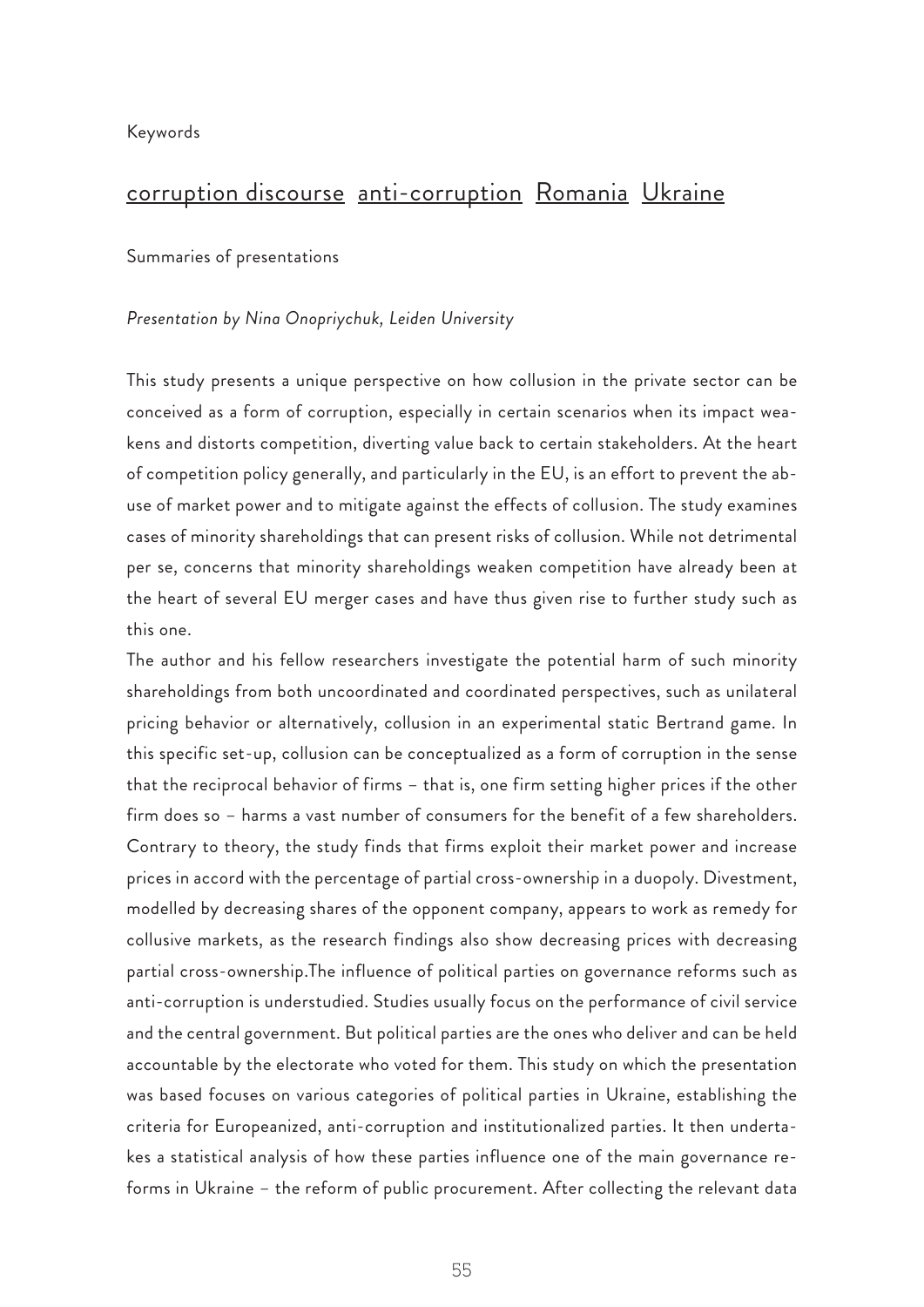Keywords

## corruption discourse anti-corruption Romania Ukraine

Summaries of presentations

*Presentation by Nina Onopriychuk, Leiden University*

This study presents a unique perspective on how collusion in the private sector can be conceived as a form of corruption, especially in certain scenarios when its impact weakens and distorts competition, diverting value back to certain stakeholders. At the heart of competition policy generally, and particularly in the EU, is an effort to prevent the abuse of market power and to mitigate against the effects of collusion. The study examines cases of minority shareholdings that can present risks of collusion. While not detrimental per se, concerns that minority shareholdings weaken competition have already been at the heart of several EU merger cases and have thus given rise to further study such as this one.

The author and his fellow researchers investigate the potential harm of such minority shareholdings from both uncoordinated and coordinated perspectives, such as unilateral pricing behavior or alternatively, collusion in an experimental static Bertrand game. In this specific set-up, collusion can be conceptualized as a form of corruption in the sense that the reciprocal behavior of firms – that is, one firm setting higher prices if the other firm does so – harms a vast number of consumers for the benefit of a few shareholders. Contrary to theory, the study finds that firms exploit their market power and increase prices in accord with the percentage of partial cross-ownership in a duopoly. Divestment, modelled by decreasing shares of the opponent company, appears to work as remedy for collusive markets, as the research findings also show decreasing prices with decreasing partial cross-ownership.The influence of political parties on governance reforms such as anti-corruption is understudied. Studies usually focus on the performance of civil service and the central government. But political parties are the ones who deliver and can be held accountable by the electorate who voted for them. This study on which the presentation was based focuses on various categories of political parties in Ukraine, establishing the criteria for Europeanized, anti-corruption and institutionalized parties. It then undertakes a statistical analysis of how these parties influence one of the main governance reforms in Ukraine – the reform of public procurement. After collecting the relevant data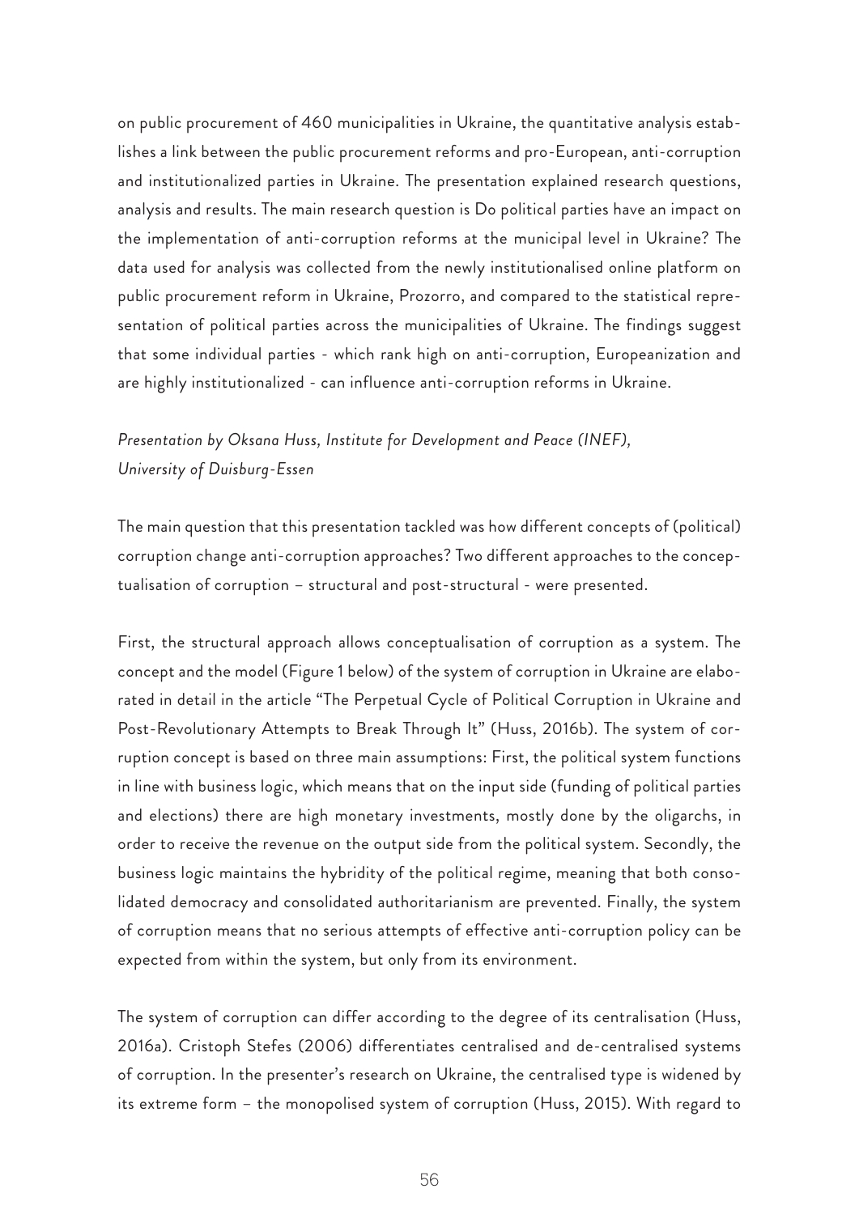on public procurement of 460 municipalities in Ukraine, the quantitative analysis establishes a link between the public procurement reforms and pro-European, anti-corruption and institutionalized parties in Ukraine. The presentation explained research questions, analysis and results. The main research question is Do political parties have an impact on the implementation of anti-corruption reforms at the municipal level in Ukraine? The data used for analysis was collected from the newly institutionalised online platform on public procurement reform in Ukraine, Prozorro, and compared to the statistical representation of political parties across the municipalities of Ukraine. The findings suggest that some individual parties - which rank high on anti-corruption, Europeanization and are highly institutionalized - can influence anti-corruption reforms in Ukraine.

*Presentation by Oksana Huss, Institute for Development and Peace (INEF), University of Duisburg-Essen*

The main question that this presentation tackled was how different concepts of (political) corruption change anti-corruption approaches? Two different approaches to the conceptualisation of corruption – structural and post-structural - were presented.

First, the structural approach allows conceptualisation of corruption as a system. The concept and the model (Figure 1 below) of the system of corruption in Ukraine are elaborated in detail in the article "The Perpetual Cycle of Political Corruption in Ukraine and Post-Revolutionary Attempts to Break Through It" (Huss, 2016b). The system of corruption concept is based on three main assumptions: First, the political system functions in line with business logic, which means that on the input side (funding of political parties and elections) there are high monetary investments, mostly done by the oligarchs, in order to receive the revenue on the output side from the political system. Secondly, the business logic maintains the hybridity of the political regime, meaning that both consolidated democracy and consolidated authoritarianism are prevented. Finally, the system of corruption means that no serious attempts of effective anti-corruption policy can be expected from within the system, but only from its environment.

The system of corruption can differ according to the degree of its centralisation (Huss, 2016a). Cristoph Stefes (2006) differentiates centralised and de-centralised systems of corruption. In the presenter's research on Ukraine, the centralised type is widened by its extreme form – the monopolised system of corruption (Huss, 2015). With regard to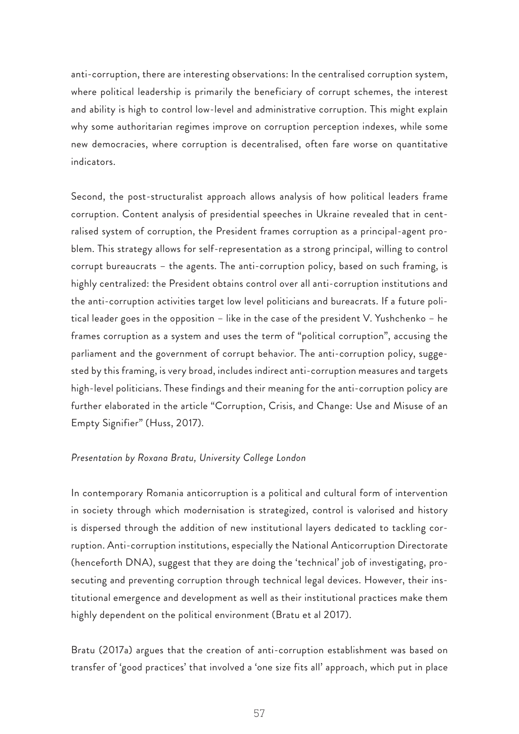anti-corruption, there are interesting observations: In the centralised corruption system, where political leadership is primarily the beneficiary of corrupt schemes, the interest and ability is high to control low-level and administrative corruption. This might explain why some authoritarian regimes improve on corruption perception indexes, while some new democracies, where corruption is decentralised, often fare worse on quantitative indicators.

Second, the post-structuralist approach allows analysis of how political leaders frame corruption. Content analysis of presidential speeches in Ukraine revealed that in centralised system of corruption, the President frames corruption as a principal-agent problem. This strategy allows for self-representation as a strong principal, willing to control corrupt bureaucrats – the agents. The anti-corruption policy, based on such framing, is highly centralized: the President obtains control over all anti-corruption institutions and the anti-corruption activities target low level politicians and bureacrats. If a future political leader goes in the opposition – like in the case of the president V. Yushchenko – he frames corruption as a system and uses the term of "political corruption", accusing the parliament and the government of corrupt behavior. The anti-corruption policy, suggested by this framing, is very broad, includes indirect anti-corruption measures and targets high-level politicians. These findings and their meaning for the anti-corruption policy are further elaborated in the article "Corruption, Crisis, and Change: Use and Misuse of an Empty Signifier" (Huss, 2017).

*Presentation by Roxana Bratu, University College London*

In contemporary Romania anticorruption is a political and cultural form of intervention in society through which modernisation is strategized, control is valorised and history is dispersed through the addition of new institutional layers dedicated to tackling corruption. Anti-corruption institutions, especially the National Anticorruption Directorate (henceforth DNA), suggest that they are doing the 'technical' job of investigating, prosecuting and preventing corruption through technical legal devices. However, their institutional emergence and development as well as their institutional practices make them highly dependent on the political environment (Bratu et al 2017).

Bratu (2017a) argues that the creation of anti-corruption establishment was based on transfer of 'good practices' that involved a 'one size fits all' approach, which put in place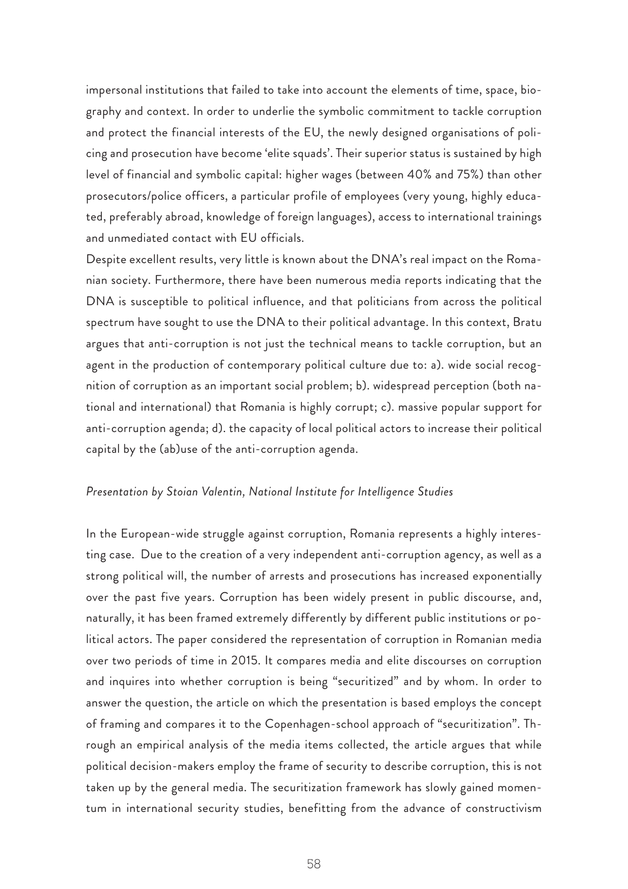impersonal institutions that failed to take into account the elements of time, space, biography and context. In order to underlie the symbolic commitment to tackle corruption and protect the financial interests of the EU, the newly designed organisations of policing and prosecution have become 'elite squads'. Their superior status is sustained by high level of financial and symbolic capital: higher wages (between 40% and 75%) than other prosecutors/police officers, a particular profile of employees (very young, highly educated, preferably abroad, knowledge of foreign languages), access to international trainings and unmediated contact with EU officials.

Despite excellent results, very little is known about the DNA's real impact on the Romanian society. Furthermore, there have been numerous media reports indicating that the DNA is susceptible to political influence, and that politicians from across the political spectrum have sought to use the DNA to their political advantage. In this context, Bratu argues that anti-corruption is not just the technical means to tackle corruption, but an agent in the production of contemporary political culture due to: a). wide social recognition of corruption as an important social problem; b). widespread perception (both national and international) that Romania is highly corrupt; c). massive popular support for anti-corruption agenda; d). the capacity of local political actors to increase their political capital by the (ab)use of the anti-corruption agenda.

*Presentation by Stoian Valentin, National Institute for Intelligence Studies*

In the European-wide struggle against corruption, Romania represents a highly interesting case. Due to the creation of a very independent anti-corruption agency, as well as a strong political will, the number of arrests and prosecutions has increased exponentially over the past five years. Corruption has been widely present in public discourse, and, naturally, it has been framed extremely differently by different public institutions or political actors. The paper considered the representation of corruption in Romanian media over two periods of time in 2015. It compares media and elite discourses on corruption and inquires into whether corruption is being "securitized" and by whom. In order to answer the question, the article on which the presentation is based employs the concept of framing and compares it to the Copenhagen-school approach of "securitization". Through an empirical analysis of the media items collected, the article argues that while political decision-makers employ the frame of security to describe corruption, this is not taken up by the general media. The securitization framework has slowly gained momentum in international security studies, benefitting from the advance of constructivism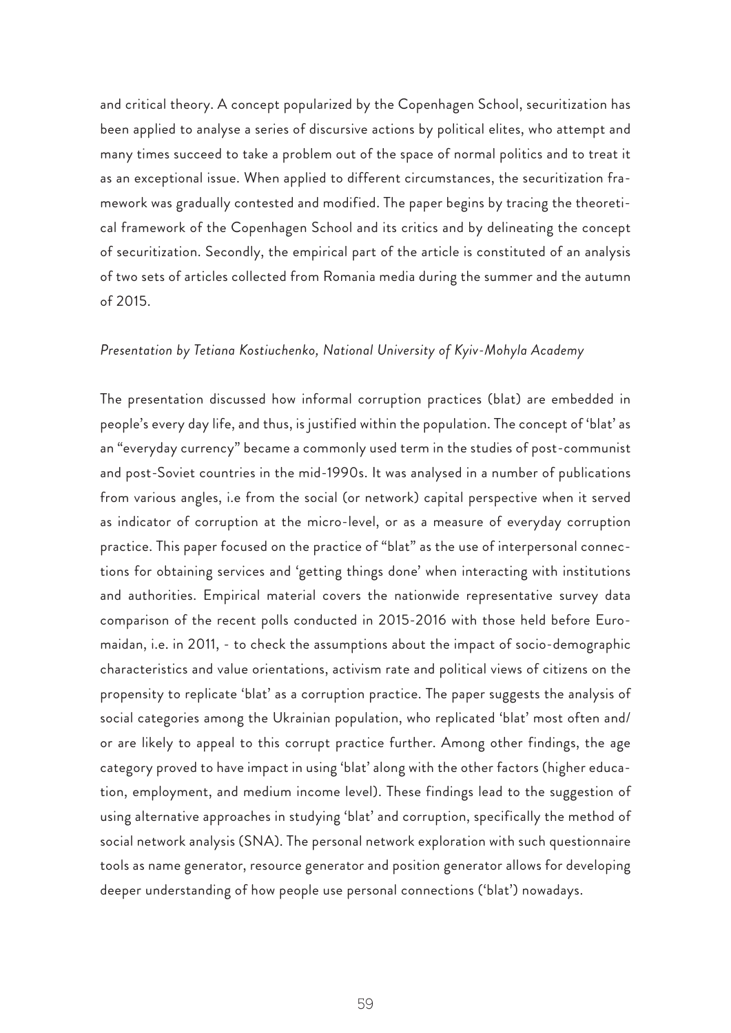and critical theory. A concept popularized by the Copenhagen School, securitization has been applied to analyse a series of discursive actions by political elites, who attempt and many times succeed to take a problem out of the space of normal politics and to treat it as an exceptional issue. When applied to different circumstances, the securitization framework was gradually contested and modified. The paper begins by tracing the theoretical framework of the Copenhagen School and its critics and by delineating the concept of securitization. Secondly, the empirical part of the article is constituted of an analysis of two sets of articles collected from Romania media during the summer and the autumn of 2015.

*Presentation by Tetiana Kostiuchenko, National University of Kyiv-Mohyla Academy*

The presentation discussed how informal corruption practices (blat) are embedded in people's every day life, and thus, is justified within the population. The concept of 'blat' as an "everyday currency" became a commonly used term in the studies of post-communist and post-Soviet countries in the mid-1990s. It was analysed in a number of publications from various angles, i.e from the social (or network) capital perspective when it served as indicator of corruption at the micro-level, or as a measure of everyday corruption practice. This paper focused on the practice of "blat" as the use of interpersonal connections for obtaining services and 'getting things done' when interacting with institutions and authorities. Empirical material covers the nationwide representative survey data comparison of the recent polls conducted in 2015-2016 with those held before Euromaidan, i.e. in 2011, - to check the assumptions about the impact of socio-demographic characteristics and value orientations, activism rate and political views of citizens on the propensity to replicate 'blat' as a corruption practice. The paper suggests the analysis of social categories among the Ukrainian population, who replicated 'blat' most often and/or are likely to appeal to this corrupt practice further. Among other findings, the age category proved to have impact in using 'blat' along with the other factors (higher education, employment, and medium income level). These findings lead to the suggestion of using alternative approaches in studying 'blat' and corruption, specifically the method of social network analysis (SNA). The personal network exploration with such questionnaire tools as name generator, resource generator and position generator allows for developing deeper understanding of how people use personal connections ('blat') nowadays.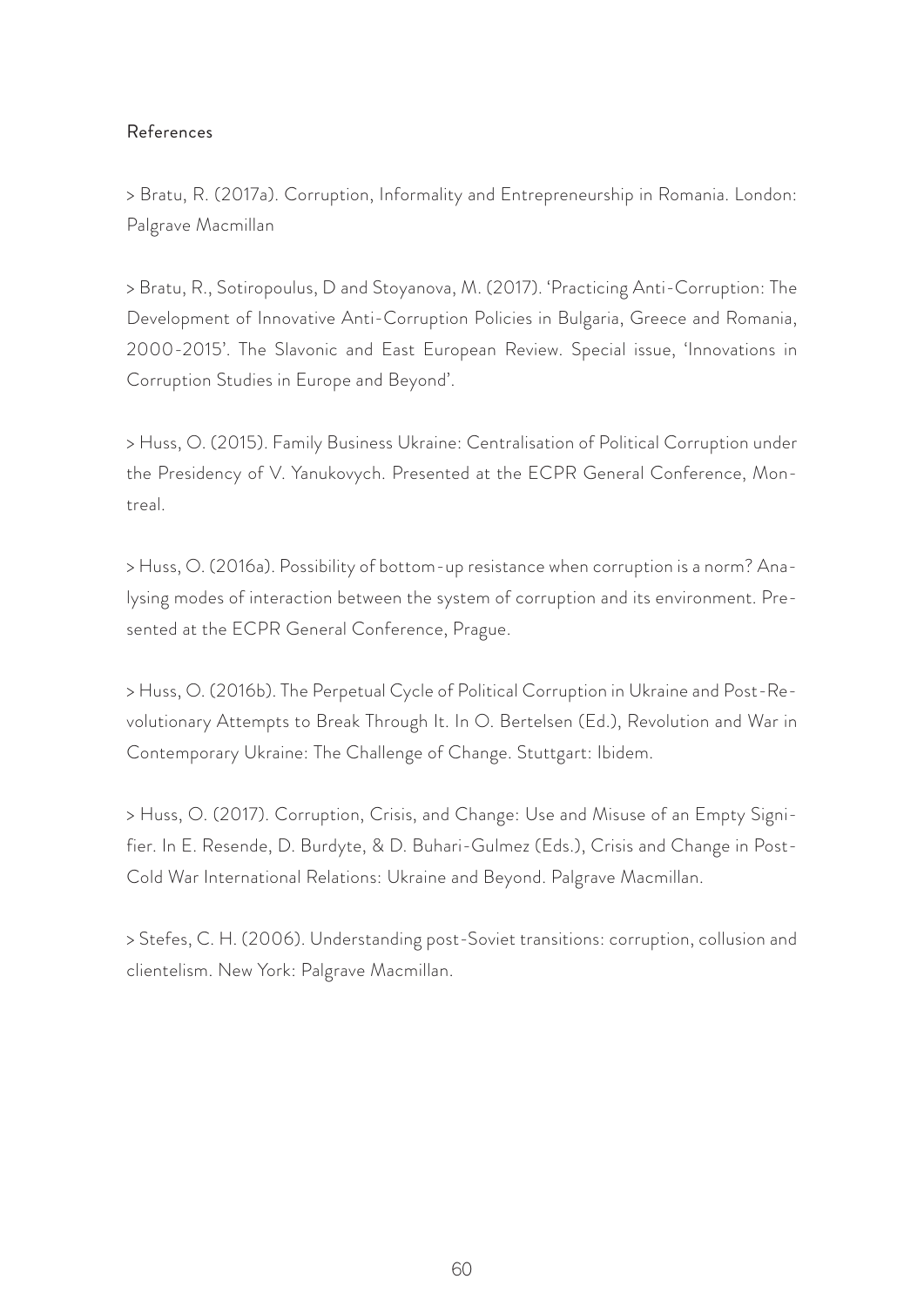References

> Bratu, R. (2017a). Corruption, Informality and Entrepreneurship in Romania. London: Palgrave Macmillan

> Bratu, R., Sotiropoulus, D and Stoyanova, M. (2017). 'Practicing Anti-Corruption: The Development of Innovative Anti-Corruption Policies in Bulgaria, Greece and Romania, 2000-2015'. The Slavonic and East European Review. Special issue, 'Innovations in Corruption Studies in Europe and Beyond'.

> Huss, O. (2015). Family Business Ukraine: Centralisation of Political Corruption under the Presidency of V. Yanukovych. Presented at the ECPR General Conference, Montreal.

> Huss, O. (2016a). Possibility of bottom-up resistance when corruption is a norm? Analysing modes of interaction between the system of corruption and its environment. Presented at the ECPR General Conference, Prague.

> Huss, O. (2016b). The Perpetual Cycle of Political Corruption in Ukraine and Post-Revolutionary Attempts to Break Through It. In O. Bertelsen (Ed.), Revolution and War in Contemporary Ukraine: The Challenge of Change. Stuttgart: Ibidem.

> Huss, O. (2017). Corruption, Crisis, and Change: Use and Misuse of an Empty Signifier. In E. Resende, D. Burdyte, & D. Buhari-Gulmez (Eds.), Crisis and Change in Post-Cold War International Relations: Ukraine and Beyond. Palgrave Macmillan.

> Stefes, C. H. (2006). Understanding post-Soviet transitions: corruption, collusion and clientelism. New York: Palgrave Macmillan.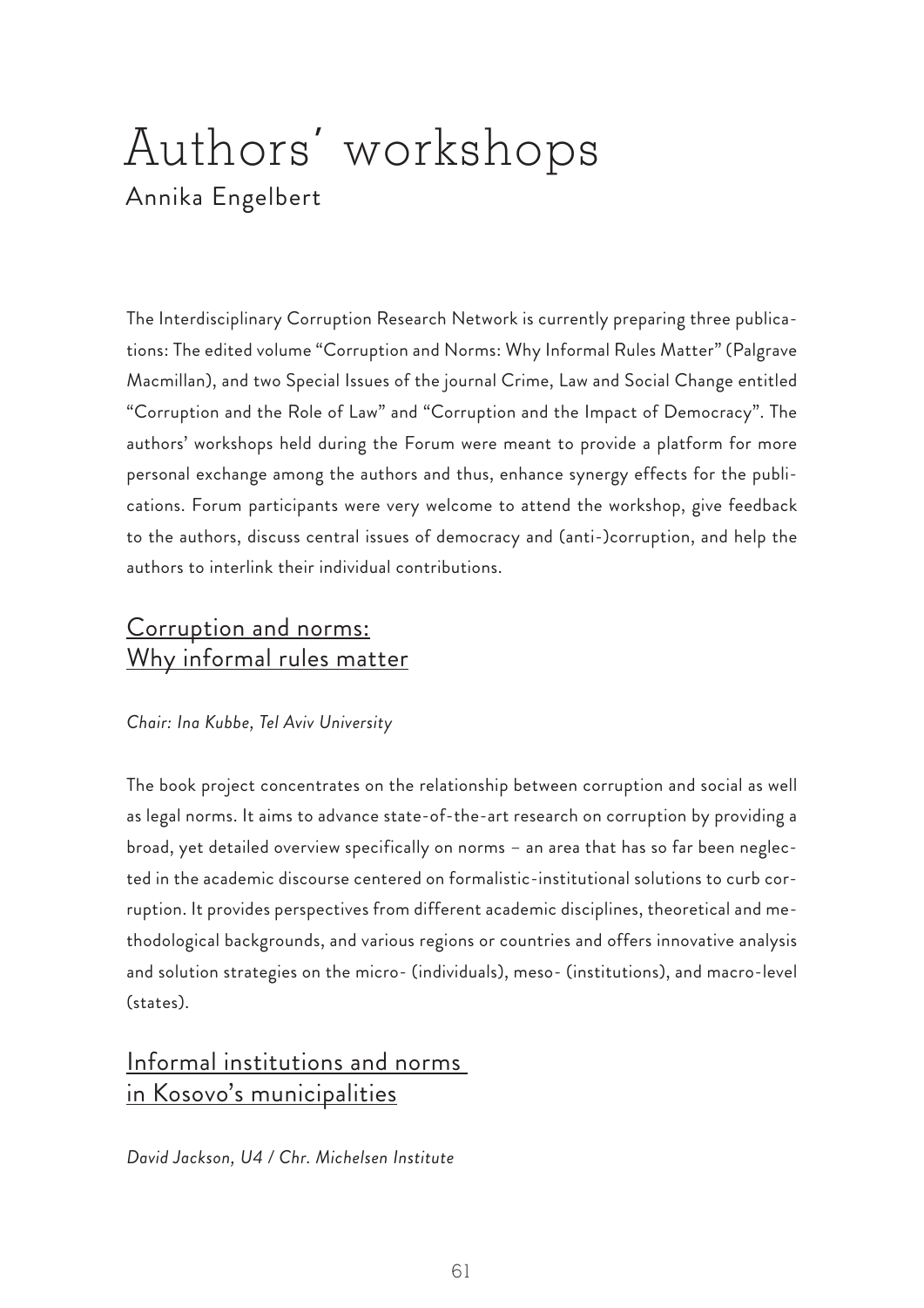# Authors' workshops

Annika Engelbert

The Interdisciplinary Corruption Research Network is currently preparing three publications: The edited volume "Corruption and Norms: Why Informal Rules Matter" (Palgrave Macmillan), and two Special Issues of the journal Crime, Law and Social Change entitled "Corruption and the Role of Law" and "Corruption and the Impact of Democracy". The authors' workshops held during the Forum were meant to provide a platform for more personal exchange among the authors and thus, enhance synergy effects for the publications. Forum participants were very welcome to attend the workshop, give feedback to the authors, discuss central issues of democracy and (anti-)corruption, and help the authors to interlink their individual contributions.

## Corruption and norms: Why informal rules matter

*Chair: Ina Kubbe, Tel Aviv University*

The book project concentrates on the relationship between corruption and social as well as legal norms. It aims to advance state-of-the-art research on corruption by providing a broad, yet detailed overview specifically on norms – an area that has so far been neglected in the academic discourse centered on formalistic-institutional solutions to curb corruption. It provides perspectives from different academic disciplines, theoretical and methodological backgrounds, and various regions or countries and offers innovative analysis and solution strategies on the micro- (individuals), meso- (institutions), and macro-level (states).

## Informal institutions and norms in Kosovo's municipalities

*David Jackson, U4 / Chr. Michelsen Institute*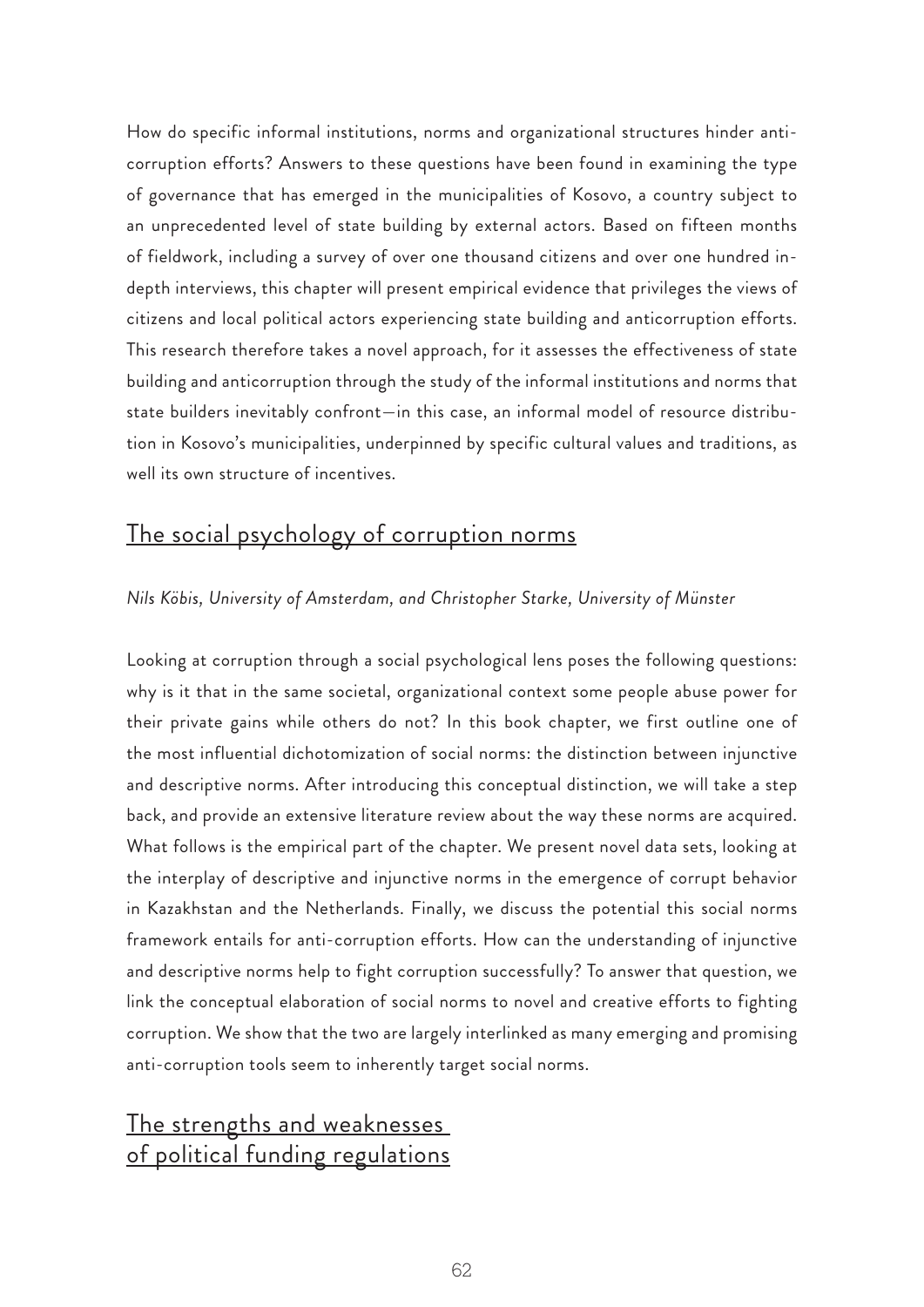How do specific informal institutions, norms and organizational structures hinder anti-corruption efforts? Answers to these questions have been found in examining the type of governance that has emerged in the municipalities of Kosovo, a country subject to an unprecedented level of state building by external actors. Based on fifteen months of fieldwork, including a survey of over one thousand citizens and over one hundred in-depth interviews, this chapter will present empirical evidence that privileges the views of citizens and local political actors experiencing state building and anticorruption efforts. This research therefore takes a novel approach, for it assesses the effectiveness of state building and anticorruption through the study of the informal institutions and norms that state builders inevitably confront—in this case, an informal model of resource distribution in Kosovo's municipalities, underpinned by specific cultural values and traditions, as well its own structure of incentives.

## The social psychology of corruption norms

*Nils Köbis, University of Amsterdam, and Christopher Starke, University of Münster*

Looking at corruption through a social psychological lens poses the following questions: why is it that in the same societal, organizational context some people abuse power for their private gains while others do not? In this book chapter, we first outline one of the most influential dichotomization of social norms: the distinction between injunctive and descriptive norms. After introducing this conceptual distinction, we will take a step back, and provide an extensive literature review about the way these norms are acquired. What follows is the empirical part of the chapter. We present novel data sets, looking at the interplay of descriptive and injunctive norms in the emergence of corrupt behavior in Kazakhstan and the Netherlands. Finally, we discuss the potential this social norms framework entails for anti-corruption efforts. How can the understanding of injunctive and descriptive norms help to fight corruption successfully? To answer that question, we link the conceptual elaboration of social norms to novel and creative efforts to fighting corruption. We show that the two are largely interlinked as many emerging and promising anti-corruption tools seem to inherently target social norms.

## The strengths and weaknesses of political funding regulations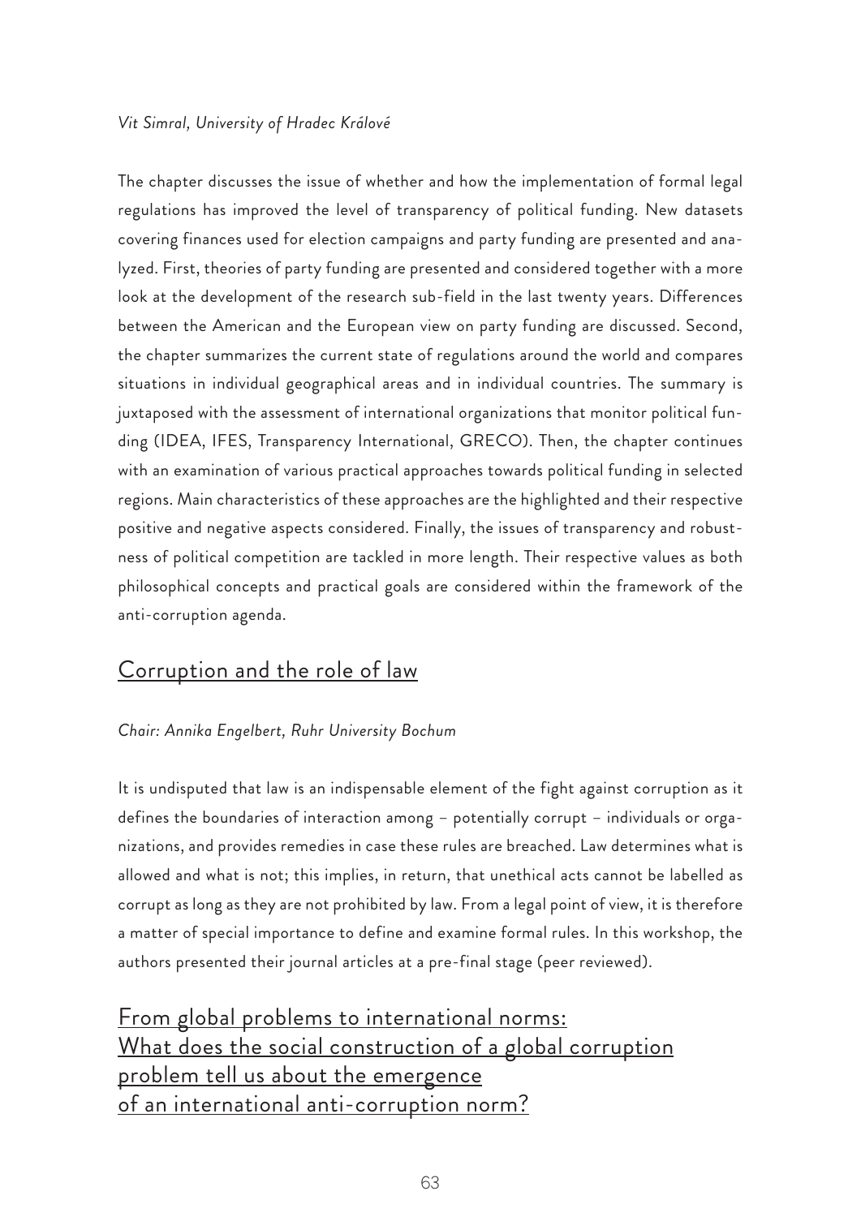*Vit Simral, University of Hradec Králové*

The chapter discusses the issue of whether and how the implementation of formal legal regulations has improved the level of transparency of political funding. New datasets covering finances used for election campaigns and party funding are presented and analyzed. First, theories of party funding are presented and considered together with a more look at the development of the research sub-field in the last twenty years. Differences between the American and the European view on party funding are discussed. Second, the chapter summarizes the current state of regulations around the world and compares situations in individual geographical areas and in individual countries. The summary is juxtaposed with the assessment of international organizations that monitor political funding (IDEA, IFES, Transparency International, GRECO). Then, the chapter continues with an examination of various practical approaches towards political funding in selected regions. Main characteristics of these approaches are the highlighted and their respective positive and negative aspects considered. Finally, the issues of transparency and robustness of political competition are tackled in more length. Their respective values as both philosophical concepts and practical goals are considered within the framework of the anti-corruption agenda.

## Corruption and the role of law

*Chair: Annika Engelbert, Ruhr University Bochum*

It is undisputed that law is an indispensable element of the fight against corruption as it defines the boundaries of interaction among – potentially corrupt – individuals or organizations, and provides remedies in case these rules are breached. Law determines what is allowed and what is not; this implies, in return, that unethical acts cannot be labelled as corrupt as long as they are not prohibited by law. From a legal point of view, it is therefore a matter of special importance to define and examine formal rules. In this workshop, the authors presented their journal articles at a pre-final stage (peer reviewed).

## From global problems to international norms: What does the social construction of a global corruption problem tell us about the emergence of an international anti-corruption norm?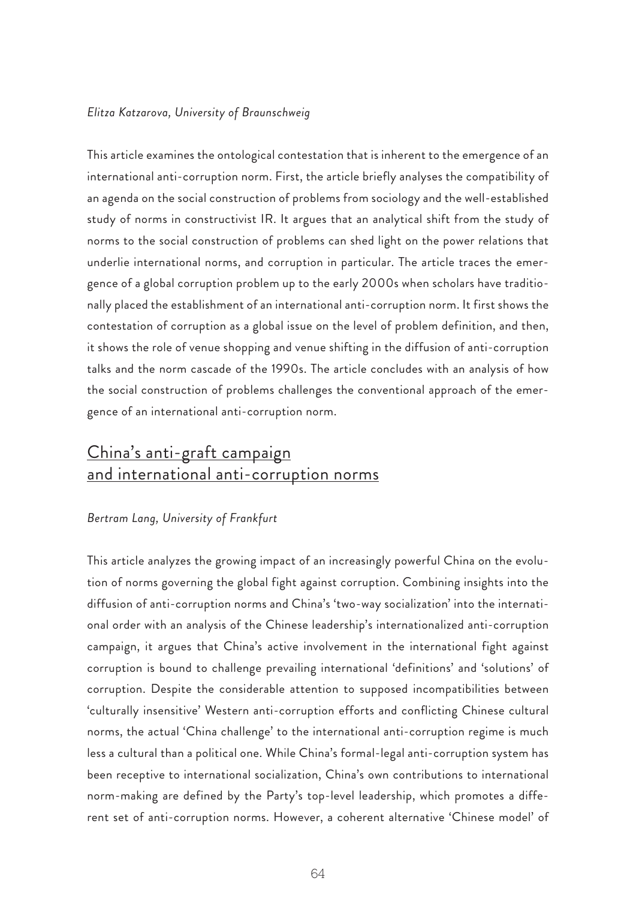*Elitza Katzarova, University of Braunschweig*

This article examines the ontological contestation that is inherent to the emergence of an international anti-corruption norm. First, the article briefly analyses the compatibility of an agenda on the social construction of problems from sociology and the well-established study of norms in constructivist IR. It argues that an analytical shift from the study of norms to the social construction of problems can shed light on the power relations that underlie international norms, and corruption in particular. The article traces the emergence of a global corruption problem up to the early 2000s when scholars have traditionally placed the establishment of an international anti-corruption norm. It first shows the contestation of corruption as a global issue on the level of problem definition, and then, it shows the role of venue shopping and venue shifting in the diffusion of anti-corruption talks and the norm cascade of the 1990s. The article concludes with an analysis of how the social construction of problems challenges the conventional approach of the emergence of an international anti-corruption norm.

## China's anti-graft campaign and international anti-corruption norms

*Bertram Lang, University of Frankfurt*

This article analyzes the growing impact of an increasingly powerful China on the evolution of norms governing the global fight against corruption. Combining insights into the diffusion of anti-corruption norms and China's 'two-way socialization' into the international order with an analysis of the Chinese leadership's internationalized anti-corruption campaign, it argues that China's active involvement in the international fight against corruption is bound to challenge prevailing international 'definitions' and 'solutions' of corruption. Despite the considerable attention to supposed incompatibilities between 'culturally insensitive' Western anti-corruption efforts and conflicting Chinese cultural norms, the actual 'China challenge' to the international anti-corruption regime is much less a cultural than a political one. While China's formal-legal anti-corruption system has been receptive to international socialization, China's own contributions to international norm-making are defined by the Party's top-level leadership, which promotes a different set of anti-corruption norms. However, a coherent alternative 'Chinese model' of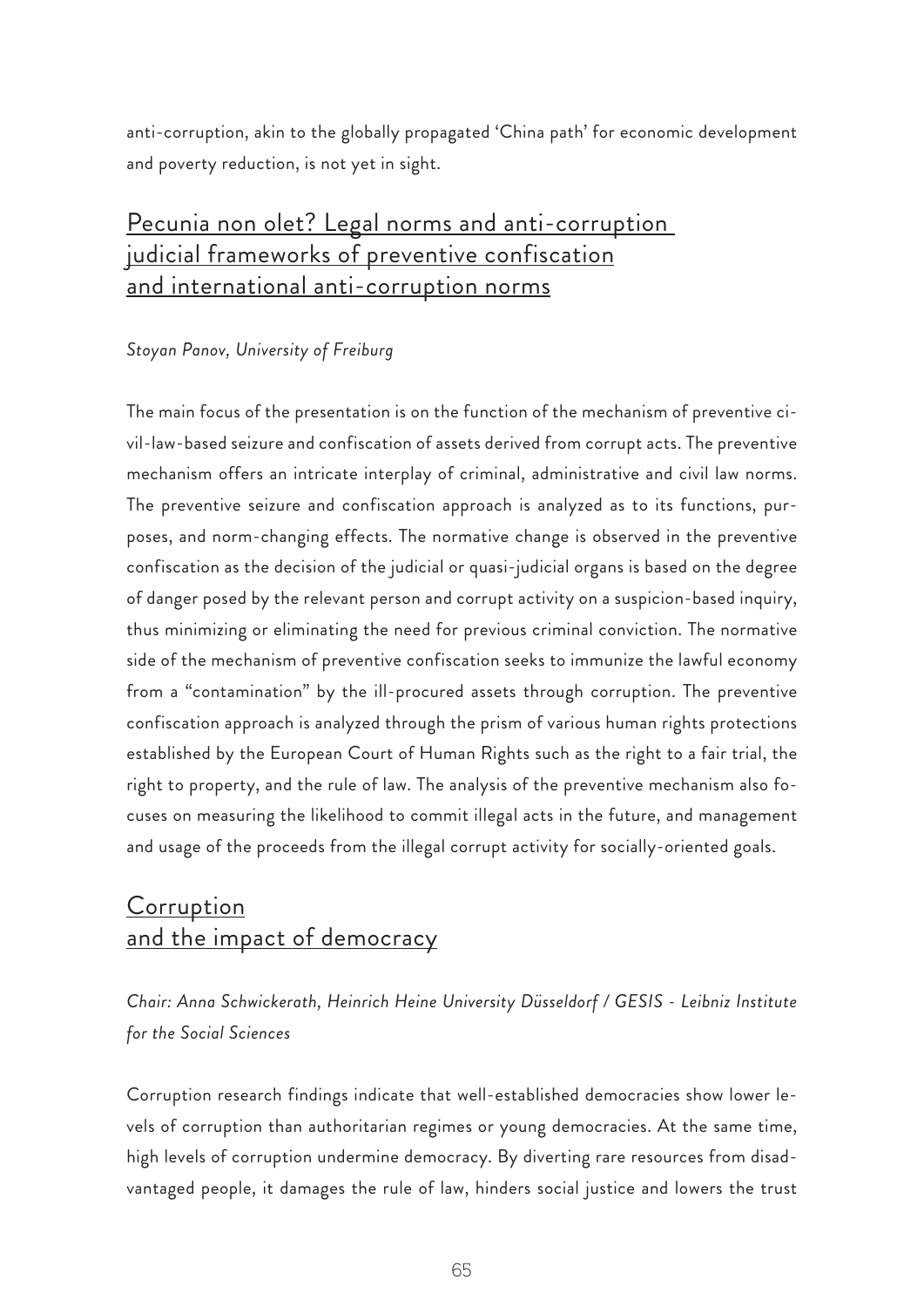anti-corruption, akin to the globally propagated 'China path' for economic development and poverty reduction, is not yet in sight.

## Pecunia non olet? Legal norms and anti-corruption judicial frameworks of preventive confiscation and international anti-corruption norms

*Stoyan Panov, University of Freiburg*

The main focus of the presentation is on the function of the mechanism of preventive civil-law-based seizure and confiscation of assets derived from corrupt acts. The preventive mechanism offers an intricate interplay of criminal, administrative and civil law norms. The preventive seizure and confiscation approach is analyzed as to its functions, purposes, and norm-changing effects. The normative change is observed in the preventive confiscation as the decision of the judicial or quasi-judicial organs is based on the degree of danger posed by the relevant person and corrupt activity on a suspicion-based inquiry, thus minimizing or eliminating the need for previous criminal conviction. The normative side of the mechanism of preventive confiscation seeks to immunize the lawful economy from a "contamination" by the ill-procured assets through corruption. The preventive confiscation approach is analyzed through the prism of various human rights protections established by the European Court of Human Rights such as the right to a fair trial, the right to property, and the rule of law. The analysis of the preventive mechanism also focuses on measuring the likelihood to commit illegal acts in the future, and management and usage of the proceeds from the illegal corrupt activity for socially-oriented goals.

## Corruption and the impact of democracy

*Chair: Anna Schwickerath, Heinrich Heine University Düsseldorf / GESIS - Leibniz Institute for the Social Sciences*

Corruption research findings indicate that well-established democracies show lower levels of corruption than authoritarian regimes or young democracies. At the same time, high levels of corruption undermine democracy. By diverting rare resources from disadvantaged people, it damages the rule of law, hinders social justice and lowers the trust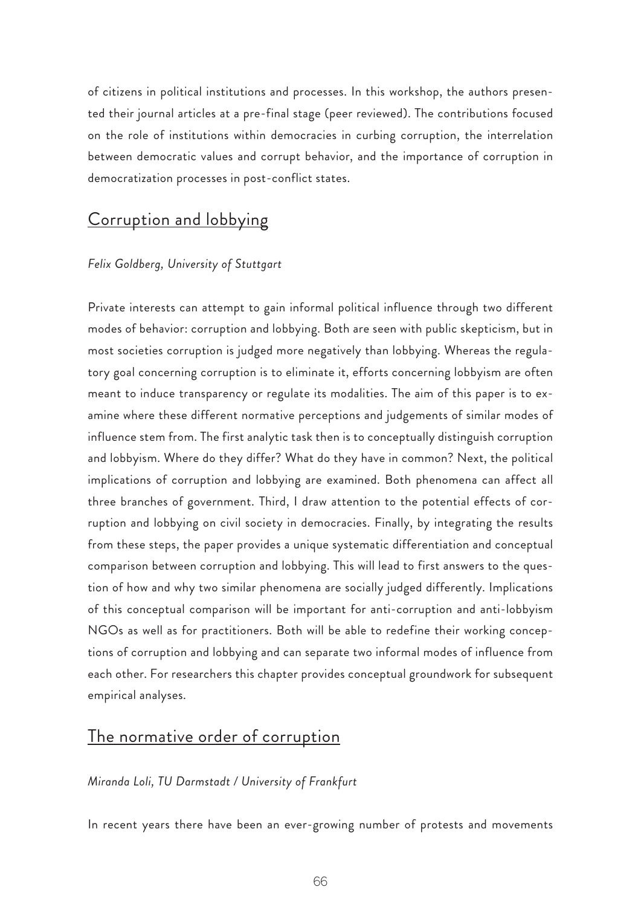of citizens in political institutions and processes. In this workshop, the authors presented their journal articles at a pre-final stage (peer reviewed). The contributions focused on the role of institutions within democracies in curbing corruption, the interrelation between democratic values and corrupt behavior, and the importance of corruption in democratization processes in post-conflict states.

## Corruption and lobbying

*Felix Goldberg, University of Stuttgart*

Private interests can attempt to gain informal political influence through two different modes of behavior: corruption and lobbying. Both are seen with public skepticism, but in most societies corruption is judged more negatively than lobbying. Whereas the regulatory goal concerning corruption is to eliminate it, efforts concerning lobbyism are often meant to induce transparency or regulate its modalities. The aim of this paper is to examine where these different normative perceptions and judgements of similar modes of influence stem from. The first analytic task then is to conceptually distinguish corruption and lobbyism. Where do they differ? What do they have in common? Next, the political implications of corruption and lobbying are examined. Both phenomena can affect all three branches of government. Third, I draw attention to the potential effects of corruption and lobbying on civil society in democracies. Finally, by integrating the results from these steps, the paper provides a unique systematic differentiation and conceptual comparison between corruption and lobbying. This will lead to first answers to the question of how and why two similar phenomena are socially judged differently. Implications of this conceptual comparison will be important for anti-corruption and anti-lobbyism NGOs as well as for practitioners. Both will be able to redefine their working conceptions of corruption and lobbying and can separate two informal modes of influence from each other. For researchers this chapter provides conceptual groundwork for subsequent empirical analyses.

## The normative order of corruption

*Miranda Loli, TU Darmstadt / University of Frankfurt*

In recent years there have been an ever-growing number of protests and movements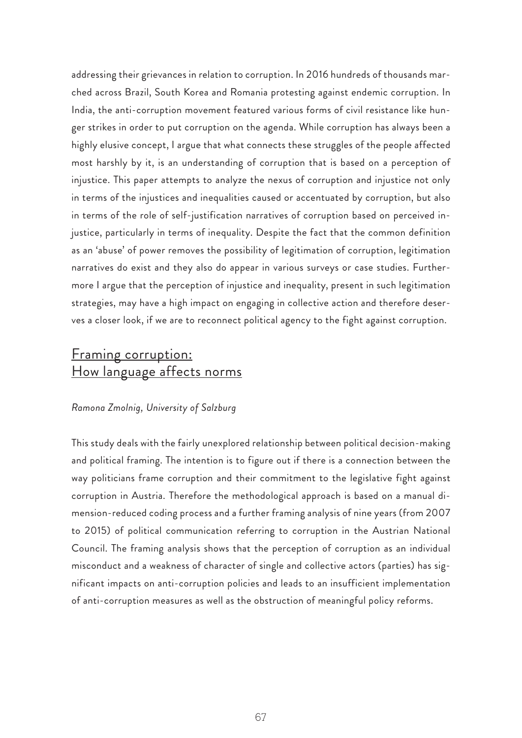addressing their grievances in relation to corruption. In 2016 hundreds of thousands marched across Brazil, South Korea and Romania protesting against endemic corruption. In India, the anti-corruption movement featured various forms of civil resistance like hunger strikes in order to put corruption on the agenda. While corruption has always been a highly elusive concept, I argue that what connects these struggles of the people affected most harshly by it, is an understanding of corruption that is based on a perception of injustice. This paper attempts to analyze the nexus of corruption and injustice not only in terms of the injustices and inequalities caused or accentuated by corruption, but also in terms of the role of self-justification narratives of corruption based on perceived injustice, particularly in terms of inequality. Despite the fact that the common definition as an 'abuse' of power removes the possibility of legitimation of corruption, legitimation narratives do exist and they also do appear in various surveys or case studies. Furthermore I argue that the perception of injustice and inequality, present in such legitimation strategies, may have a high impact on engaging in collective action and therefore deserves a closer look, if we are to reconnect political agency to the fight against corruption.

## Framing corruption: How language affects norms

*Ramona Zmolnig, University of Salzburg*

This study deals with the fairly unexplored relationship between political decision-making and political framing. The intention is to figure out if there is a connection between the way politicians frame corruption and their commitment to the legislative fight against corruption in Austria. Therefore the methodological approach is based on a manual dimension-reduced coding process and a further framing analysis of nine years (from 2007 to 2015) of political communication referring to corruption in the Austrian National Council. The framing analysis shows that the perception of corruption as an individual misconduct and a weakness of character of single and collective actors (parties) has significant impacts on anti-corruption policies and leads to an insufficient implementation of anti-corruption measures as well as the obstruction of meaningful policy reforms.